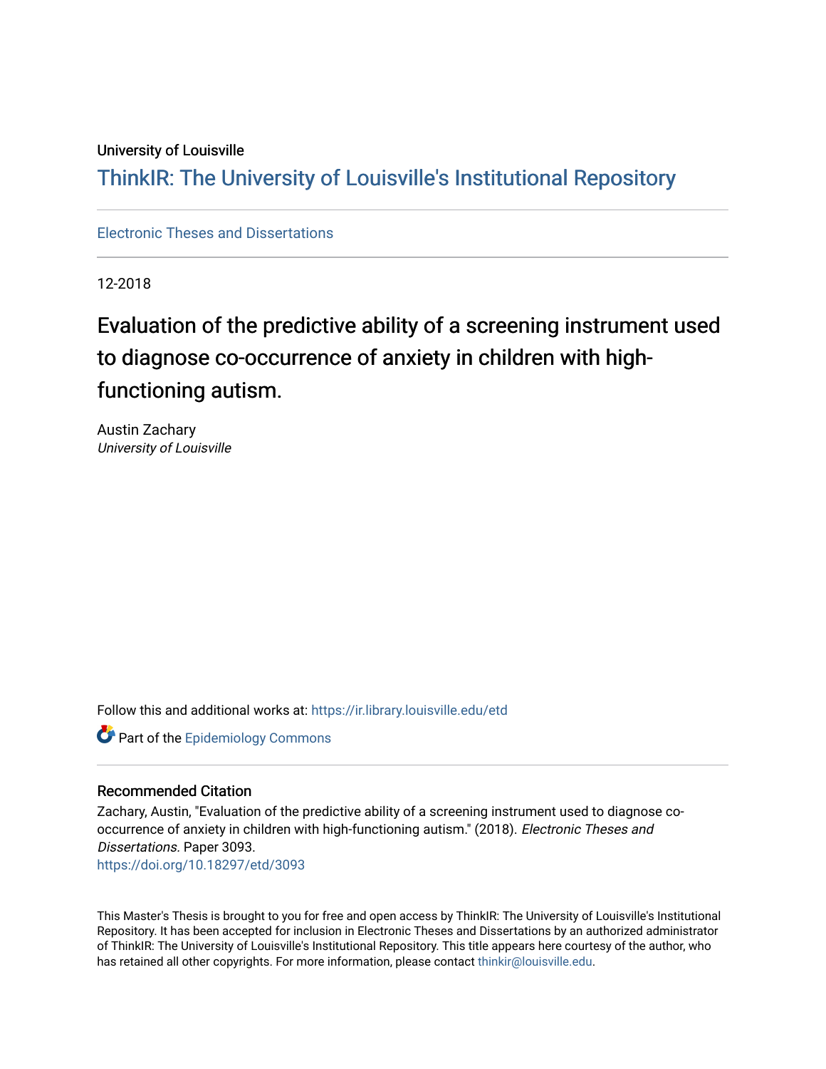University of Louisville

# ThinkIR: The University of Louisville's Institutional Repository

Electronic Theses and Dissertations

12-2018

# Evaluation of the predictive ability of a screening instrument used to diagnose co-occurrence of anxiety in children with high-functioning autism.

Austin Zachary
*University of Louisville*

Follow this and additional works at: https://ir.library.louisville.edu/etd

Part of the Epidemiology Commons

## Recommended Citation

Zachary, Austin, "Evaluation of the predictive ability of a screening instrument used to diagnose co-occurrence of anxiety in children with high-functioning autism." (2018). *Electronic Theses and Dissertations.* Paper 3093.
https://doi.org/10.18297/etd/3093

This Master's Thesis is brought to you for free and open access by ThinkIR: The University of Louisville's Institutional Repository. It has been accepted for inclusion in Electronic Theses and Dissertations by an authorized administrator of ThinkIR: The University of Louisville's Institutional Repository. This title appears here courtesy of the author, who has retained all other copyrights. For more information, please contact thinkir@louisville.edu.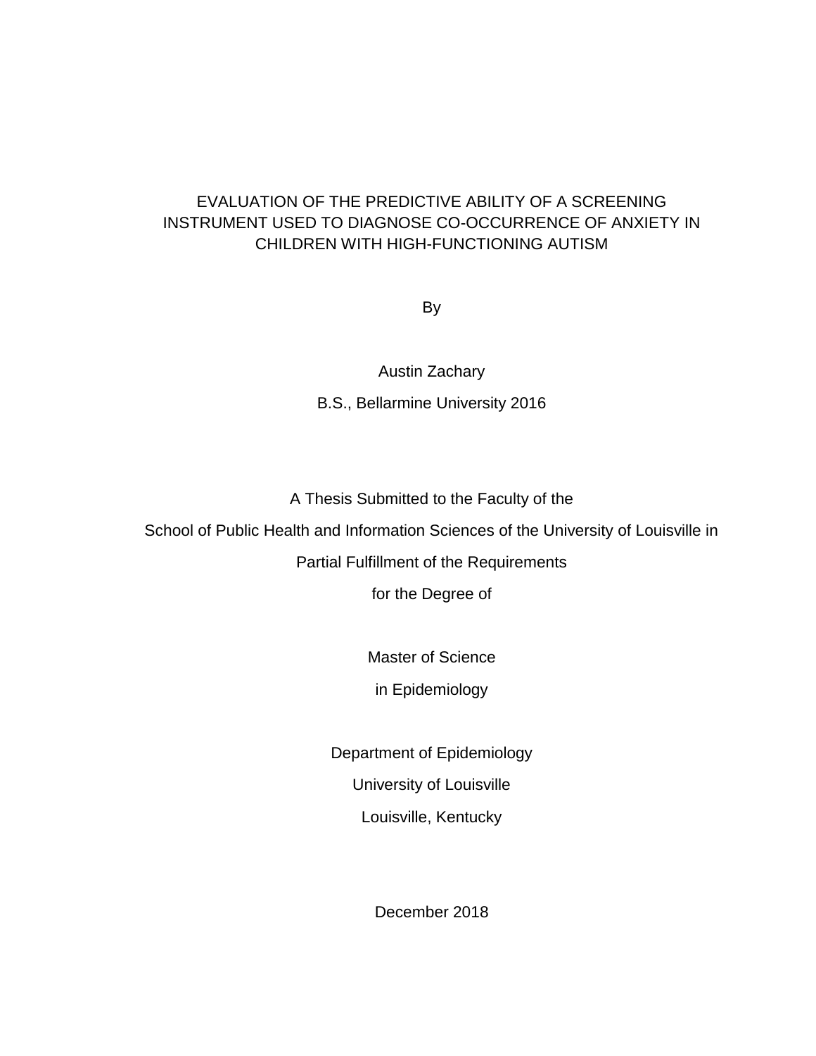# EVALUATION OF THE PREDICTIVE ABILITY OF A SCREENING INSTRUMENT USED TO DIAGNOSE CO-OCCURRENCE OF ANXIETY IN CHILDREN WITH HIGH-FUNCTIONING AUTISM

By

Austin Zachary

B.S., Bellarmine University 2016

A Thesis Submitted to the Faculty of the

School of Public Health and Information Sciences of the University of Louisville in

Partial Fulfillment of the Requirements

for the Degree of

Master of Science

in Epidemiology

Department of Epidemiology

University of Louisville

Louisville, Kentucky

December 2018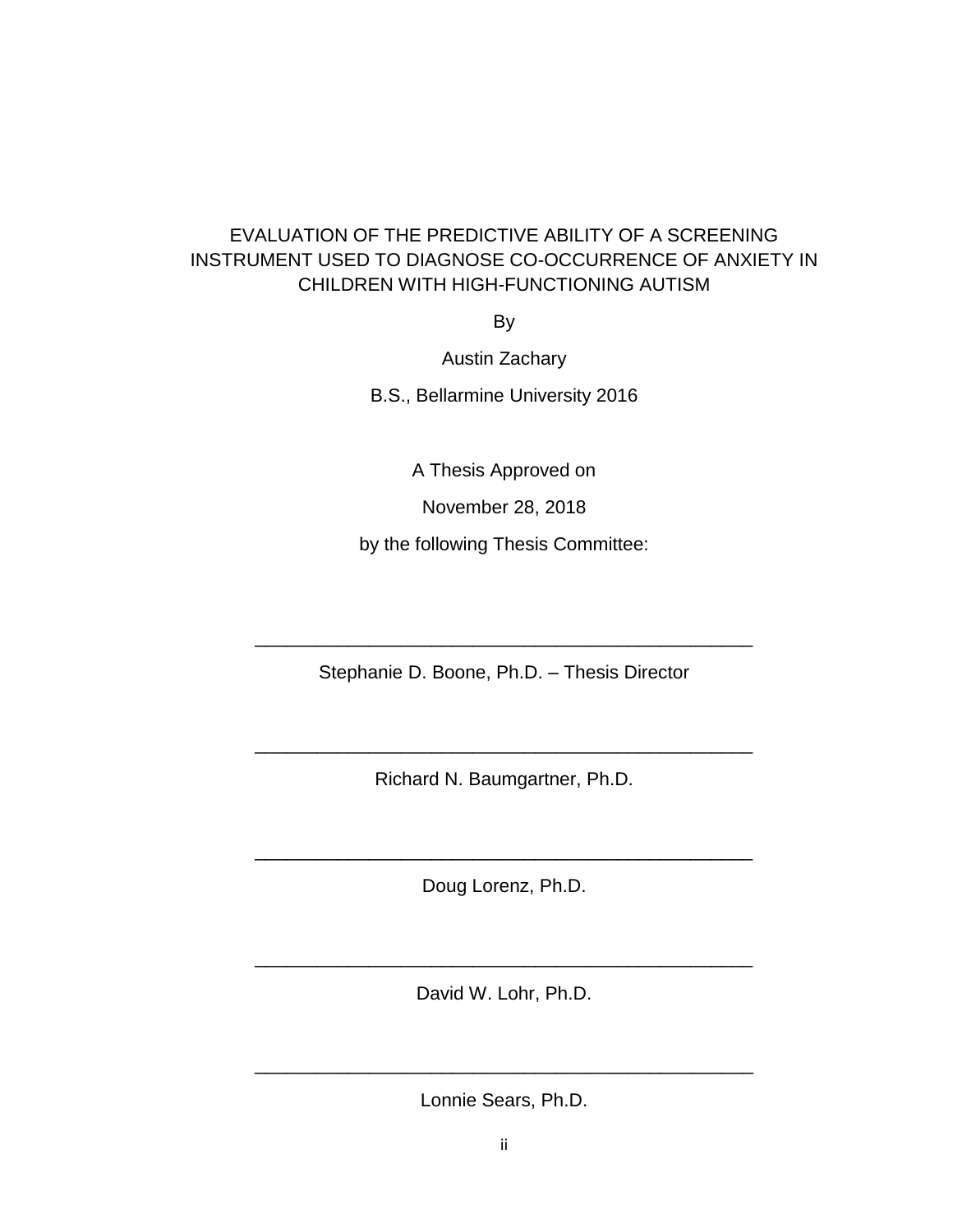EVALUATION OF THE PREDICTIVE ABILITY OF A SCREENING INSTRUMENT USED TO DIAGNOSE CO-OCCURRENCE OF ANXIETY IN CHILDREN WITH HIGH-FUNCTIONING AUTISM

By

Austin Zachary

B.S., Bellarmine University 2016

A Thesis Approved on

November 28, 2018

by the following Thesis Committee:

\_\_\_\_\_\_\_\_\_\_\_\_\_\_\_\_\_\_\_\_\_\_\_\_\_\_\_\_\_\_\_\_\_\_\_\_\_\_\_\_\_\_\_\_

Stephanie D. Boone, Ph.D. – Thesis Director

\_\_\_\_\_\_\_\_\_\_\_\_\_\_\_\_\_\_\_\_\_\_\_\_\_\_\_\_\_\_\_\_\_\_\_\_\_\_\_\_\_\_\_\_

Richard N. Baumgartner, Ph.D.

\_\_\_\_\_\_\_\_\_\_\_\_\_\_\_\_\_\_\_\_\_\_\_\_\_\_\_\_\_\_\_\_\_\_\_\_\_\_\_\_\_\_\_\_

Doug Lorenz, Ph.D.

\_\_\_\_\_\_\_\_\_\_\_\_\_\_\_\_\_\_\_\_\_\_\_\_\_\_\_\_\_\_\_\_\_\_\_\_\_\_\_\_\_\_\_\_

David W. Lohr, Ph.D.

\_\_\_\_\_\_\_\_\_\_\_\_\_\_\_\_\_\_\_\_\_\_\_\_\_\_\_\_\_\_\_\_\_\_\_\_\_\_\_\_\_\_\_\_

Lonnie Sears, Ph.D.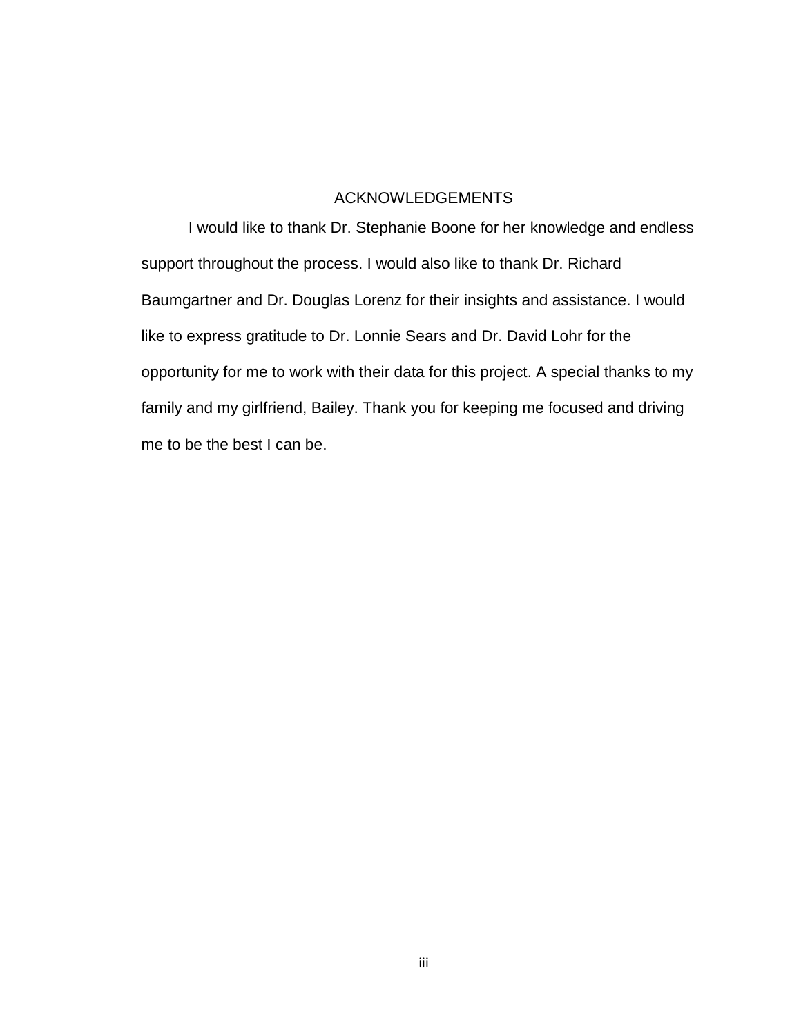# ACKNOWLEDGEMENTS

I would like to thank Dr. Stephanie Boone for her knowledge and endless support throughout the process. I would also like to thank Dr. Richard Baumgartner and Dr. Douglas Lorenz for their insights and assistance. I would like to express gratitude to Dr. Lonnie Sears and Dr. David Lohr for the opportunity for me to work with their data for this project. A special thanks to my family and my girlfriend, Bailey. Thank you for keeping me focused and driving me to be the best I can be.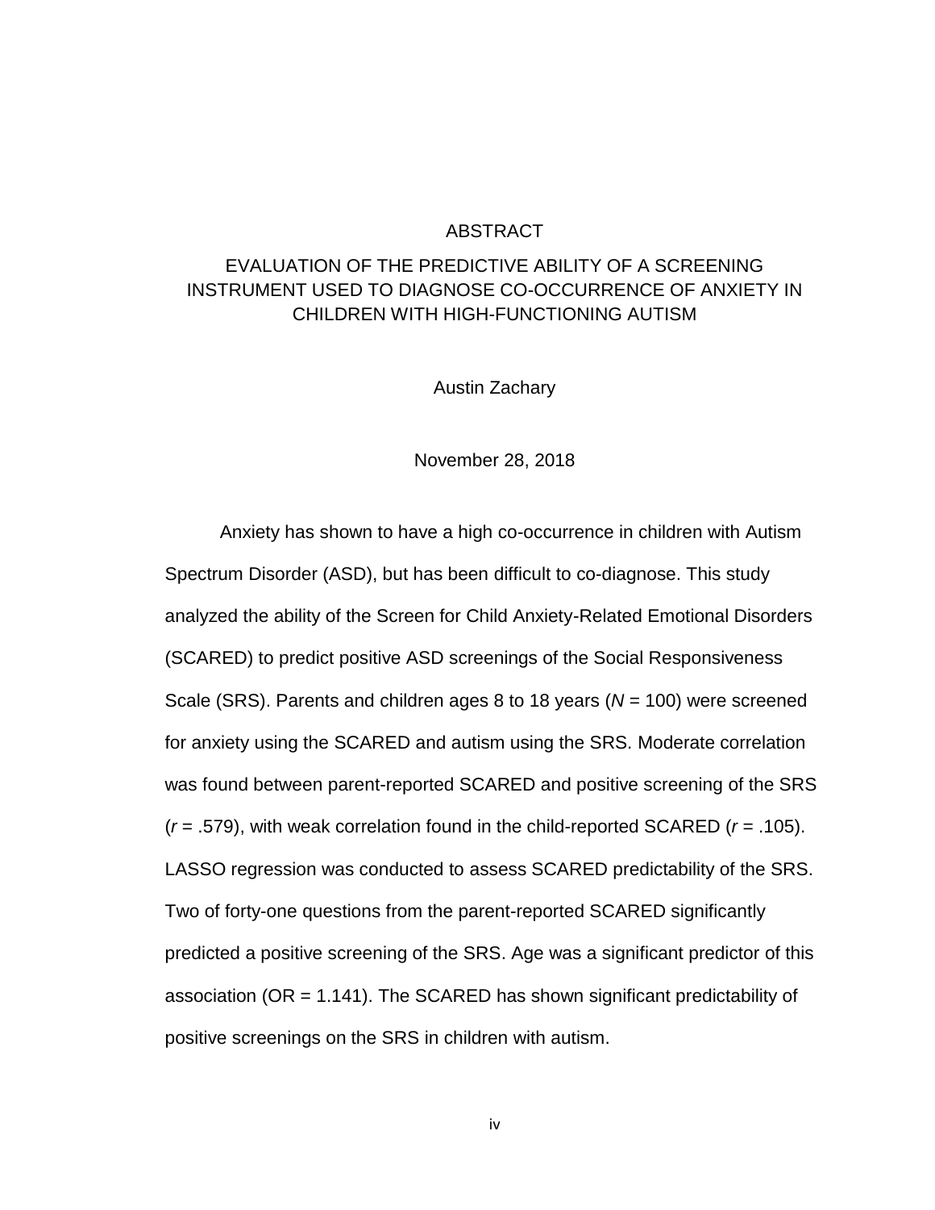# ABSTRACT

## EVALUATION OF THE PREDICTIVE ABILITY OF A SCREENING INSTRUMENT USED TO DIAGNOSE CO-OCCURRENCE OF ANXIETY IN CHILDREN WITH HIGH-FUNCTIONING AUTISM

Austin Zachary

November 28, 2018

Anxiety has shown to have a high co-occurrence in children with Autism Spectrum Disorder (ASD), but has been difficult to co-diagnose. This study analyzed the ability of the Screen for Child Anxiety-Related Emotional Disorders (SCARED) to predict positive ASD screenings of the Social Responsiveness Scale (SRS). Parents and children ages 8 to 18 years ($N$ = 100) were screened for anxiety using the SCARED and autism using the SRS. Moderate correlation was found between parent-reported SCARED and positive screening of the SRS ($r$ = .579), with weak correlation found in the child-reported SCARED ($r$ = .105). LASSO regression was conducted to assess SCARED predictability of the SRS. Two of forty-one questions from the parent-reported SCARED significantly predicted a positive screening of the SRS. Age was a significant predictor of this association (OR = 1.141). The SCARED has shown significant predictability of positive screenings on the SRS in children with autism.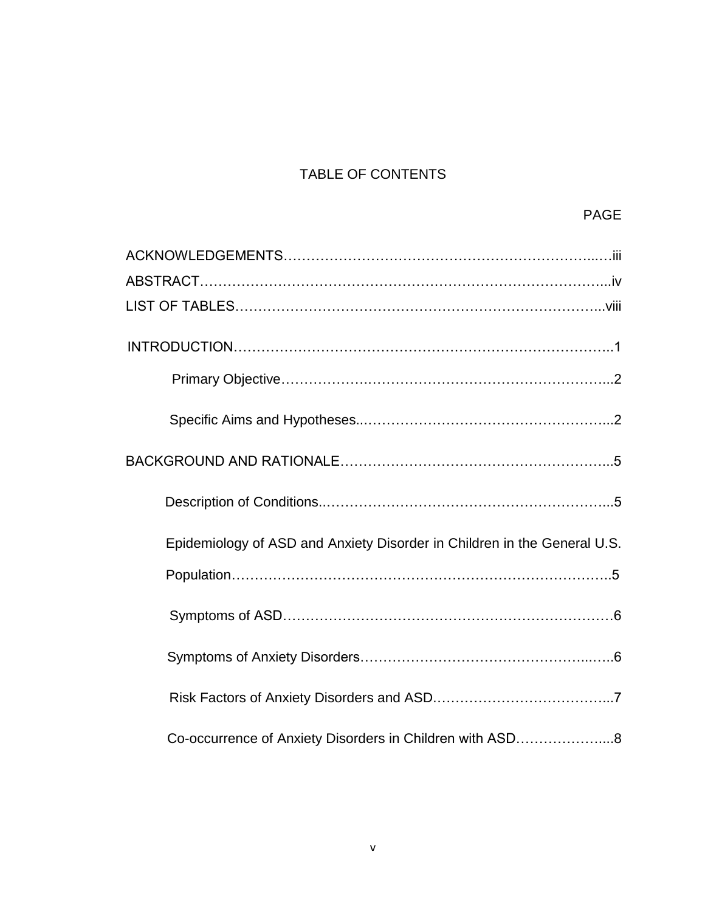# TABLE OF CONTENTS

PAGE

ACKNOWLEDGEMENTS…………………………………………………………..…iii

ABSTRACT…………………………………………………………………………...iv

LIST OF TABLES……………………………………………………………………..viii

INTRODUCTION……………………………………………………………………..1

Primary Objective……………….……………………………………………...2

Specific Aims and Hypotheses..………………………………………………...2

BACKGROUND AND RATIONALE…………………….…………………….……....5

Description of Conditions..……………………………………………………...5

Epidemiology of ASD and Anxiety Disorder in Children in the General U.S. Population………………………………………………………………………..5

Symptoms of ASD………………………………………………………………6

Symptoms of Anxiety Disorders……………………………………………...…..6

Risk Factors of Anxiety Disorders and ASD.………………………………...7

Co-occurrence of Anxiety Disorders in Children with ASD………………....8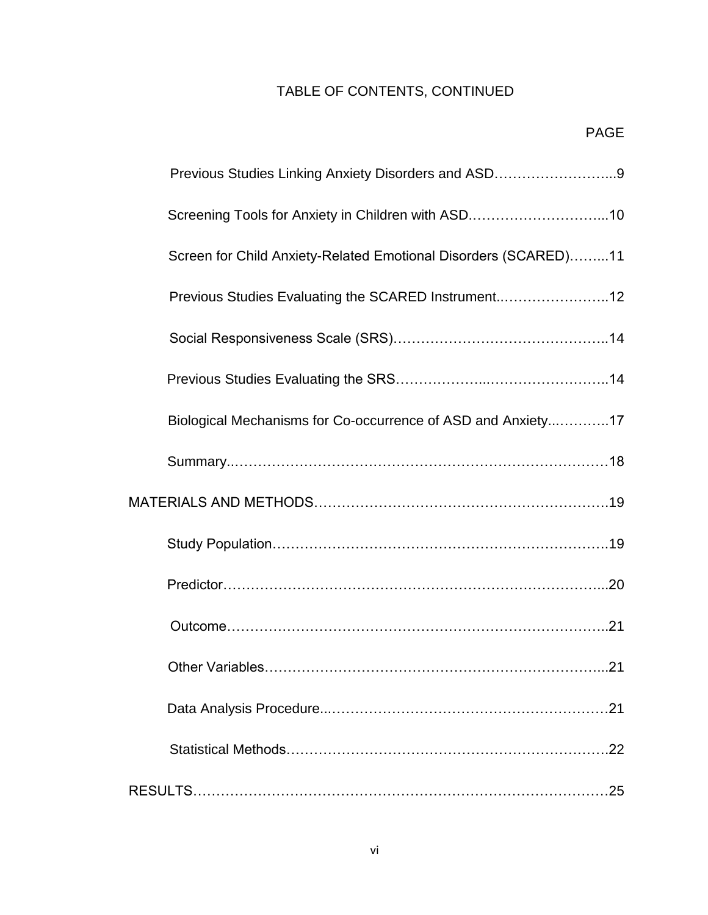TABLE OF CONTENTS, CONTINUED

| | PAGE |
|---|---|
| Previous Studies Linking Anxiety Disorders and ASD | 9 |
| Screening Tools for Anxiety in Children with ASD | 10 |
| Screen for Child Anxiety-Related Emotional Disorders (SCARED) | 11 |
| Previous Studies Evaluating the SCARED Instrument | 12 |
| Social Responsiveness Scale (SRS) | 14 |
| Previous Studies Evaluating the SRS | 14 |
| Biological Mechanisms for Co-occurrence of ASD and Anxiety | 17 |
| Summary | 18 |
| MATERIALS AND METHODS | 19 |
| Study Population | 19 |
| Predictor | 20 |
| Outcome | 21 |
| Other Variables | 21 |
| Data Analysis Procedure | 21 |
| Statistical Methods | 22 |
| RESULTS | 25 |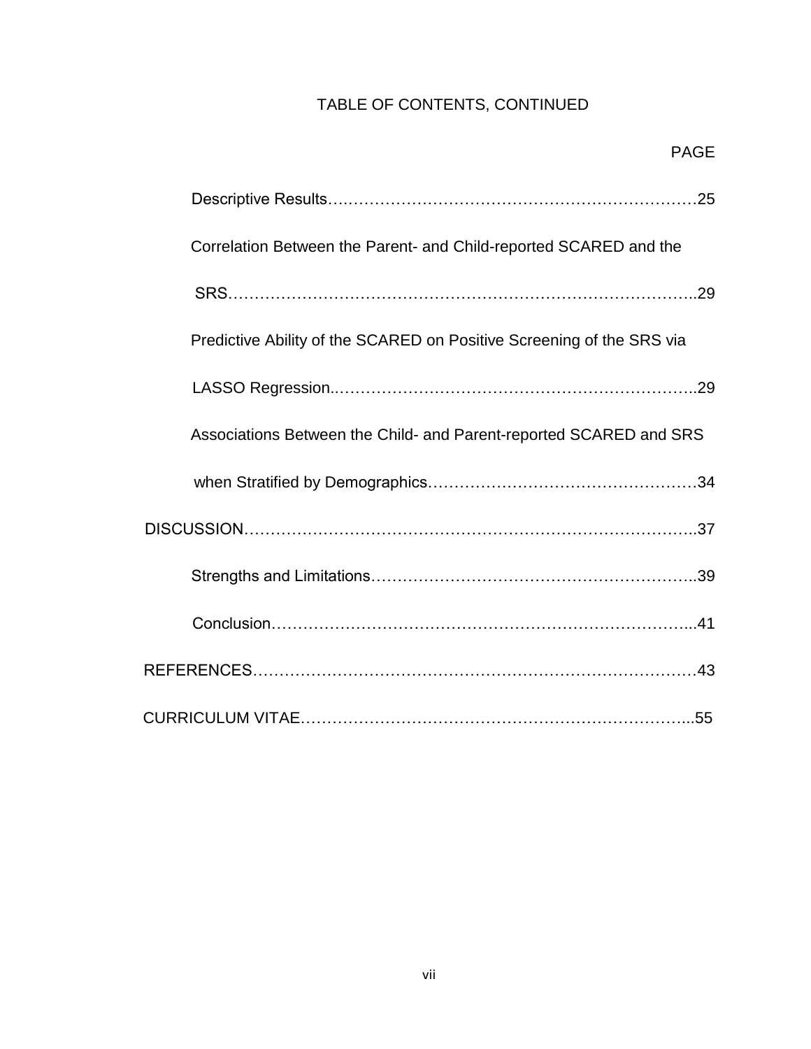TABLE OF CONTENTS, CONTINUED

PAGE

Descriptive Results……………………………………………………………25

Correlation Between the Parent- and Child-reported SCARED and the SRS…………………………………………………………………………..29

Predictive Ability of the SCARED on Positive Screening of the SRS via LASSO Regression..……………………………………………………………..29

Associations Between the Child- and Parent-reported SCARED and SRS when Stratified by Demographics……………………………………………34

DISCUSSION………………………………………………………………………..37

Strengths and Limitations……………………………………………………..39

Conclusion…………………………………………………………………….....41

REFERENCES………………………………………………………………………43

CURRICULUM VITAE…………………………………………………………………...55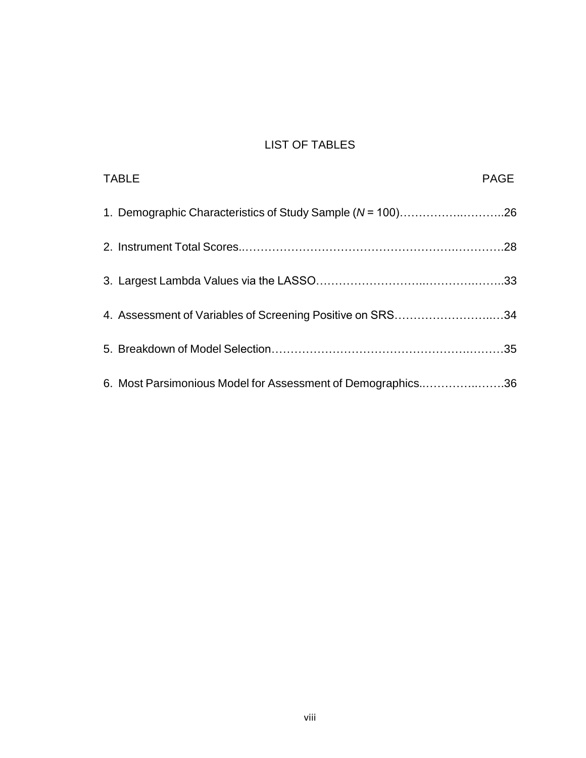# LIST OF TABLES

TABLE PAGE

1. Demographic Characteristics of Study Sample (*N* = 100)……………..………..26

2. Instrument Total Scores..…………………………………………….…………….28

3. Largest Lambda Values via the LASSO………………………..………..……..33

4. Assessment of Variables of Screening Positive on SRS……………………..…34

5. Breakdown of Model Selection…………………………………………….………35

6. Most Parsimonious Model for Assessment of Demographics..…………..…….36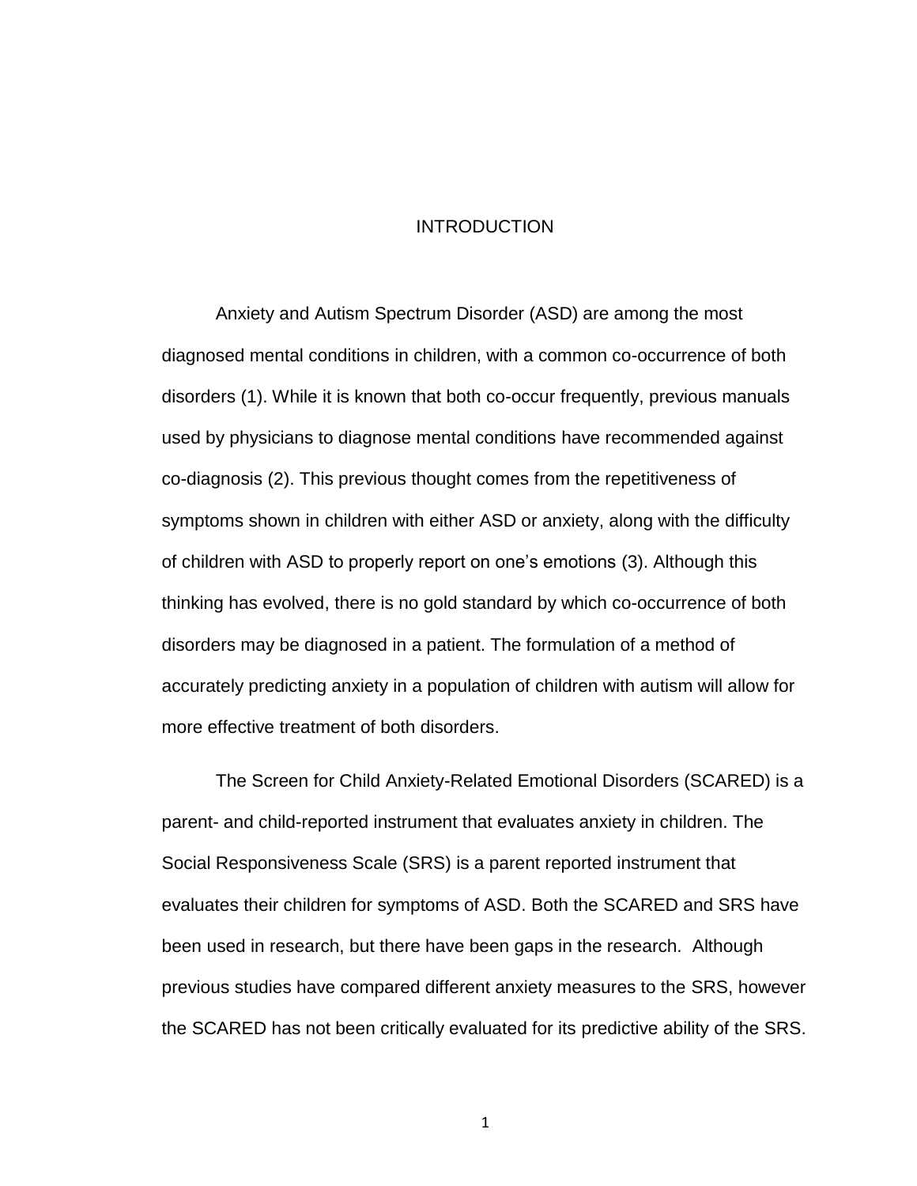# INTRODUCTION

Anxiety and Autism Spectrum Disorder (ASD) are among the most diagnosed mental conditions in children, with a common co-occurrence of both disorders (1). While it is known that both co-occur frequently, previous manuals used by physicians to diagnose mental conditions have recommended against co-diagnosis (2). This previous thought comes from the repetitiveness of symptoms shown in children with either ASD or anxiety, along with the difficulty of children with ASD to properly report on one's emotions (3). Although this thinking has evolved, there is no gold standard by which co-occurrence of both disorders may be diagnosed in a patient. The formulation of a method of accurately predicting anxiety in a population of children with autism will allow for more effective treatment of both disorders.

The Screen for Child Anxiety-Related Emotional Disorders (SCARED) is a parent- and child-reported instrument that evaluates anxiety in children. The Social Responsiveness Scale (SRS) is a parent reported instrument that evaluates their children for symptoms of ASD. Both the SCARED and SRS have been used in research, but there have been gaps in the research. Although previous studies have compared different anxiety measures to the SRS, however the SCARED has not been critically evaluated for its predictive ability of the SRS.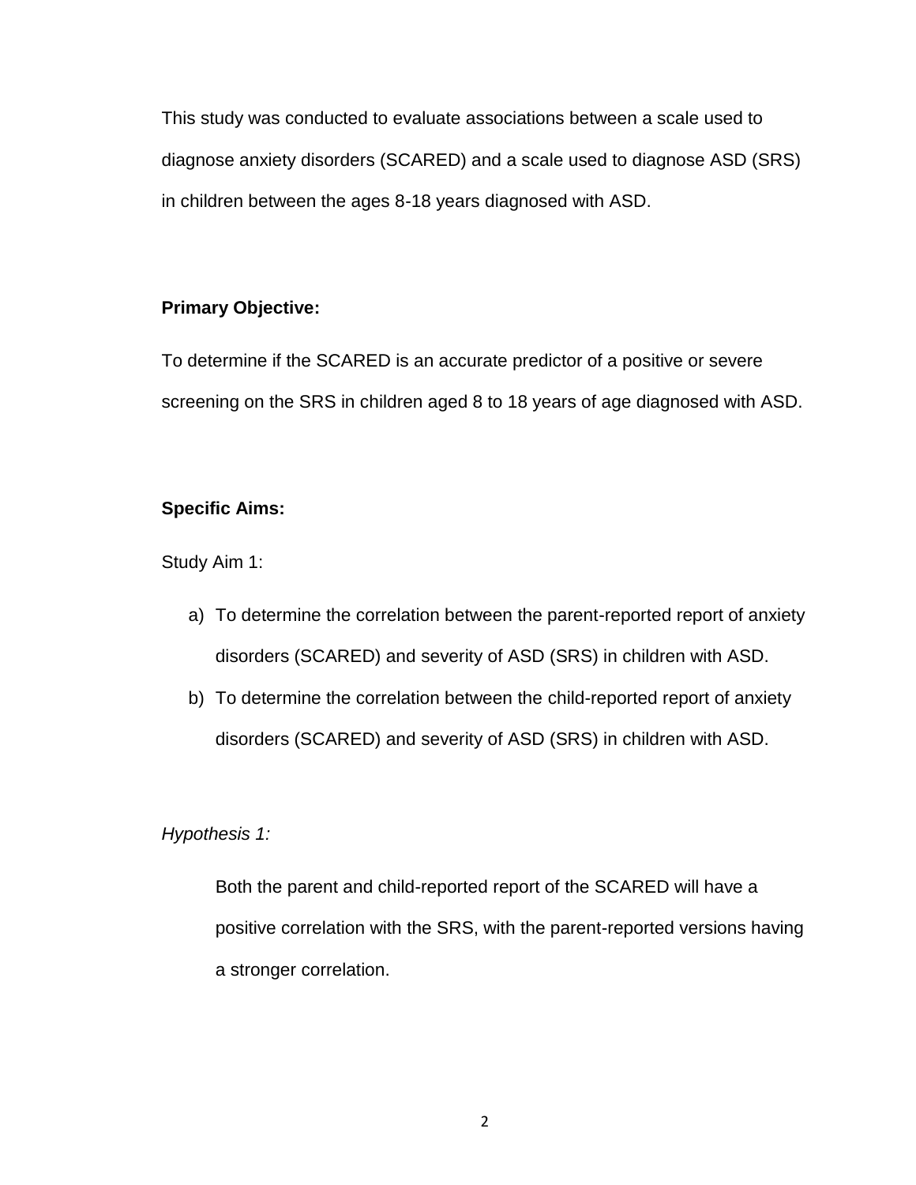This study was conducted to evaluate associations between a scale used to diagnose anxiety disorders (SCARED) and a scale used to diagnose ASD (SRS) in children between the ages 8-18 years diagnosed with ASD.

**Primary Objective:**

To determine if the SCARED is an accurate predictor of a positive or severe screening on the SRS in children aged 8 to 18 years of age diagnosed with ASD.

**Specific Aims:**

Study Aim 1:

a) To determine the correlation between the parent-reported report of anxiety disorders (SCARED) and severity of ASD (SRS) in children with ASD.
b) To determine the correlation between the child-reported report of anxiety disorders (SCARED) and severity of ASD (SRS) in children with ASD.

*Hypothesis 1:*

Both the parent and child-reported report of the SCARED will have a positive correlation with the SRS, with the parent-reported versions having a stronger correlation.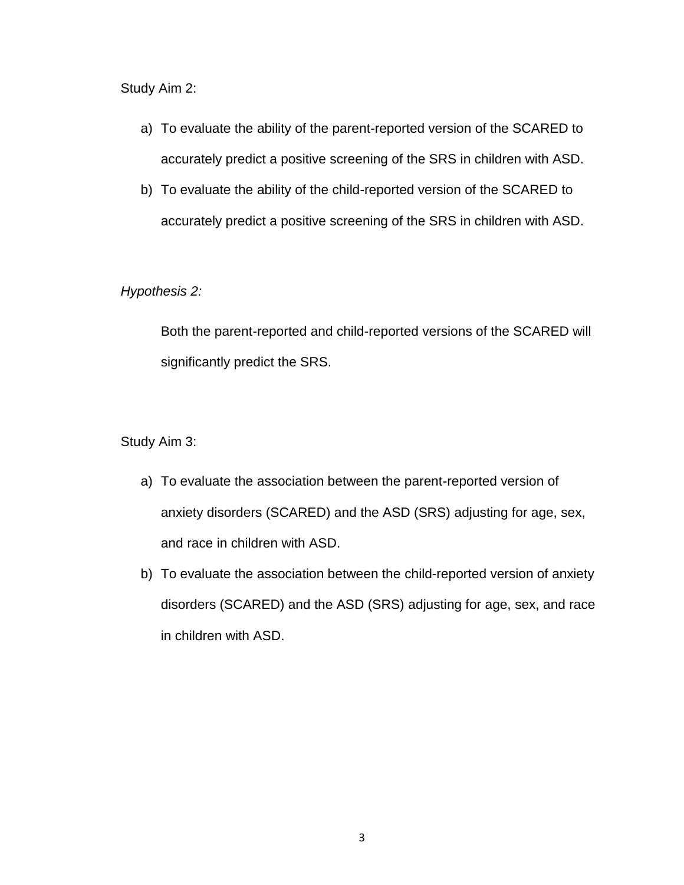Study Aim 2:

a) To evaluate the ability of the parent-reported version of the SCARED to accurately predict a positive screening of the SRS in children with ASD.
b) To evaluate the ability of the child-reported version of the SCARED to accurately predict a positive screening of the SRS in children with ASD.

*Hypothesis 2:*

Both the parent-reported and child-reported versions of the SCARED will significantly predict the SRS.

Study Aim 3:

a) To evaluate the association between the parent-reported version of anxiety disorders (SCARED) and the ASD (SRS) adjusting for age, sex, and race in children with ASD.
b) To evaluate the association between the child-reported version of anxiety disorders (SCARED) and the ASD (SRS) adjusting for age, sex, and race in children with ASD.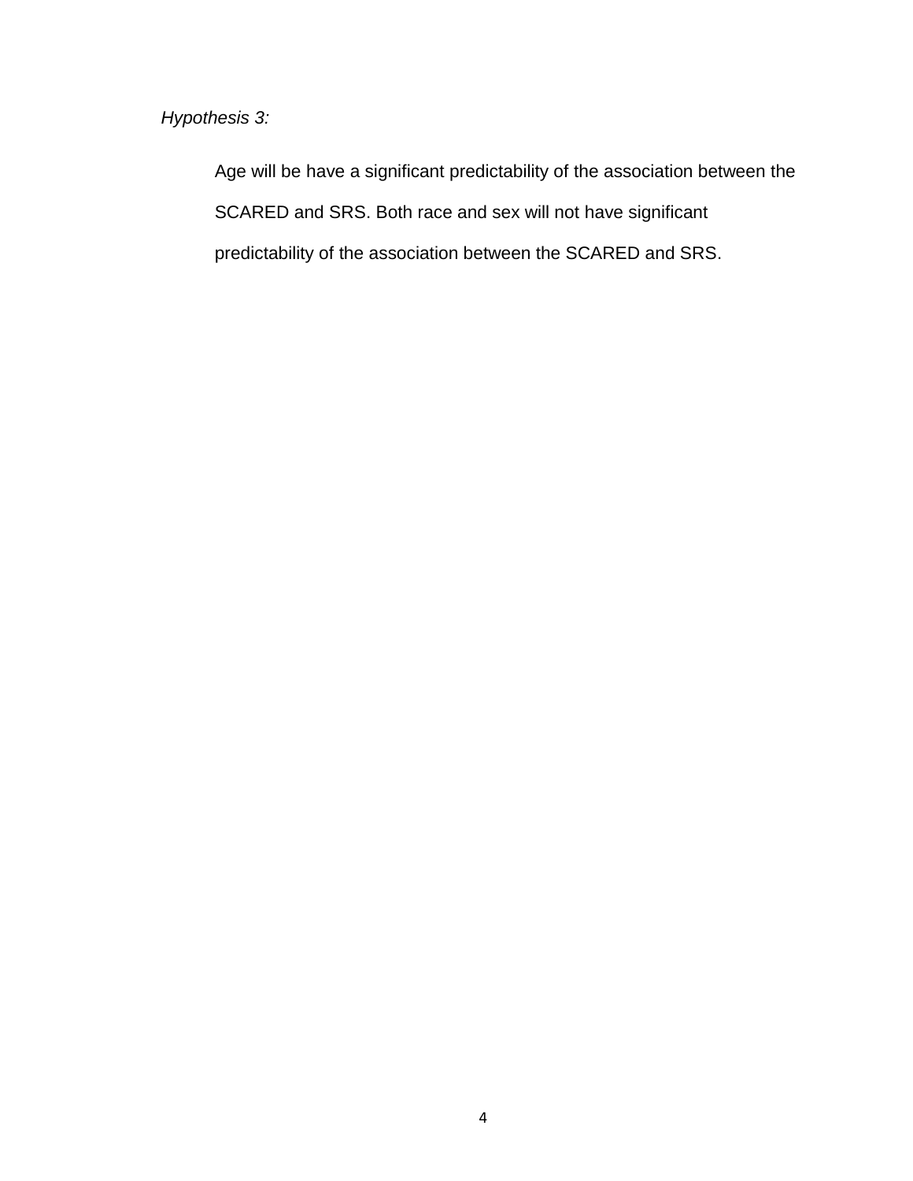*Hypothesis 3:*

Age will be have a significant predictability of the association between the SCARED and SRS. Both race and sex will not have significant predictability of the association between the SCARED and SRS.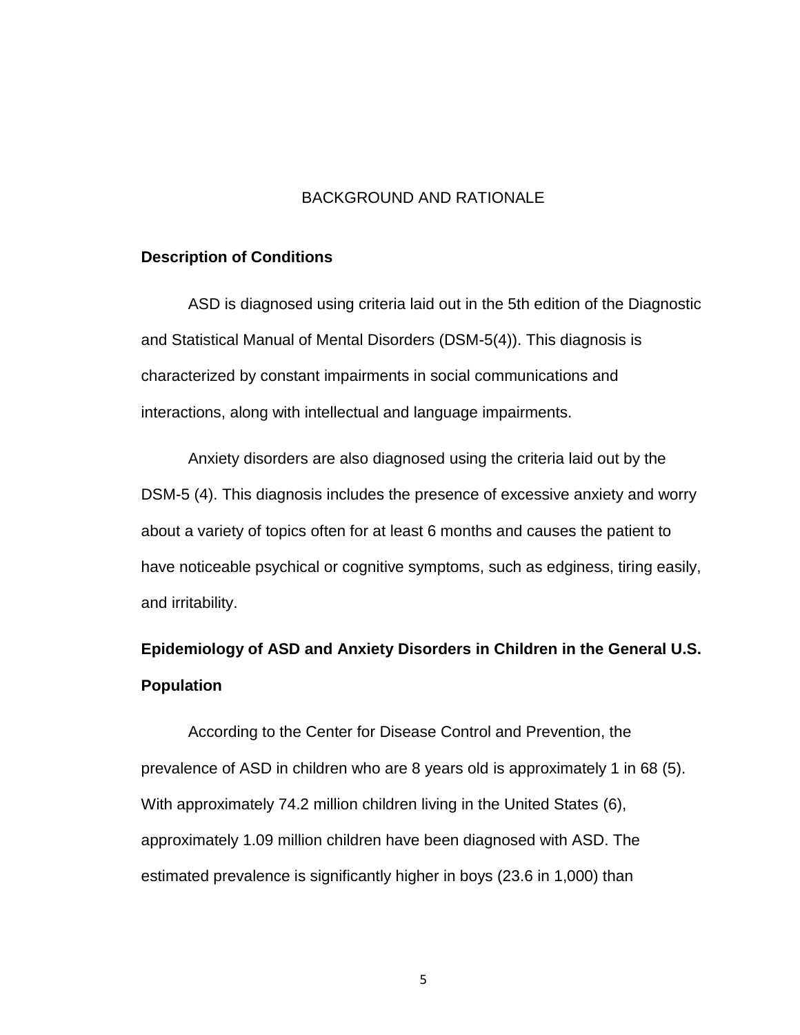# BACKGROUND AND RATIONALE

## Description of Conditions

ASD is diagnosed using criteria laid out in the 5th edition of the Diagnostic and Statistical Manual of Mental Disorders (DSM-5(4)). This diagnosis is characterized by constant impairments in social communications and interactions, along with intellectual and language impairments.

Anxiety disorders are also diagnosed using the criteria laid out by the DSM-5 (4). This diagnosis includes the presence of excessive anxiety and worry about a variety of topics often for at least 6 months and causes the patient to have noticeable psychical or cognitive symptoms, such as edginess, tiring easily, and irritability.

## Epidemiology of ASD and Anxiety Disorders in Children in the General U.S. Population

According to the Center for Disease Control and Prevention, the prevalence of ASD in children who are 8 years old is approximately 1 in 68 (5). With approximately 74.2 million children living in the United States (6), approximately 1.09 million children have been diagnosed with ASD. The estimated prevalence is significantly higher in boys (23.6 in 1,000) than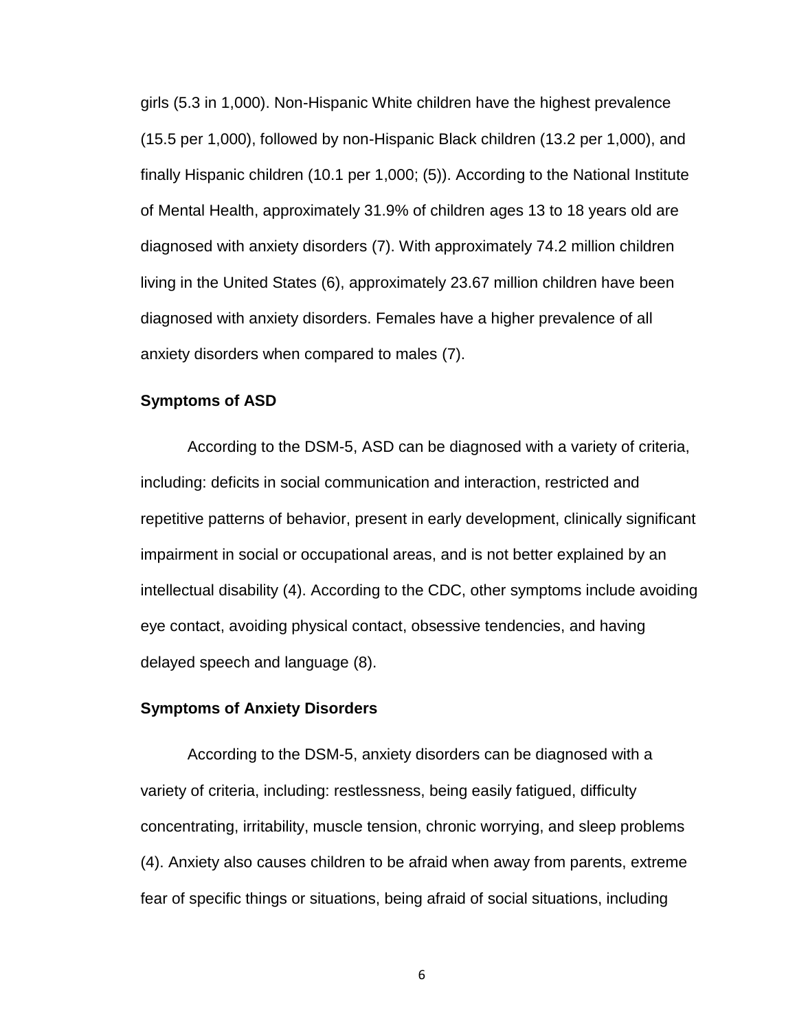girls (5.3 in 1,000). Non-Hispanic White children have the highest prevalence (15.5 per 1,000), followed by non-Hispanic Black children (13.2 per 1,000), and finally Hispanic children (10.1 per 1,000; (5)). According to the National Institute of Mental Health, approximately 31.9% of children ages 13 to 18 years old are diagnosed with anxiety disorders (7). With approximately 74.2 million children living in the United States (6), approximately 23.67 million children have been diagnosed with anxiety disorders. Females have a higher prevalence of all anxiety disorders when compared to males (7).

**Symptoms of ASD**

According to the DSM-5, ASD can be diagnosed with a variety of criteria, including: deficits in social communication and interaction, restricted and repetitive patterns of behavior, present in early development, clinically significant impairment in social or occupational areas, and is not better explained by an intellectual disability (4). According to the CDC, other symptoms include avoiding eye contact, avoiding physical contact, obsessive tendencies, and having delayed speech and language (8).

**Symptoms of Anxiety Disorders**

According to the DSM-5, anxiety disorders can be diagnosed with a variety of criteria, including: restlessness, being easily fatigued, difficulty concentrating, irritability, muscle tension, chronic worrying, and sleep problems (4). Anxiety also causes children to be afraid when away from parents, extreme fear of specific things or situations, being afraid of social situations, including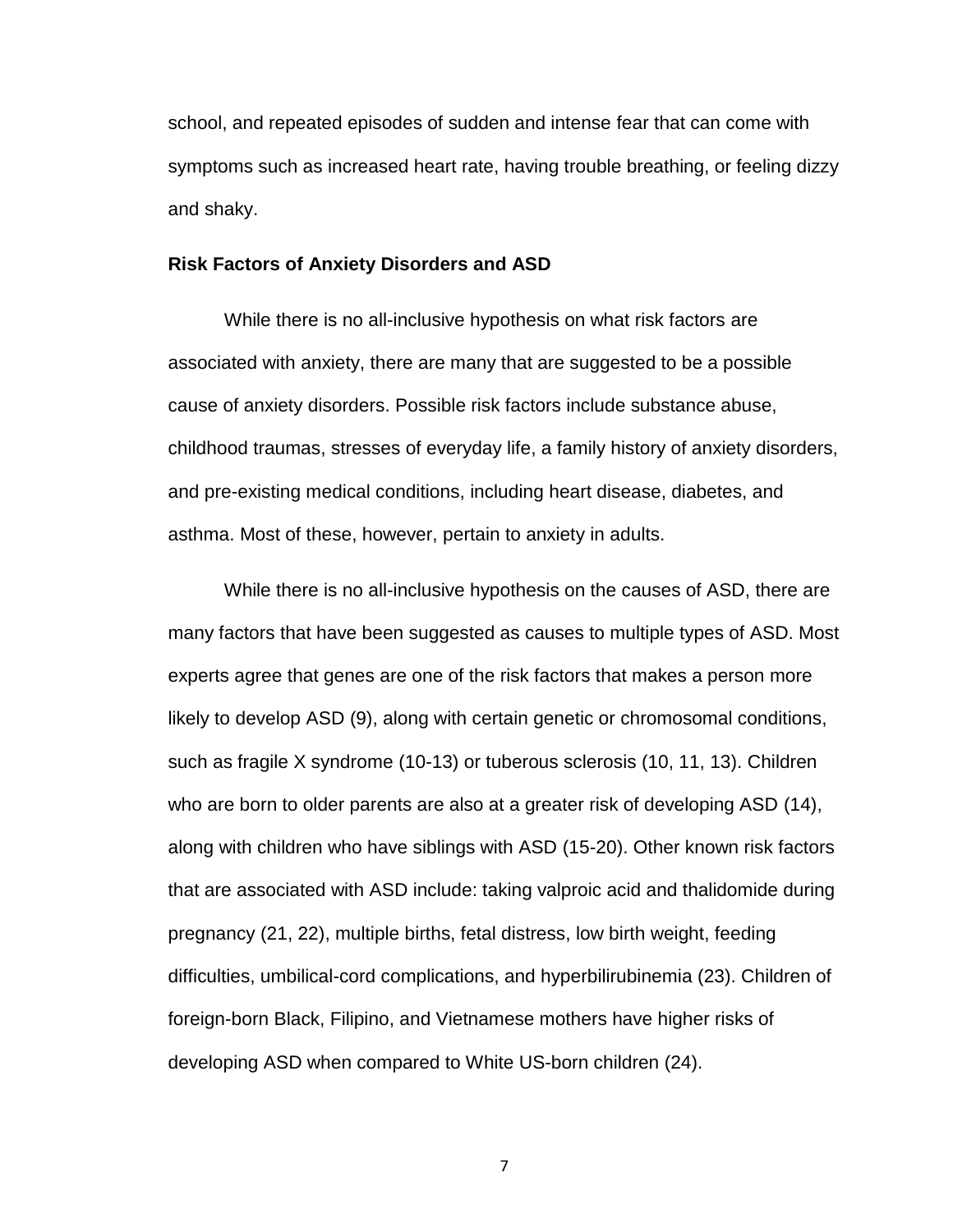school, and repeated episodes of sudden and intense fear that can come with symptoms such as increased heart rate, having trouble breathing, or feeling dizzy and shaky.

### Risk Factors of Anxiety Disorders and ASD

While there is no all-inclusive hypothesis on what risk factors are associated with anxiety, there are many that are suggested to be a possible cause of anxiety disorders. Possible risk factors include substance abuse, childhood traumas, stresses of everyday life, a family history of anxiety disorders, and pre-existing medical conditions, including heart disease, diabetes, and asthma. Most of these, however, pertain to anxiety in adults.

While there is no all-inclusive hypothesis on the causes of ASD, there are many factors that have been suggested as causes to multiple types of ASD. Most experts agree that genes are one of the risk factors that makes a person more likely to develop ASD (9), along with certain genetic or chromosomal conditions, such as fragile X syndrome (10-13) or tuberous sclerosis (10, 11, 13). Children who are born to older parents are also at a greater risk of developing ASD (14), along with children who have siblings with ASD (15-20). Other known risk factors that are associated with ASD include: taking valproic acid and thalidomide during pregnancy (21, 22), multiple births, fetal distress, low birth weight, feeding difficulties, umbilical-cord complications, and hyperbilirubinemia (23). Children of foreign-born Black, Filipino, and Vietnamese mothers have higher risks of developing ASD when compared to White US-born children (24).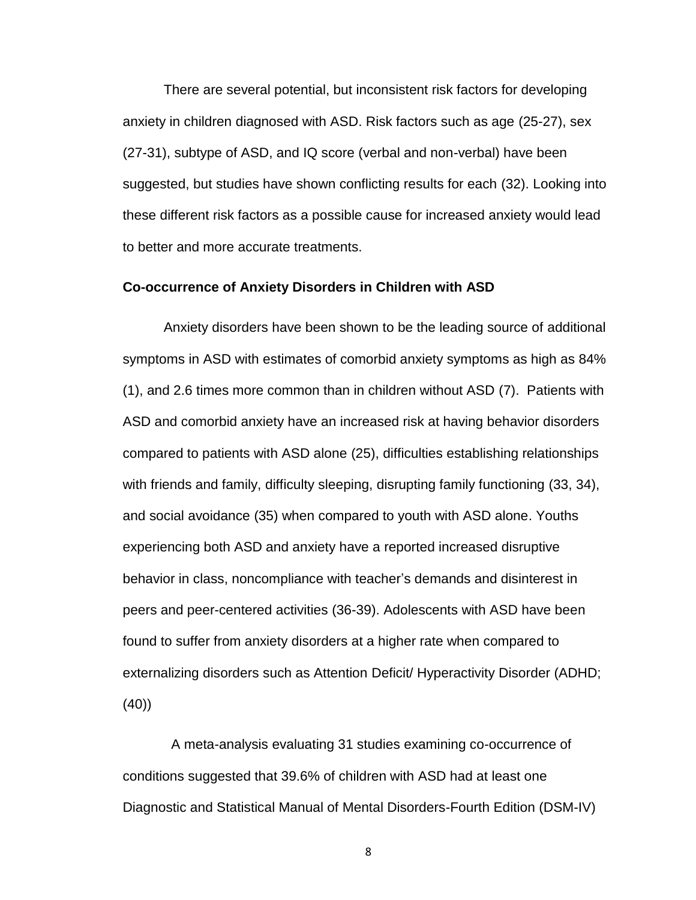There are several potential, but inconsistent risk factors for developing anxiety in children diagnosed with ASD. Risk factors such as age (25-27), sex (27-31), subtype of ASD, and IQ score (verbal and non-verbal) have been suggested, but studies have shown conflicting results for each (32). Looking into these different risk factors as a possible cause for increased anxiety would lead to better and more accurate treatments.

**Co-occurrence of Anxiety Disorders in Children with ASD**

Anxiety disorders have been shown to be the leading source of additional symptoms in ASD with estimates of comorbid anxiety symptoms as high as 84% (1), and 2.6 times more common than in children without ASD (7). Patients with ASD and comorbid anxiety have an increased risk at having behavior disorders compared to patients with ASD alone (25), difficulties establishing relationships with friends and family, difficulty sleeping, disrupting family functioning (33, 34), and social avoidance (35) when compared to youth with ASD alone. Youths experiencing both ASD and anxiety have a reported increased disruptive behavior in class, noncompliance with teacher's demands and disinterest in peers and peer-centered activities (36-39). Adolescents with ASD have been found to suffer from anxiety disorders at a higher rate when compared to externalizing disorders such as Attention Deficit/ Hyperactivity Disorder (ADHD; (40))

A meta-analysis evaluating 31 studies examining co-occurrence of conditions suggested that 39.6% of children with ASD had at least one Diagnostic and Statistical Manual of Mental Disorders-Fourth Edition (DSM-IV)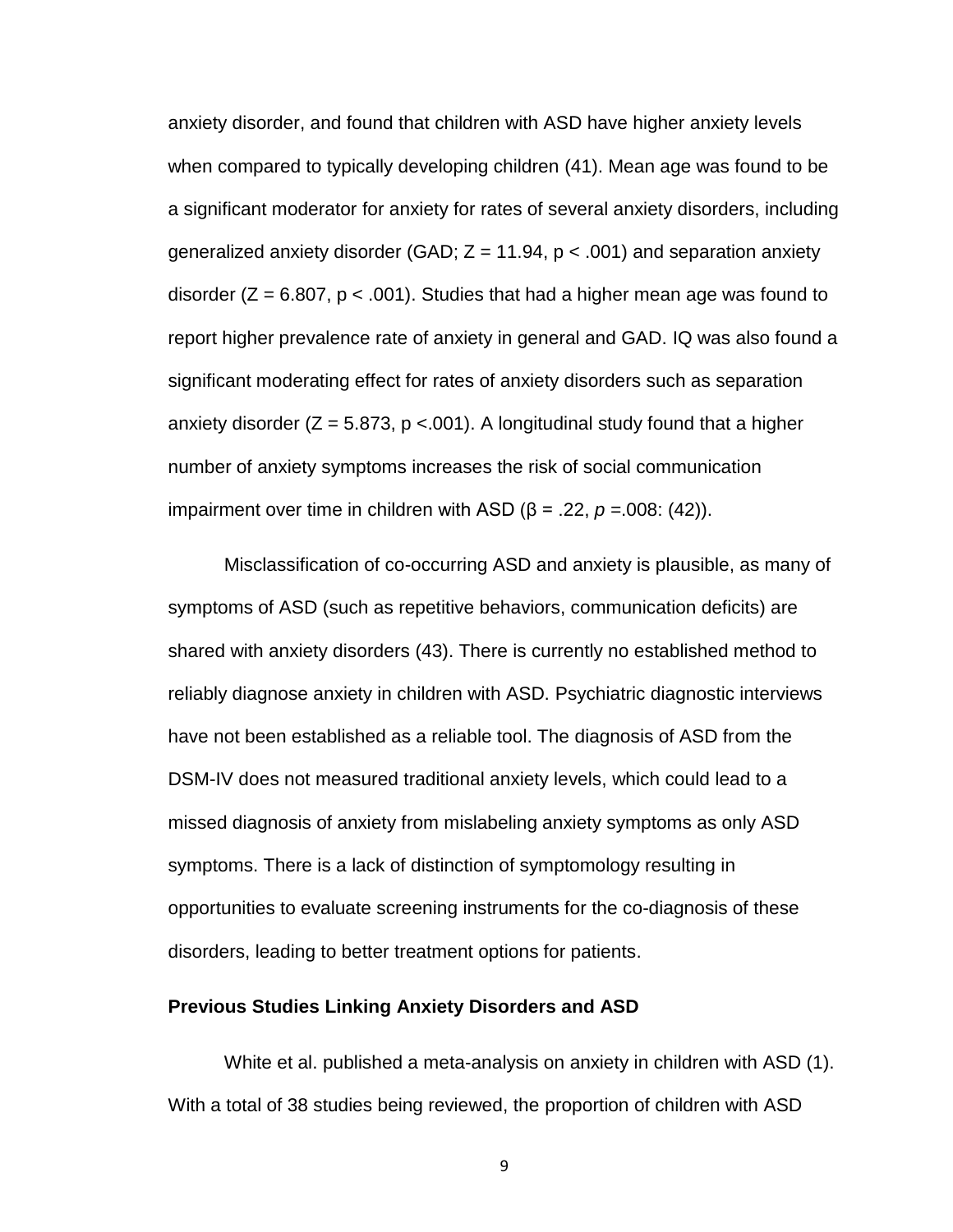anxiety disorder, and found that children with ASD have higher anxiety levels when compared to typically developing children (41). Mean age was found to be a significant moderator for anxiety for rates of several anxiety disorders, including generalized anxiety disorder (GAD; $Z = 11.94$, $p < .001$) and separation anxiety disorder ($Z = 6.807$, $p < .001$). Studies that had a higher mean age was found to report higher prevalence rate of anxiety in general and GAD. IQ was also found a significant moderating effect for rates of anxiety disorders such as separation anxiety disorder ($Z = 5.873$, $p <.001$). A longitudinal study found that a higher number of anxiety symptoms increases the risk of social communication impairment over time in children with ASD ($\beta = .22$, $p = .008$: (42)).

Misclassification of co-occurring ASD and anxiety is plausible, as many of symptoms of ASD (such as repetitive behaviors, communication deficits) are shared with anxiety disorders (43). There is currently no established method to reliably diagnose anxiety in children with ASD. Psychiatric diagnostic interviews have not been established as a reliable tool. The diagnosis of ASD from the DSM-IV does not measured traditional anxiety levels, which could lead to a missed diagnosis of anxiety from mislabeling anxiety symptoms as only ASD symptoms. There is a lack of distinction of symptomology resulting in opportunities to evaluate screening instruments for the co-diagnosis of these disorders, leading to better treatment options for patients.

**Previous Studies Linking Anxiety Disorders and ASD**

White et al. published a meta-analysis on anxiety in children with ASD (1). With a total of 38 studies being reviewed, the proportion of children with ASD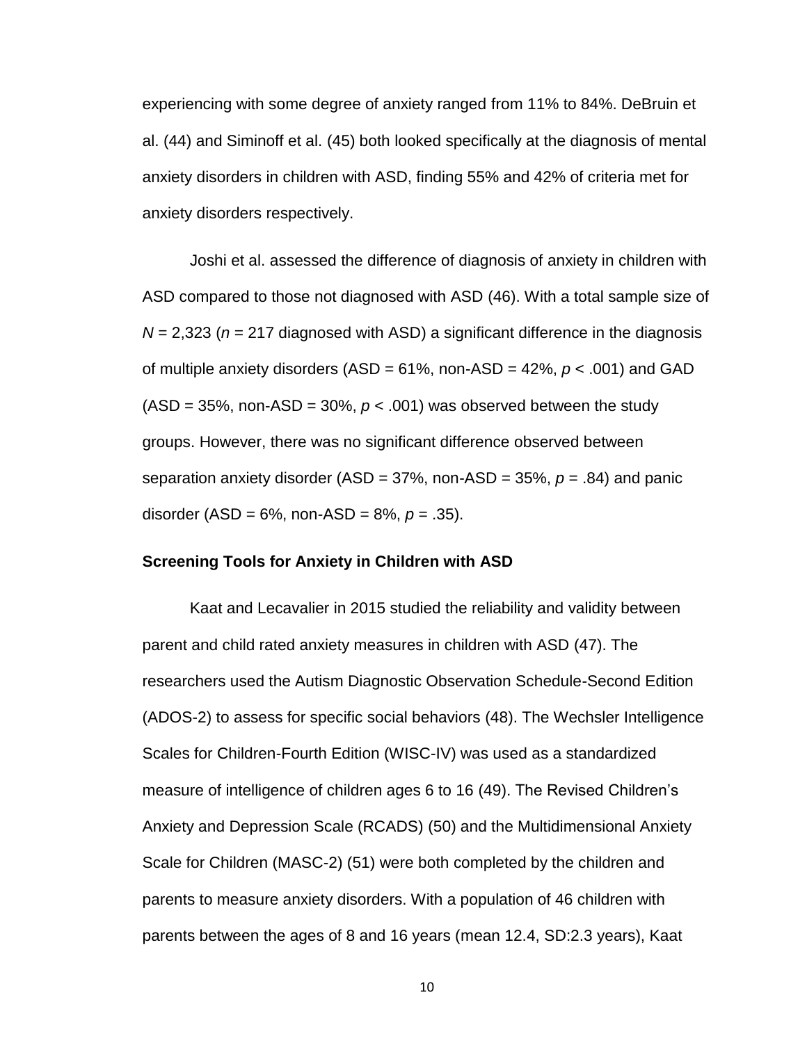experiencing with some degree of anxiety ranged from 11% to 84%. DeBruin et al. (44) and Siminoff et al. (45) both looked specifically at the diagnosis of mental anxiety disorders in children with ASD, finding 55% and 42% of criteria met for anxiety disorders respectively.

Joshi et al. assessed the difference of diagnosis of anxiety in children with ASD compared to those not diagnosed with ASD (46). With a total sample size of $N = 2{,}323$ ($n = 217$ diagnosed with ASD) a significant difference in the diagnosis of multiple anxiety disorders (ASD = 61%, non-ASD = 42%, $p < .001$) and GAD (ASD = 35%, non-ASD = 30%, $p < .001$) was observed between the study groups. However, there was no significant difference observed between separation anxiety disorder (ASD = 37%, non-ASD = 35%, $p = .84$) and panic disorder (ASD = 6%, non-ASD = 8%, $p = .35$).

## Screening Tools for Anxiety in Children with ASD

Kaat and Lecavalier in 2015 studied the reliability and validity between parent and child rated anxiety measures in children with ASD (47). The researchers used the Autism Diagnostic Observation Schedule-Second Edition (ADOS-2) to assess for specific social behaviors (48). The Wechsler Intelligence Scales for Children-Fourth Edition (WISC-IV) was used as a standardized measure of intelligence of children ages 6 to 16 (49). The Revised Children's Anxiety and Depression Scale (RCADS) (50) and the Multidimensional Anxiety Scale for Children (MASC-2) (51) were both completed by the children and parents to measure anxiety disorders. With a population of 46 children with parents between the ages of 8 and 16 years (mean 12.4, SD:2.3 years), Kaat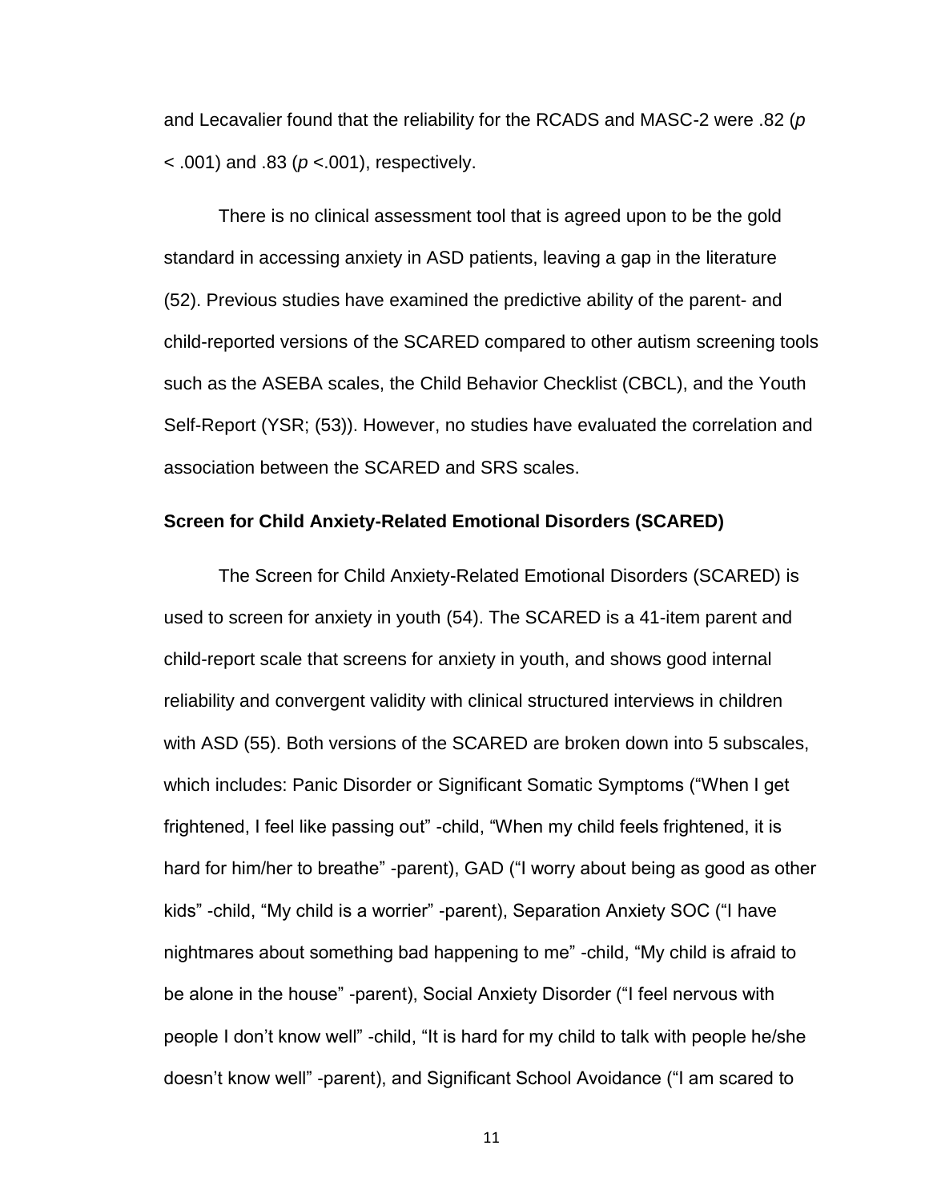and Lecavalier found that the reliability for the RCADS and MASC-2 were .82 ($p < .001$) and .83 ($p < .001$), respectively.

There is no clinical assessment tool that is agreed upon to be the gold standard in accessing anxiety in ASD patients, leaving a gap in the literature (52). Previous studies have examined the predictive ability of the parent- and child-reported versions of the SCARED compared to other autism screening tools such as the ASEBA scales, the Child Behavior Checklist (CBCL), and the Youth Self-Report (YSR; (53)). However, no studies have evaluated the correlation and association between the SCARED and SRS scales.

### Screen for Child Anxiety-Related Emotional Disorders (SCARED)

The Screen for Child Anxiety-Related Emotional Disorders (SCARED) is used to screen for anxiety in youth (54). The SCARED is a 41-item parent and child-report scale that screens for anxiety in youth, and shows good internal reliability and convergent validity with clinical structured interviews in children with ASD (55). Both versions of the SCARED are broken down into 5 subscales, which includes: Panic Disorder or Significant Somatic Symptoms ("When I get frightened, I feel like passing out" -child, "When my child feels frightened, it is hard for him/her to breathe" -parent), GAD ("I worry about being as good as other kids" -child, "My child is a worrier" -parent), Separation Anxiety SOC ("I have nightmares about something bad happening to me" -child, "My child is afraid to be alone in the house" -parent), Social Anxiety Disorder ("I feel nervous with people I don't know well" -child, "It is hard for my child to talk with people he/she doesn't know well" -parent), and Significant School Avoidance ("I am scared to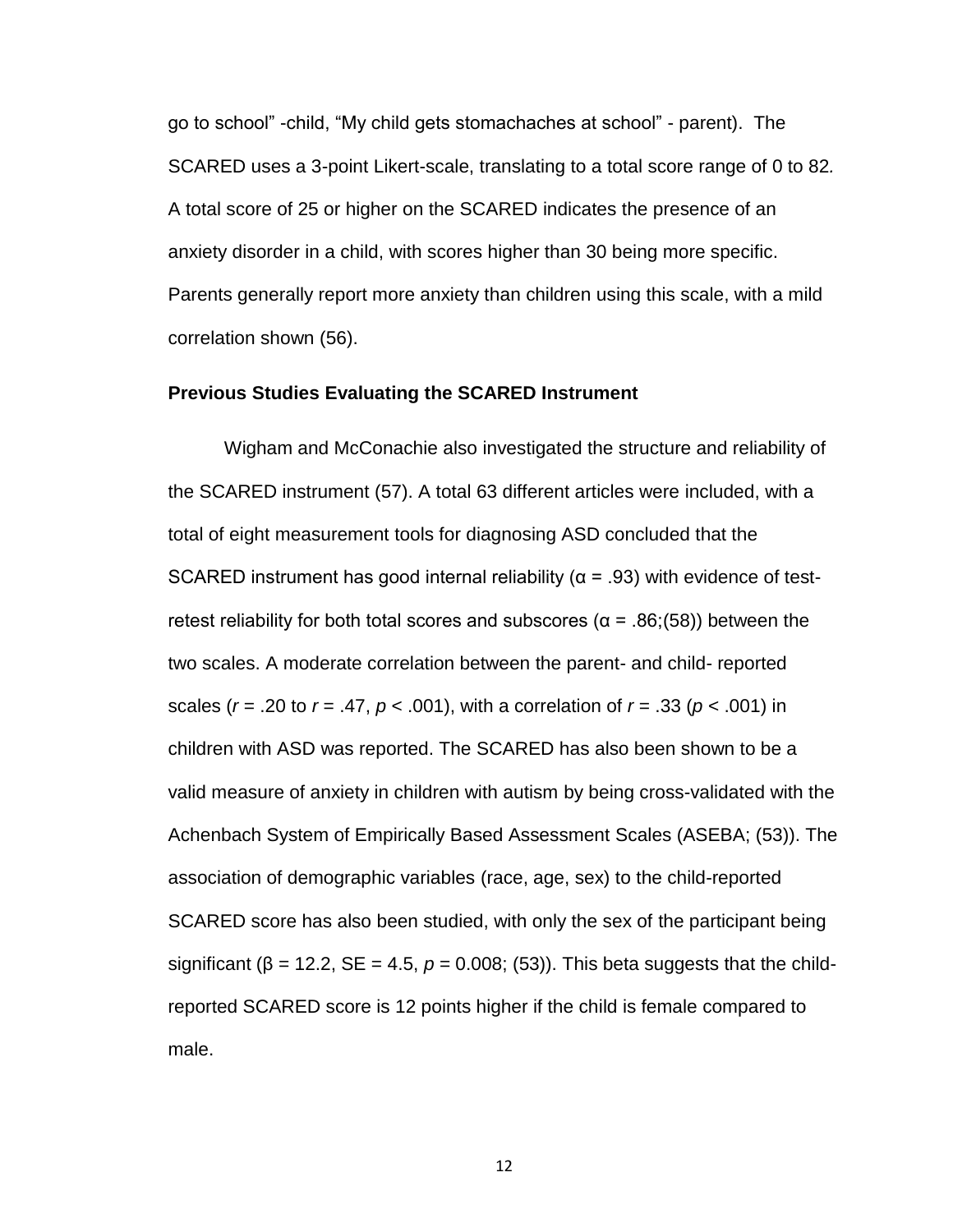go to school" -child, "My child gets stomachaches at school" - parent). The SCARED uses a 3-point Likert-scale, translating to a total score range of 0 to 82. A total score of 25 or higher on the SCARED indicates the presence of an anxiety disorder in a child, with scores higher than 30 being more specific. Parents generally report more anxiety than children using this scale, with a mild correlation shown (56).

### Previous Studies Evaluating the SCARED Instrument

Wigham and McConachie also investigated the structure and reliability of the SCARED instrument (57). A total 63 different articles were included, with a total of eight measurement tools for diagnosing ASD concluded that the SCARED instrument has good internal reliability ($\alpha = .93$) with evidence of test-retest reliability for both total scores and subscores ($\alpha = .86$;(58)) between the two scales. A moderate correlation between the parent- and child- reported scales ($r = .20$ to $r = .47$, $p < .001$), with a correlation of $r = .33$ ($p < .001$) in children with ASD was reported. The SCARED has also been shown to be a valid measure of anxiety in children with autism by being cross-validated with the Achenbach System of Empirically Based Assessment Scales (ASEBA; (53)). The association of demographic variables (race, age, sex) to the child-reported SCARED score has also been studied, with only the sex of the participant being significant ($\beta = 12.2$, SE = 4.5, $p = 0.008$; (53)). This beta suggests that the child-reported SCARED score is 12 points higher if the child is female compared to male.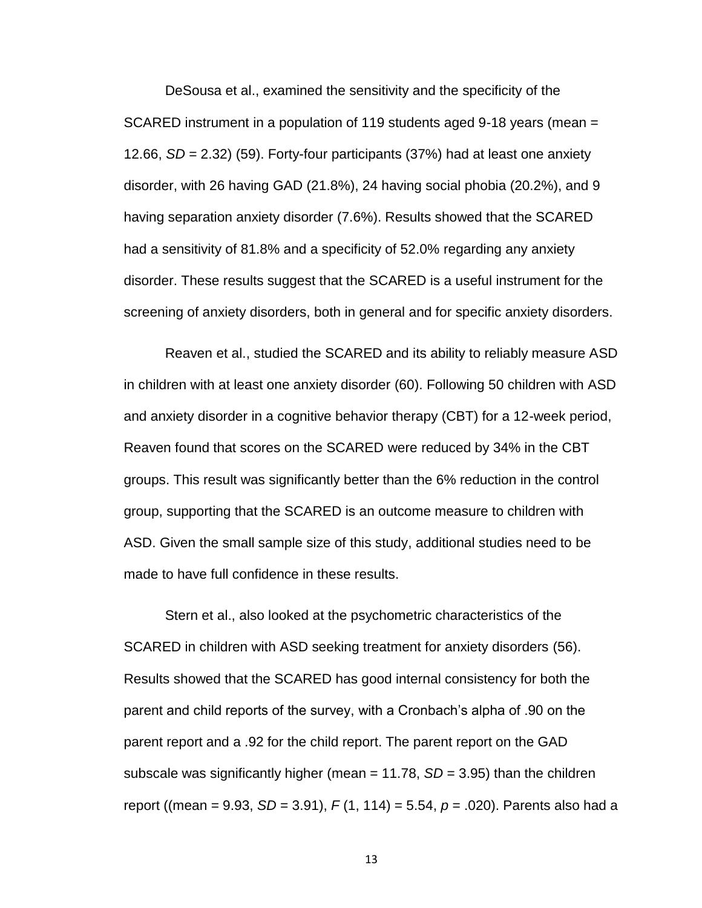DeSousa et al., examined the sensitivity and the specificity of the SCARED instrument in a population of 119 students aged 9-18 years (mean = 12.66, $SD$ = 2.32) (59). Forty-four participants (37%) had at least one anxiety disorder, with 26 having GAD (21.8%), 24 having social phobia (20.2%), and 9 having separation anxiety disorder (7.6%). Results showed that the SCARED had a sensitivity of 81.8% and a specificity of 52.0% regarding any anxiety disorder. These results suggest that the SCARED is a useful instrument for the screening of anxiety disorders, both in general and for specific anxiety disorders.

Reaven et al., studied the SCARED and its ability to reliably measure ASD in children with at least one anxiety disorder (60). Following 50 children with ASD and anxiety disorder in a cognitive behavior therapy (CBT) for a 12-week period, Reaven found that scores on the SCARED were reduced by 34% in the CBT groups. This result was significantly better than the 6% reduction in the control group, supporting that the SCARED is an outcome measure to children with ASD. Given the small sample size of this study, additional studies need to be made to have full confidence in these results.

Stern et al., also looked at the psychometric characteristics of the SCARED in children with ASD seeking treatment for anxiety disorders (56). Results showed that the SCARED has good internal consistency for both the parent and child reports of the survey, with a Cronbach's alpha of .90 on the parent report and a .92 for the child report. The parent report on the GAD subscale was significantly higher (mean = 11.78, $SD$ = 3.95) than the children report ((mean = 9.93, $SD$ = 3.91), $F$ (1, 114) = 5.54, $p$ = .020). Parents also had a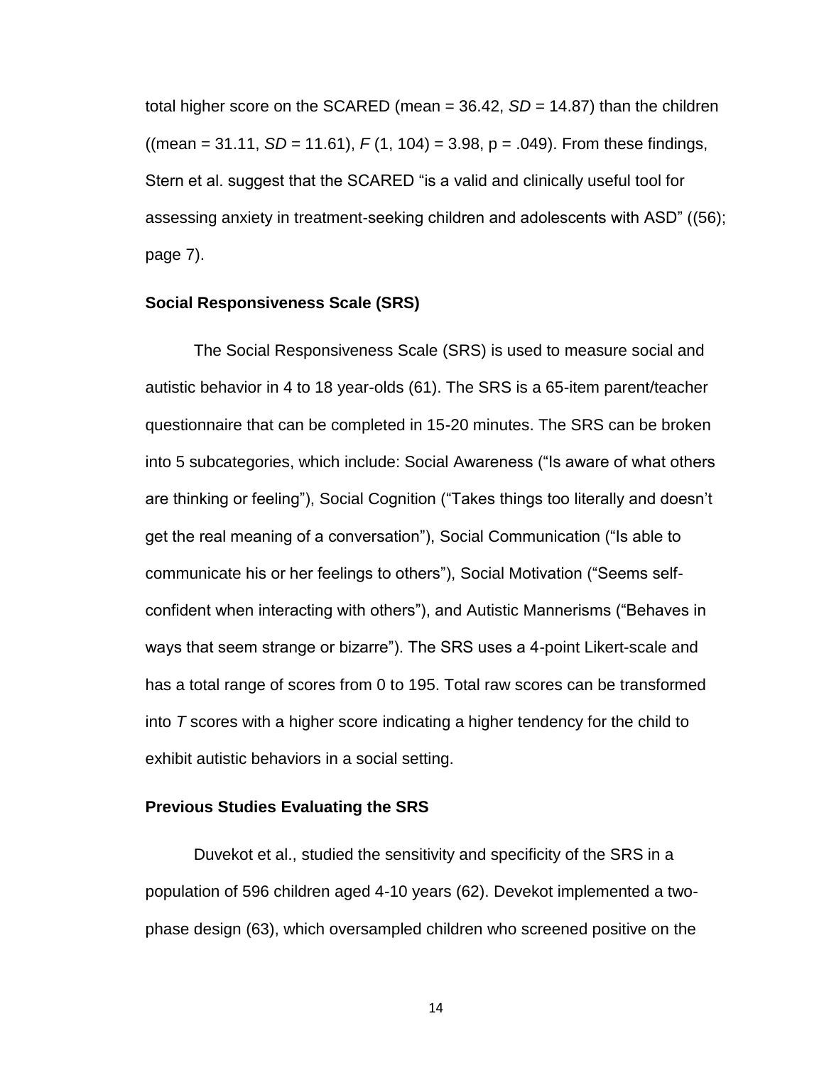total higher score on the SCARED (mean = 36.42, *SD* = 14.87) than the children ((mean = 31.11, *SD* = 11.61), $F$ (1, 104) = 3.98, p = .049). From these findings, Stern et al. suggest that the SCARED "is a valid and clinically useful tool for assessing anxiety in treatment-seeking children and adolescents with ASD" ((56); page 7).

### Social Responsiveness Scale (SRS)

The Social Responsiveness Scale (SRS) is used to measure social and autistic behavior in 4 to 18 year-olds (61). The SRS is a 65-item parent/teacher questionnaire that can be completed in 15-20 minutes. The SRS can be broken into 5 subcategories, which include: Social Awareness ("Is aware of what others are thinking or feeling"), Social Cognition ("Takes things too literally and doesn't get the real meaning of a conversation"), Social Communication ("Is able to communicate his or her feelings to others"), Social Motivation ("Seems self-confident when interacting with others"), and Autistic Mannerisms ("Behaves in ways that seem strange or bizarre"). The SRS uses a 4-point Likert-scale and has a total range of scores from 0 to 195. Total raw scores can be transformed into *T* scores with a higher score indicating a higher tendency for the child to exhibit autistic behaviors in a social setting.

### Previous Studies Evaluating the SRS

Duvekot et al., studied the sensitivity and specificity of the SRS in a population of 596 children aged 4-10 years (62). Devekot implemented a two-phase design (63), which oversampled children who screened positive on the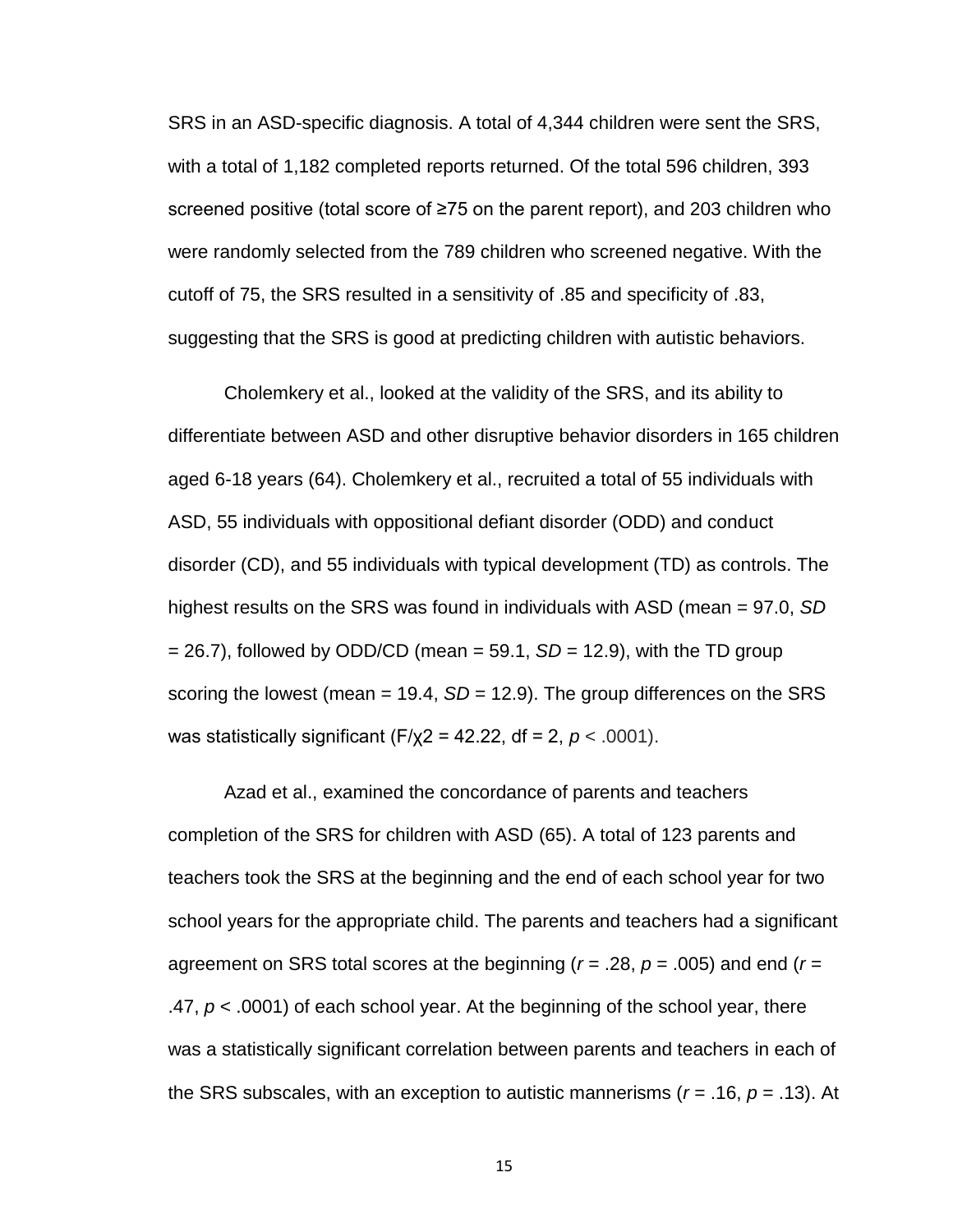SRS in an ASD-specific diagnosis. A total of 4,344 children were sent the SRS, with a total of 1,182 completed reports returned. Of the total 596 children, 393 screened positive (total score of ≥75 on the parent report), and 203 children who were randomly selected from the 789 children who screened negative. With the cutoff of 75, the SRS resulted in a sensitivity of .85 and specificity of .83, suggesting that the SRS is good at predicting children with autistic behaviors.

Cholemkery et al., looked at the validity of the SRS, and its ability to differentiate between ASD and other disruptive behavior disorders in 165 children aged 6-18 years (64). Cholemkery et al., recruited a total of 55 individuals with ASD, 55 individuals with oppositional defiant disorder (ODD) and conduct disorder (CD), and 55 individuals with typical development (TD) as controls. The highest results on the SRS was found in individuals with ASD (mean = 97.0, *SD* = 26.7), followed by ODD/CD (mean = 59.1, *SD* = 12.9), with the TD group scoring the lowest (mean = 19.4, *SD* = 12.9). The group differences on the SRS was statistically significant ($F/\chi2 = 42.22$, df = 2, $p < .0001$).

Azad et al., examined the concordance of parents and teachers completion of the SRS for children with ASD (65). A total of 123 parents and teachers took the SRS at the beginning and the end of each school year for two school years for the appropriate child. The parents and teachers had a significant agreement on SRS total scores at the beginning ($r = .28$, $p = .005$) and end ($r = .47$, $p < .0001$) of each school year. At the beginning of the school year, there was a statistically significant correlation between parents and teachers in each of the SRS subscales, with an exception to autistic mannerisms ($r = .16$, $p = .13$). At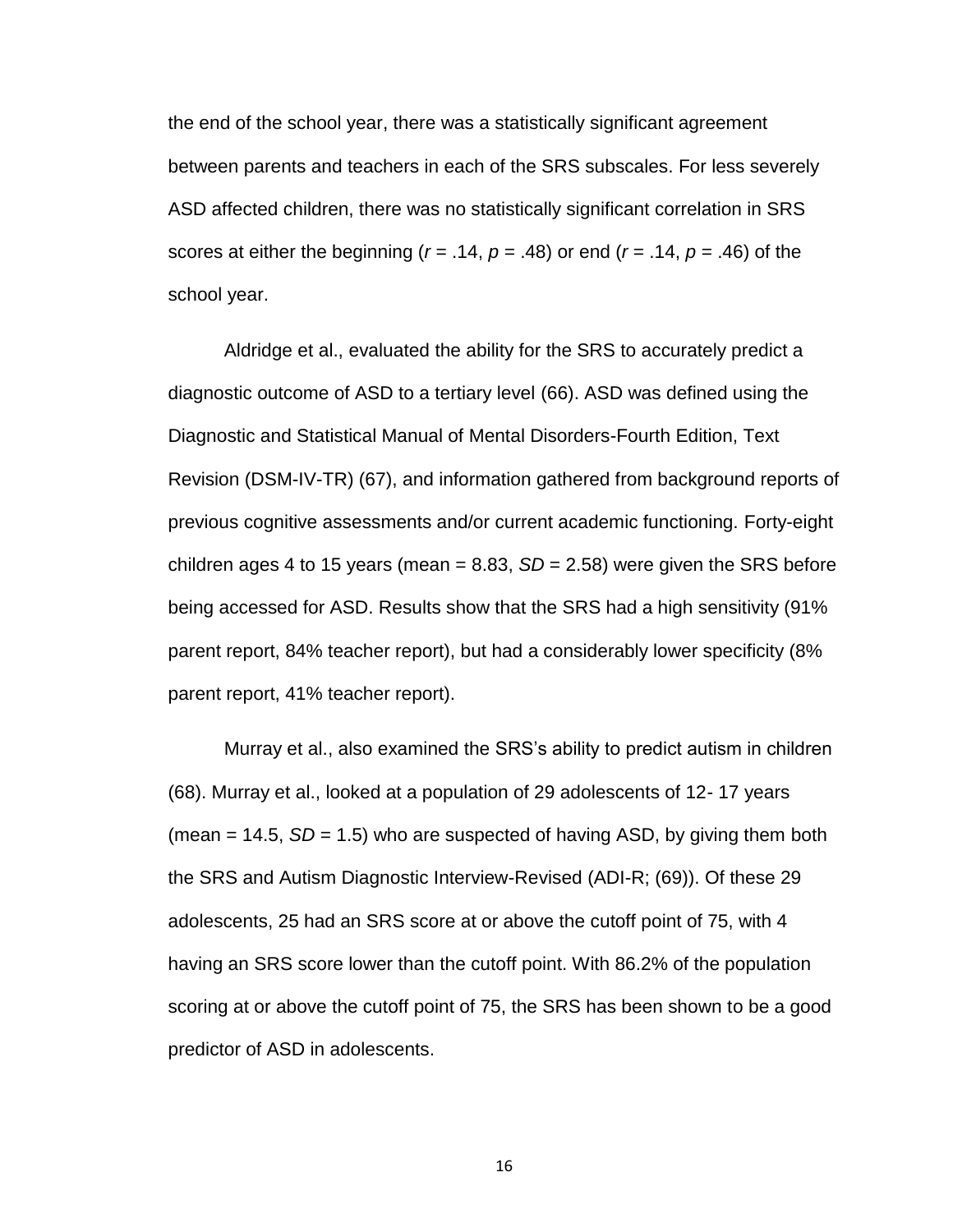the end of the school year, there was a statistically significant agreement between parents and teachers in each of the SRS subscales. For less severely ASD affected children, there was no statistically significant correlation in SRS scores at either the beginning ($r$ = .14, $p$ = .48) or end ($r$ = .14, $p$ = .46) of the school year.

Aldridge et al., evaluated the ability for the SRS to accurately predict a diagnostic outcome of ASD to a tertiary level (66). ASD was defined using the Diagnostic and Statistical Manual of Mental Disorders-Fourth Edition, Text Revision (DSM-IV-TR) (67), and information gathered from background reports of previous cognitive assessments and/or current academic functioning. Forty-eight children ages 4 to 15 years (mean = 8.83, $SD$ = 2.58) were given the SRS before being accessed for ASD. Results show that the SRS had a high sensitivity (91% parent report, 84% teacher report), but had a considerably lower specificity (8% parent report, 41% teacher report).

Murray et al., also examined the SRS's ability to predict autism in children (68). Murray et al., looked at a population of 29 adolescents of 12- 17 years (mean = 14.5, $SD$ = 1.5) who are suspected of having ASD, by giving them both the SRS and Autism Diagnostic Interview-Revised (ADI-R; (69)). Of these 29 adolescents, 25 had an SRS score at or above the cutoff point of 75, with 4 having an SRS score lower than the cutoff point. With 86.2% of the population scoring at or above the cutoff point of 75, the SRS has been shown to be a good predictor of ASD in adolescents.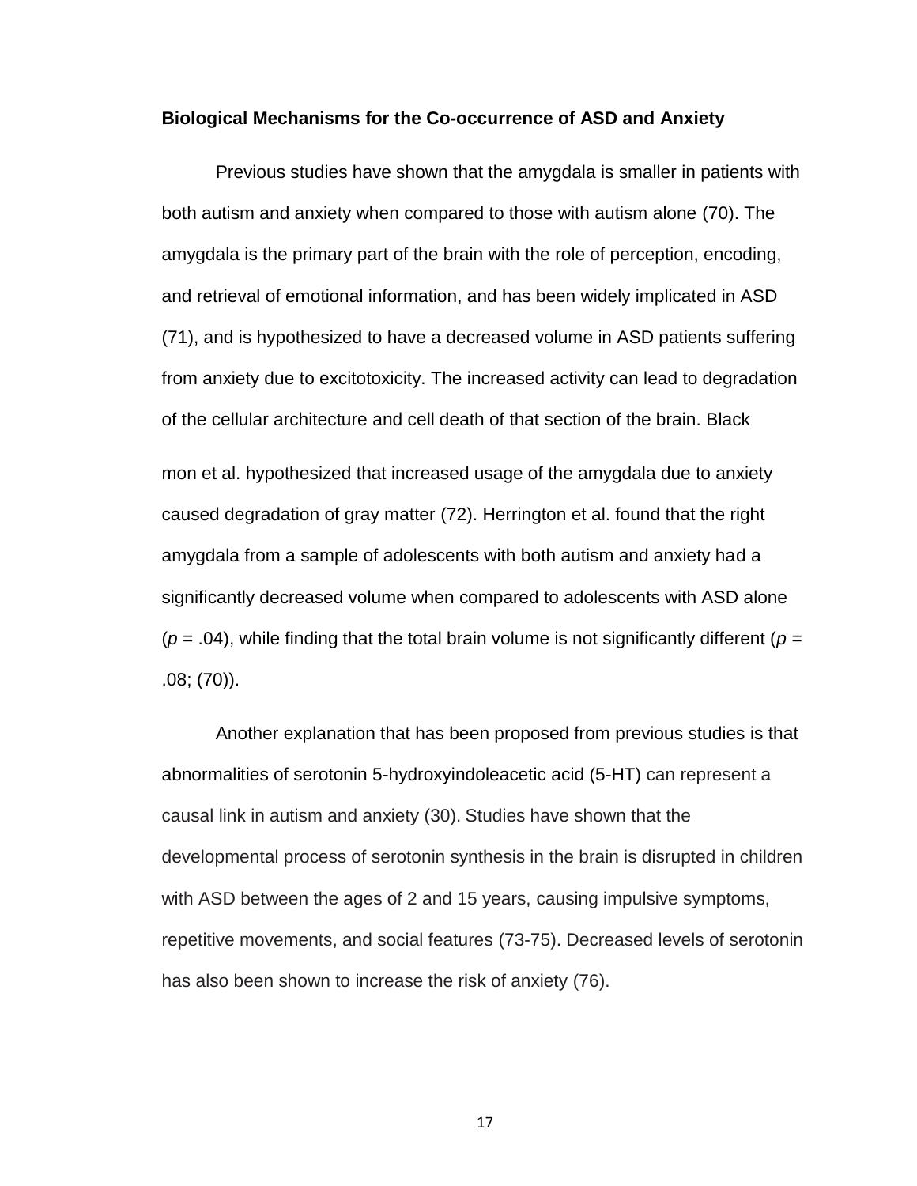**Biological Mechanisms for the Co-occurrence of ASD and Anxiety**

Previous studies have shown that the amygdala is smaller in patients with both autism and anxiety when compared to those with autism alone (70). The amygdala is the primary part of the brain with the role of perception, encoding, and retrieval of emotional information, and has been widely implicated in ASD (71), and is hypothesized to have a decreased volume in ASD patients suffering from anxiety due to excitotoxicity. The increased activity can lead to degradation of the cellular architecture and cell death of that section of the brain. Black mon et al. hypothesized that increased usage of the amygdala due to anxiety caused degradation of gray matter (72). Herrington et al. found that the right amygdala from a sample of adolescents with both autism and anxiety had a significantly decreased volume when compared to adolescents with ASD alone ($p = .04$), while finding that the total brain volume is not significantly different ($p = .08$; (70)).

Another explanation that has been proposed from previous studies is that abnormalities of serotonin 5-hydroxyindoleacetic acid (5-HT) can represent a causal link in autism and anxiety (30). Studies have shown that the developmental process of serotonin synthesis in the brain is disrupted in children with ASD between the ages of 2 and 15 years, causing impulsive symptoms, repetitive movements, and social features (73-75). Decreased levels of serotonin has also been shown to increase the risk of anxiety (76).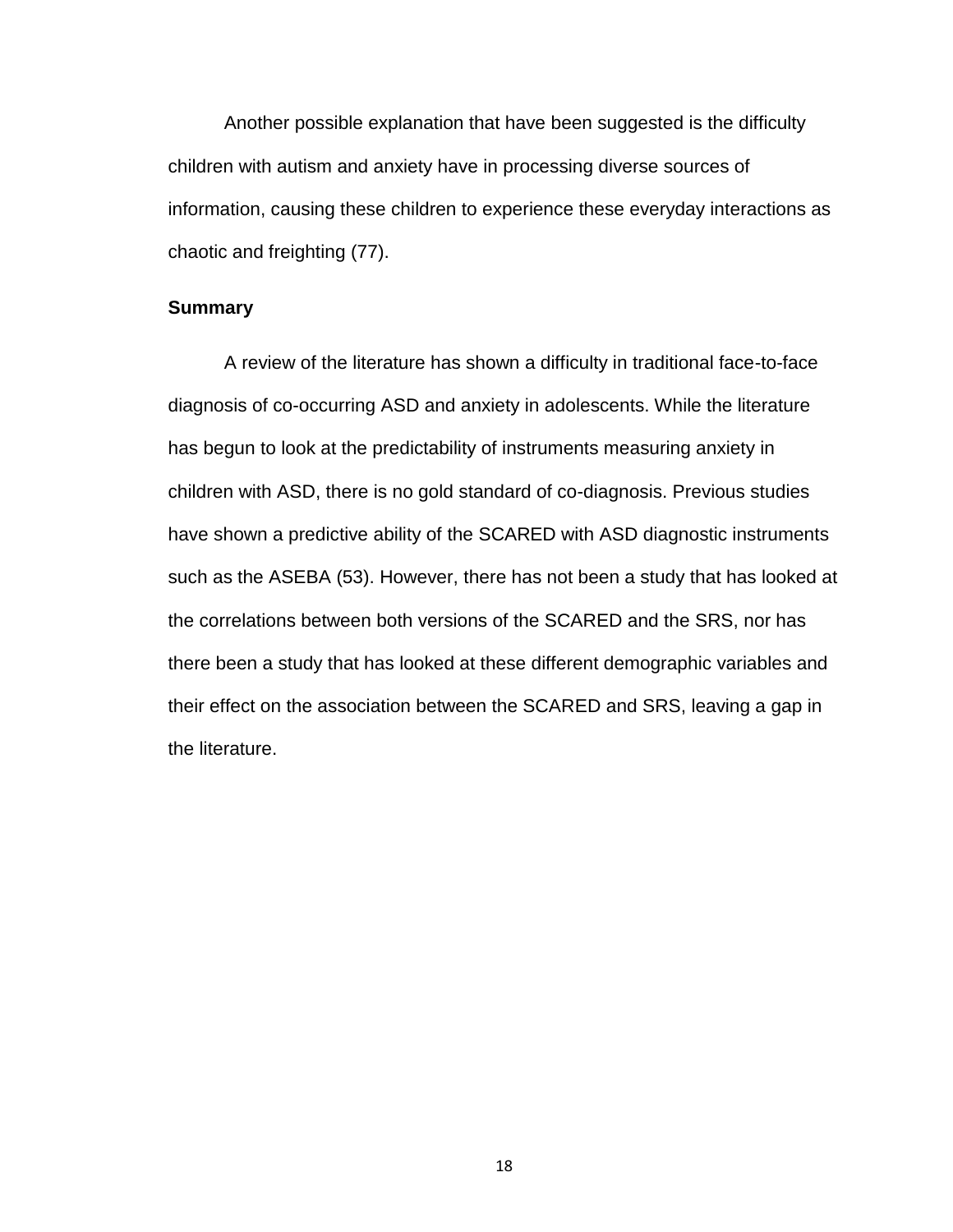Another possible explanation that have been suggested is the difficulty children with autism and anxiety have in processing diverse sources of information, causing these children to experience these everyday interactions as chaotic and freighting (77).

**Summary**

A review of the literature has shown a difficulty in traditional face-to-face diagnosis of co-occurring ASD and anxiety in adolescents. While the literature has begun to look at the predictability of instruments measuring anxiety in children with ASD, there is no gold standard of co-diagnosis. Previous studies have shown a predictive ability of the SCARED with ASD diagnostic instruments such as the ASEBA (53). However, there has not been a study that has looked at the correlations between both versions of the SCARED and the SRS, nor has there been a study that has looked at these different demographic variables and their effect on the association between the SCARED and SRS, leaving a gap in the literature.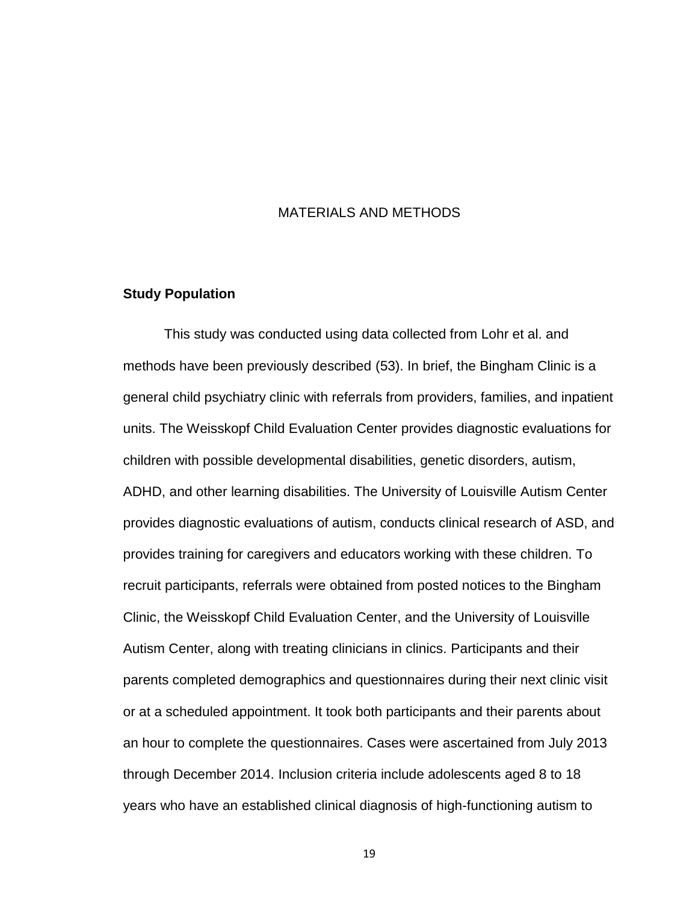# MATERIALS AND METHODS

## Study Population

This study was conducted using data collected from Lohr et al. and methods have been previously described (53). In brief, the Bingham Clinic is a general child psychiatry clinic with referrals from providers, families, and inpatient units. The Weisskopf Child Evaluation Center provides diagnostic evaluations for children with possible developmental disabilities, genetic disorders, autism, ADHD, and other learning disabilities. The University of Louisville Autism Center provides diagnostic evaluations of autism, conducts clinical research of ASD, and provides training for caregivers and educators working with these children. To recruit participants, referrals were obtained from posted notices to the Bingham Clinic, the Weisskopf Child Evaluation Center, and the University of Louisville Autism Center, along with treating clinicians in clinics. Participants and their parents completed demographics and questionnaires during their next clinic visit or at a scheduled appointment. It took both participants and their parents about an hour to complete the questionnaires. Cases were ascertained from July 2013 through December 2014. Inclusion criteria include adolescents aged 8 to 18 years who have an established clinical diagnosis of high-functioning autism to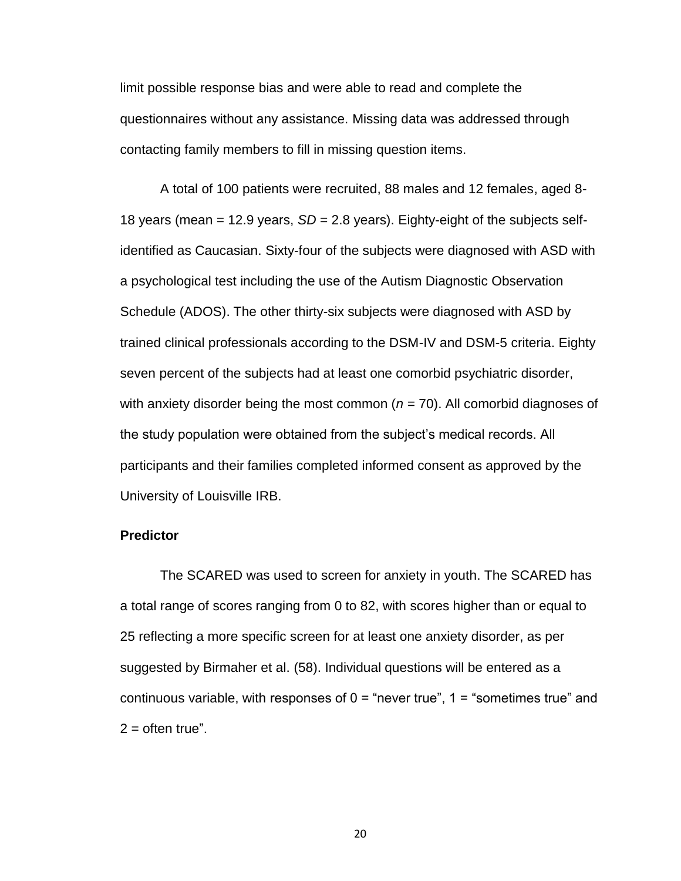limit possible response bias and were able to read and complete the questionnaires without any assistance. Missing data was addressed through contacting family members to fill in missing question items.

A total of 100 patients were recruited, 88 males and 12 females, aged 8-18 years (mean = 12.9 years, *SD* = 2.8 years). Eighty-eight of the subjects self-identified as Caucasian. Sixty-four of the subjects were diagnosed with ASD with a psychological test including the use of the Autism Diagnostic Observation Schedule (ADOS). The other thirty-six subjects were diagnosed with ASD by trained clinical professionals according to the DSM-IV and DSM-5 criteria. Eighty seven percent of the subjects had at least one comorbid psychiatric disorder, with anxiety disorder being the most common ($n$ = 70). All comorbid diagnoses of the study population were obtained from the subject's medical records. All participants and their families completed informed consent as approved by the University of Louisville IRB.

**Predictor**

The SCARED was used to screen for anxiety in youth. The SCARED has a total range of scores ranging from 0 to 82, with scores higher than or equal to 25 reflecting a more specific screen for at least one anxiety disorder, as per suggested by Birmaher et al. (58). Individual questions will be entered as a continuous variable, with responses of 0 = "never true", 1 = "sometimes true" and 2 = often true".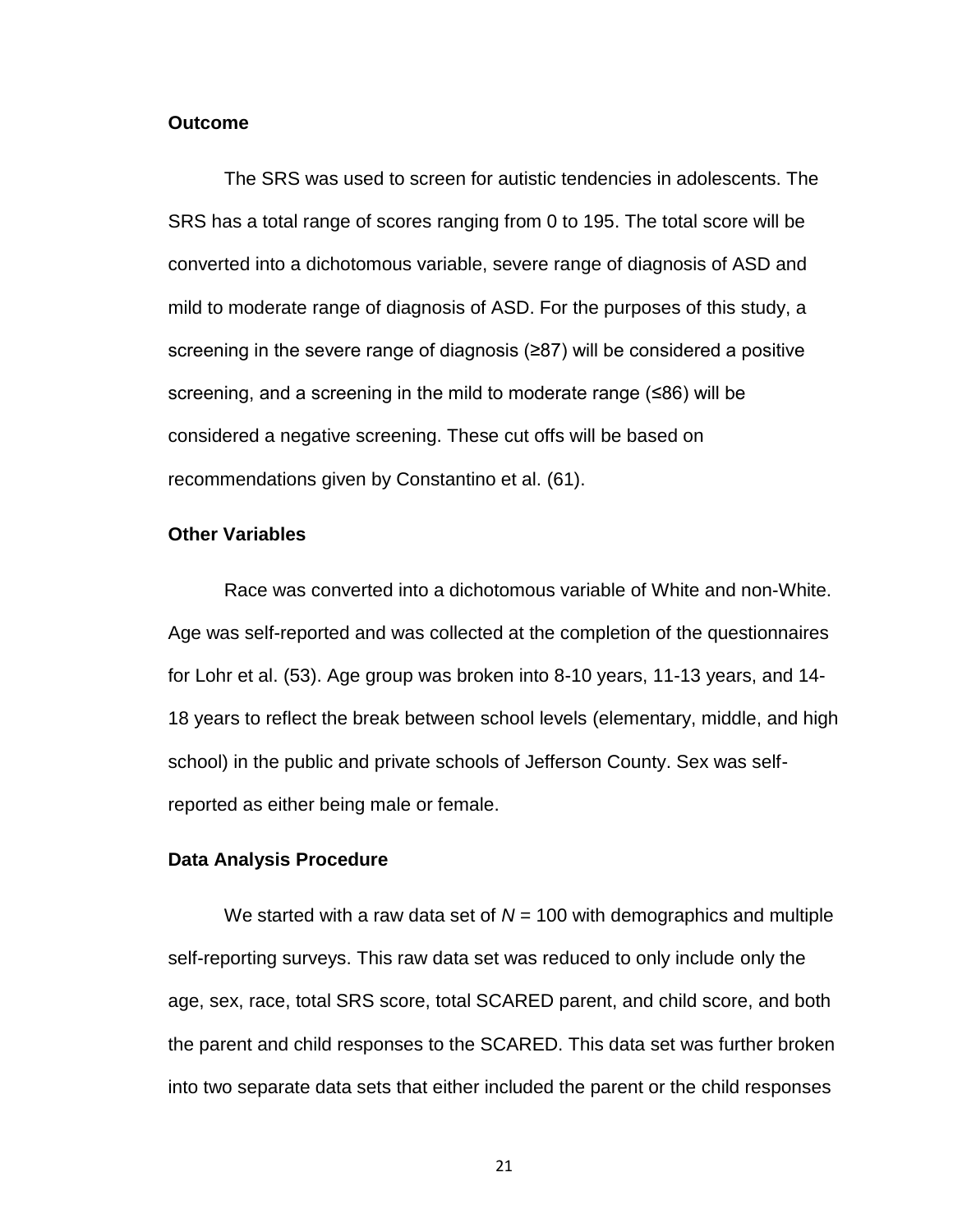### Outcome

The SRS was used to screen for autistic tendencies in adolescents. The SRS has a total range of scores ranging from 0 to 195. The total score will be converted into a dichotomous variable, severe range of diagnosis of ASD and mild to moderate range of diagnosis of ASD. For the purposes of this study, a screening in the severe range of diagnosis (≥87) will be considered a positive screening, and a screening in the mild to moderate range (≤86) will be considered a negative screening. These cut offs will be based on recommendations given by Constantino et al. (61).

### Other Variables

Race was converted into a dichotomous variable of White and non-White. Age was self-reported and was collected at the completion of the questionnaires for Lohr et al. (53). Age group was broken into 8-10 years, 11-13 years, and 14-18 years to reflect the break between school levels (elementary, middle, and high school) in the public and private schools of Jefferson County. Sex was self-reported as either being male or female.

### Data Analysis Procedure

We started with a raw data set of $N$ = 100 with demographics and multiple self-reporting surveys. This raw data set was reduced to only include only the age, sex, race, total SRS score, total SCARED parent, and child score, and both the parent and child responses to the SCARED. This data set was further broken into two separate data sets that either included the parent or the child responses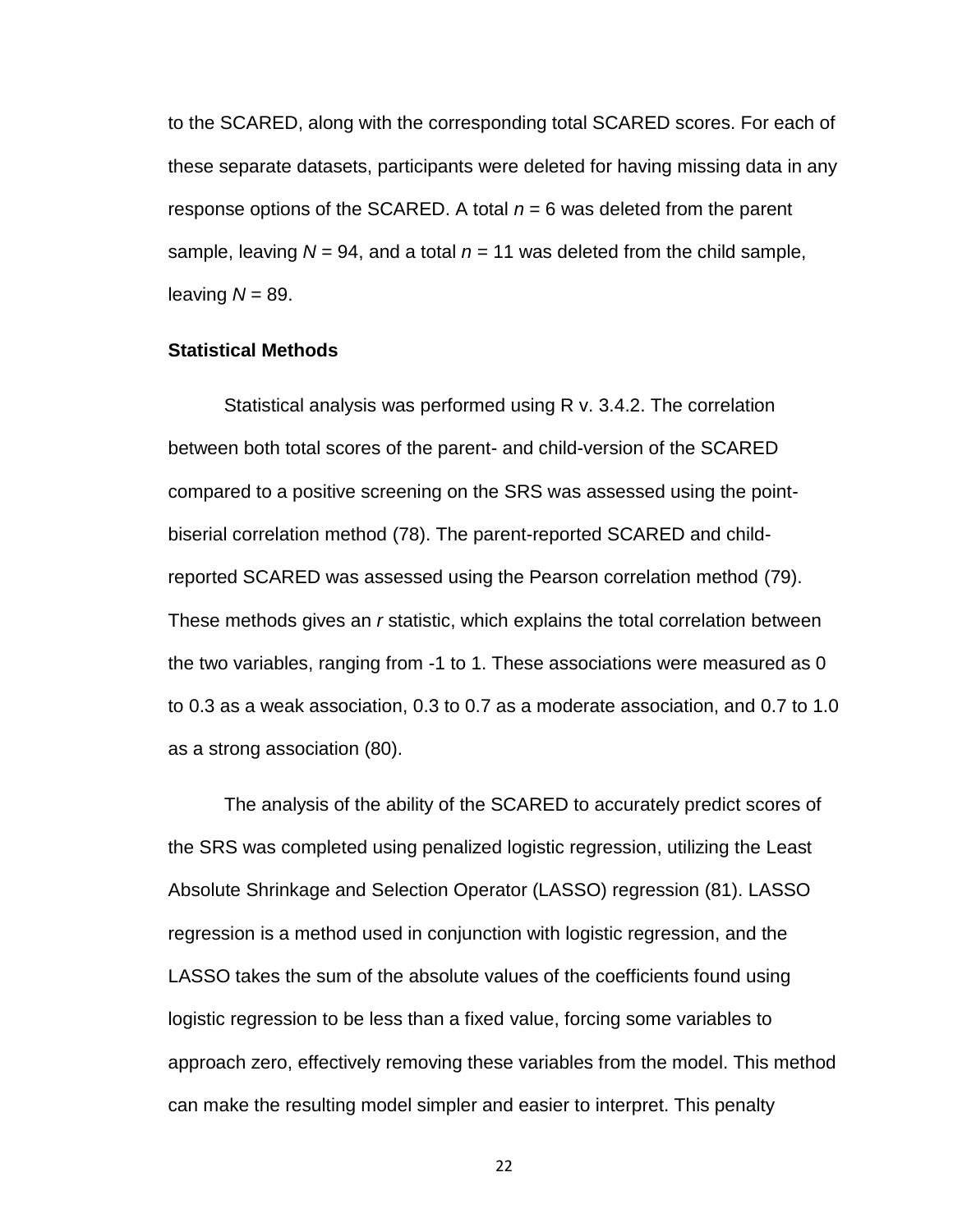to the SCARED, along with the corresponding total SCARED scores. For each of these separate datasets, participants were deleted for having missing data in any response options of the SCARED. A total $n$ = 6 was deleted from the parent sample, leaving $N$ = 94, and a total $n$ = 11 was deleted from the child sample, leaving $N$ = 89.

### Statistical Methods

Statistical analysis was performed using R v. 3.4.2. The correlation between both total scores of the parent- and child-version of the SCARED compared to a positive screening on the SRS was assessed using the point-biserial correlation method (78). The parent-reported SCARED and child-reported SCARED was assessed using the Pearson correlation method (79). These methods gives an $r$ statistic, which explains the total correlation between the two variables, ranging from -1 to 1. These associations were measured as 0 to 0.3 as a weak association, 0.3 to 0.7 as a moderate association, and 0.7 to 1.0 as a strong association (80).

The analysis of the ability of the SCARED to accurately predict scores of the SRS was completed using penalized logistic regression, utilizing the Least Absolute Shrinkage and Selection Operator (LASSO) regression (81). LASSO regression is a method used in conjunction with logistic regression, and the LASSO takes the sum of the absolute values of the coefficients found using logistic regression to be less than a fixed value, forcing some variables to approach zero, effectively removing these variables from the model. This method can make the resulting model simpler and easier to interpret. This penalty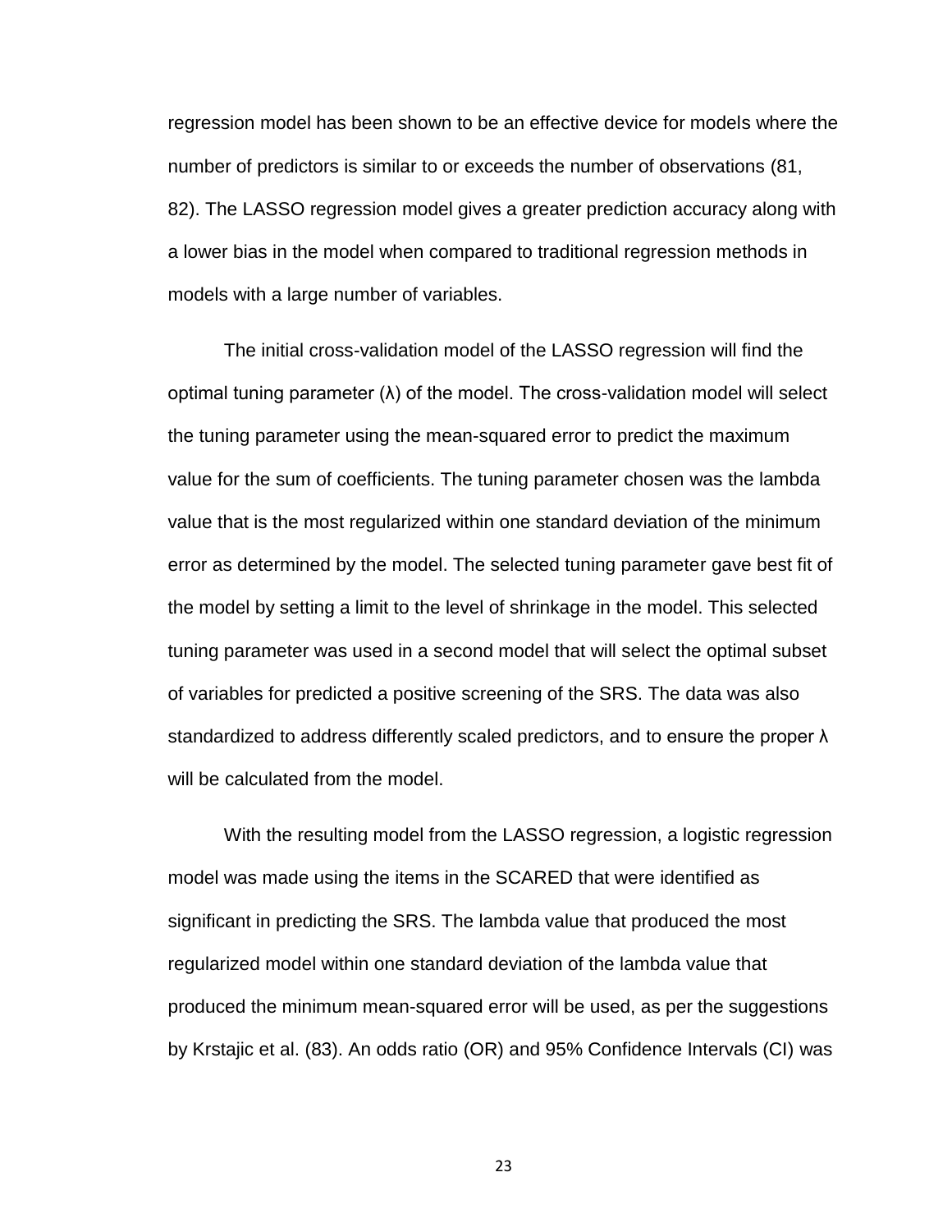regression model has been shown to be an effective device for models where the number of predictors is similar to or exceeds the number of observations (81, 82). The LASSO regression model gives a greater prediction accuracy along with a lower bias in the model when compared to traditional regression methods in models with a large number of variables.

The initial cross-validation model of the LASSO regression will find the optimal tuning parameter (λ) of the model. The cross-validation model will select the tuning parameter using the mean-squared error to predict the maximum value for the sum of coefficients. The tuning parameter chosen was the lambda value that is the most regularized within one standard deviation of the minimum error as determined by the model. The selected tuning parameter gave best fit of the model by setting a limit to the level of shrinkage in the model. This selected tuning parameter was used in a second model that will select the optimal subset of variables for predicted a positive screening of the SRS. The data was also standardized to address differently scaled predictors, and to ensure the proper λ will be calculated from the model.

With the resulting model from the LASSO regression, a logistic regression model was made using the items in the SCARED that were identified as significant in predicting the SRS. The lambda value that produced the most regularized model within one standard deviation of the lambda value that produced the minimum mean-squared error will be used, as per the suggestions by Krstajic et al. (83). An odds ratio (OR) and 95% Confidence Intervals (CI) was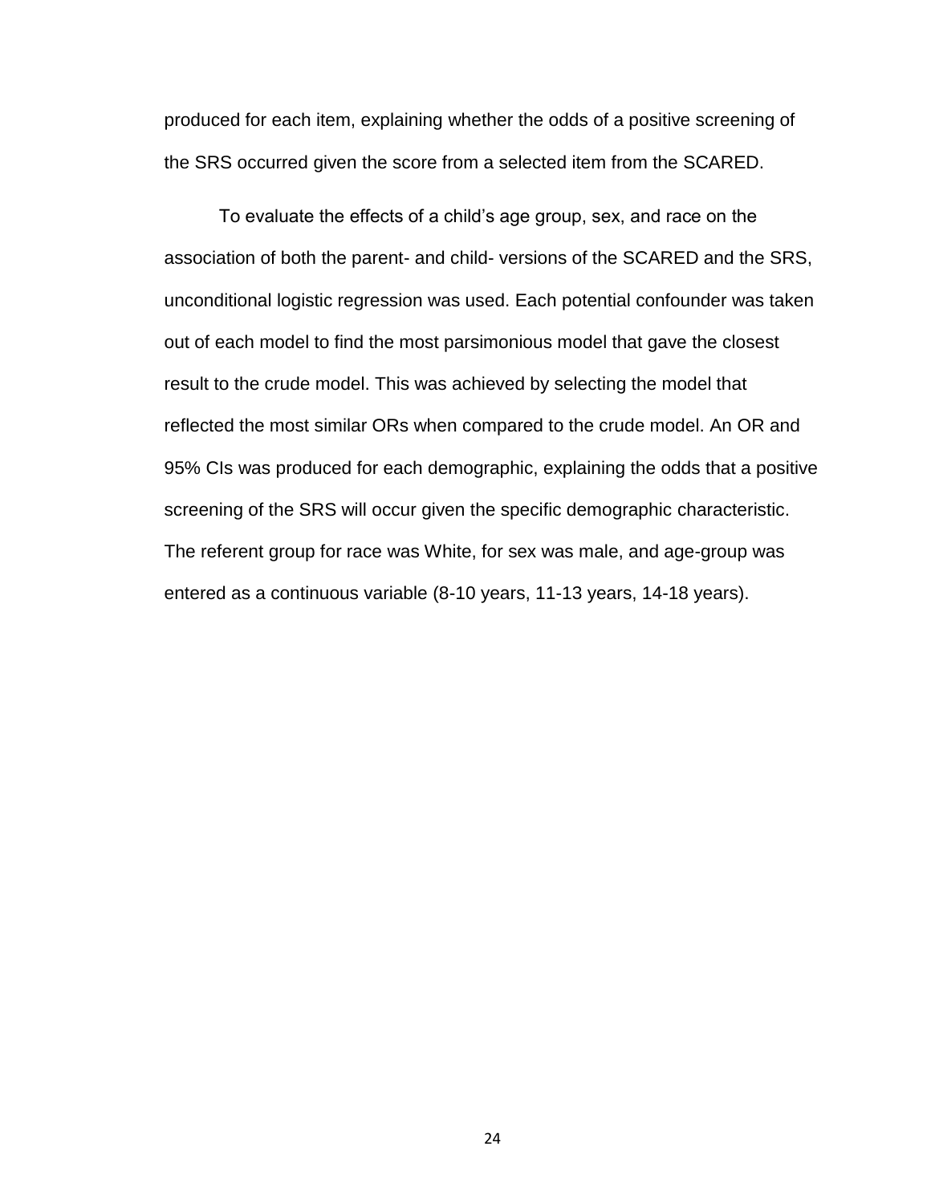produced for each item, explaining whether the odds of a positive screening of the SRS occurred given the score from a selected item from the SCARED.

To evaluate the effects of a child's age group, sex, and race on the association of both the parent- and child- versions of the SCARED and the SRS, unconditional logistic regression was used. Each potential confounder was taken out of each model to find the most parsimonious model that gave the closest result to the crude model. This was achieved by selecting the model that reflected the most similar ORs when compared to the crude model. An OR and 95% CIs was produced for each demographic, explaining the odds that a positive screening of the SRS will occur given the specific demographic characteristic. The referent group for race was White, for sex was male, and age-group was entered as a continuous variable (8-10 years, 11-13 years, 14-18 years).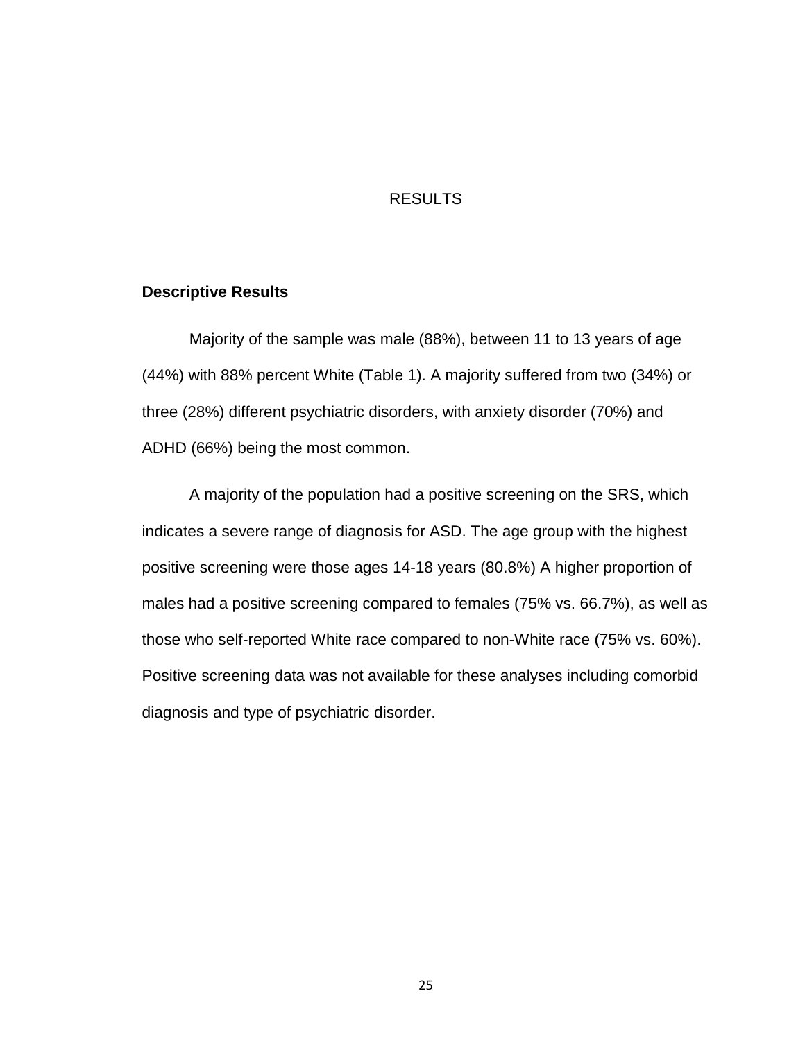# RESULTS

## Descriptive Results

Majority of the sample was male (88%), between 11 to 13 years of age (44%) with 88% percent White (Table 1). A majority suffered from two (34%) or three (28%) different psychiatric disorders, with anxiety disorder (70%) and ADHD (66%) being the most common.

A majority of the population had a positive screening on the SRS, which indicates a severe range of diagnosis for ASD. The age group with the highest positive screening were those ages 14-18 years (80.8%) A higher proportion of males had a positive screening compared to females (75% vs. 66.7%), as well as those who self-reported White race compared to non-White race (75% vs. 60%). Positive screening data was not available for these analyses including comorbid diagnosis and type of psychiatric disorder.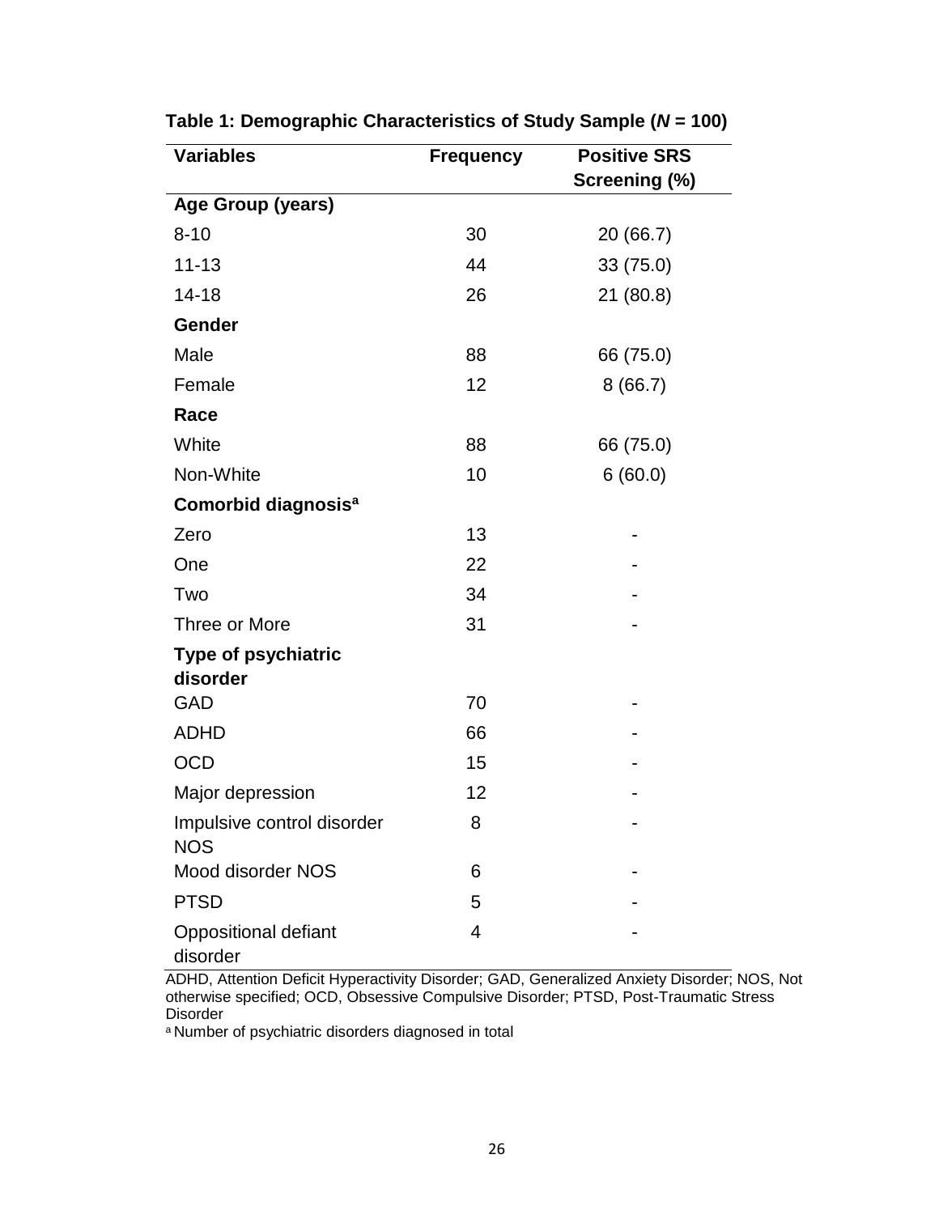**Table 1: Demographic Characteristics of Study Sample (*N* = 100)**

| Variables | Frequency | Positive SRS Screening (%) |
|---|---|---|
| **Age Group (years)** | | |
| 8-10 | 30 | 20 (66.7) |
| 11-13 | 44 | 33 (75.0) |
| 14-18 | 26 | 21 (80.8) |
| **Gender** | | |
| Male | 88 | 66 (75.0) |
| Female | 12 | 8 (66.7) |
| **Race** | | |
| White | 88 | 66 (75.0) |
| Non-White | 10 | 6 (60.0) |
| **Comorbid diagnosis**[a] | | |
| Zero | 13 | - |
| One | 22 | - |
| Two | 34 | - |
| Three or More | 31 | - |
| **Type of psychiatric disorder** | | |
| GAD | 70 | - |
| ADHD | 66 | - |
| OCD | 15 | - |
| Major depression | 12 | - |
| Impulsive control disorder NOS | 8 | - |
| Mood disorder NOS | 6 | - |
| PTSD | 5 | - |
| Oppositional defiant disorder | 4 | - |

ADHD, Attention Deficit Hyperactivity Disorder; GAD, Generalized Anxiety Disorder; NOS, Not otherwise specified; OCD, Obsessive Compulsive Disorder; PTSD, Post-Traumatic Stress Disorder

[a] Number of psychiatric disorders diagnosed in total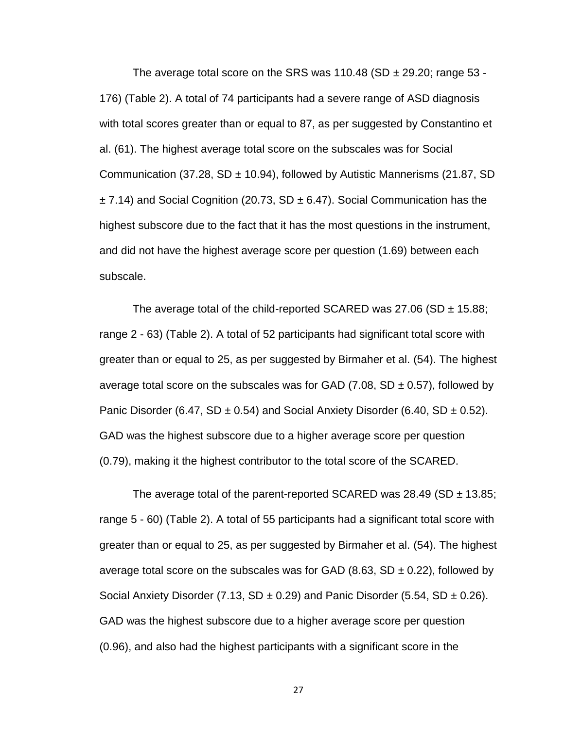The average total score on the SRS was 110.48 (SD ± 29.20; range 53 - 176) (Table 2). A total of 74 participants had a severe range of ASD diagnosis with total scores greater than or equal to 87, as per suggested by Constantino et al. (61). The highest average total score on the subscales was for Social Communication (37.28, SD ± 10.94), followed by Autistic Mannerisms (21.87, SD ± 7.14) and Social Cognition (20.73, SD ± 6.47). Social Communication has the highest subscore due to the fact that it has the most questions in the instrument, and did not have the highest average score per question (1.69) between each subscale.

The average total of the child-reported SCARED was 27.06 (SD ± 15.88; range 2 - 63) (Table 2). A total of 52 participants had significant total score with greater than or equal to 25, as per suggested by Birmaher et al. (54). The highest average total score on the subscales was for GAD (7.08, SD ± 0.57), followed by Panic Disorder (6.47, SD ± 0.54) and Social Anxiety Disorder (6.40, SD ± 0.52). GAD was the highest subscore due to a higher average score per question (0.79), making it the highest contributor to the total score of the SCARED.

The average total of the parent-reported SCARED was 28.49 (SD ± 13.85; range 5 - 60) (Table 2). A total of 55 participants had a significant total score with greater than or equal to 25, as per suggested by Birmaher et al. (54). The highest average total score on the subscales was for GAD (8.63, SD ± 0.22), followed by Social Anxiety Disorder (7.13, SD ± 0.29) and Panic Disorder (5.54, SD ± 0.26). GAD was the highest subscore due to a higher average score per question (0.96), and also had the highest participants with a significant score in the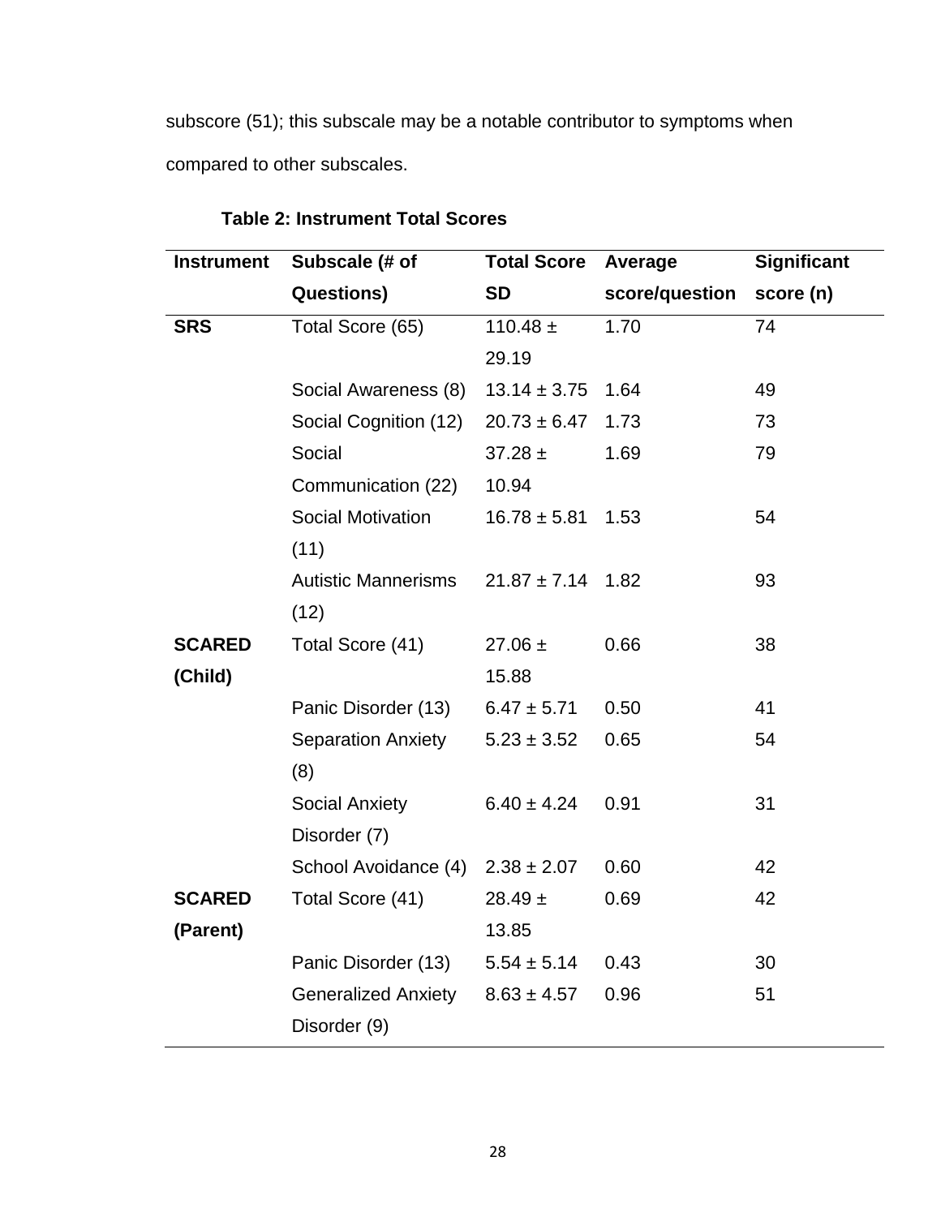subscore (51); this subscale may be a notable contributor to symptoms when compared to other subscales.

**Table 2: Instrument Total Scores**

| Instrument | Subscale (# of Questions) | Total Score SD | Average score/question | Significant score (n) |
|---|---|---|---|---|
| **SRS** | Total Score (65) | 110.48 ± 29.19 | 1.70 | 74 |
| | Social Awareness (8) | 13.14 ± 3.75 | 1.64 | 49 |
| | Social Cognition (12) | 20.73 ± 6.47 | 1.73 | 73 |
| | Social Communication (22) | 37.28 ± 10.94 | 1.69 | 79 |
| | Social Motivation (11) | 16.78 ± 5.81 | 1.53 | 54 |
| | Autistic Mannerisms (12) | 21.87 ± 7.14 | 1.82 | 93 |
| **SCARED (Child)** | Total Score (41) | 27.06 ± 15.88 | 0.66 | 38 |
| | Panic Disorder (13) | 6.47 ± 5.71 | 0.50 | 41 |
| | Separation Anxiety (8) | 5.23 ± 3.52 | 0.65 | 54 |
| | Social Anxiety Disorder (7) | 6.40 ± 4.24 | 0.91 | 31 |
| | School Avoidance (4) | 2.38 ± 2.07 | 0.60 | 42 |
| **SCARED (Parent)** | Total Score (41) | 28.49 ± 13.85 | 0.69 | 42 |
| | Panic Disorder (13) | 5.54 ± 5.14 | 0.43 | 30 |
| | Generalized Anxiety Disorder (9) | 8.63 ± 4.57 | 0.96 | 51 |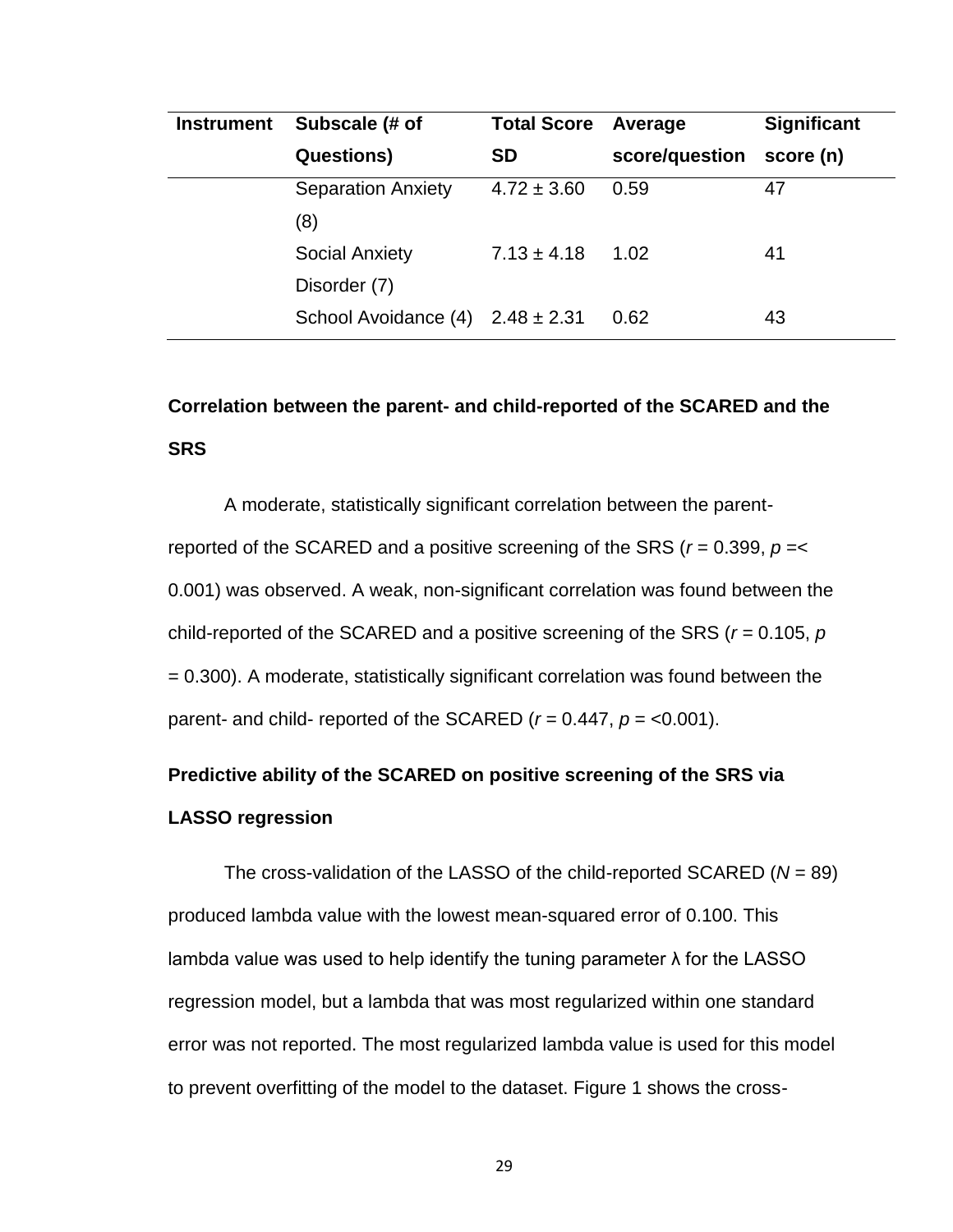| Instrument | Subscale (# of Questions) | Total Score SD | Average score/question | Significant score (n) |
|---|---|---|---|---|
| | Separation Anxiety (8) | 4.72 ± 3.60 | 0.59 | 47 |
| | Social Anxiety Disorder (7) | 7.13 ± 4.18 | 1.02 | 41 |
| | School Avoidance (4) | 2.48 ± 2.31 | 0.62 | 43 |

**Correlation between the parent- and child-reported of the SCARED and the SRS**

A moderate, statistically significant correlation between the parent-reported of the SCARED and a positive screening of the SRS (*r* = 0.399, *p* =< 0.001) was observed. A weak, non-significant correlation was found between the child-reported of the SCARED and a positive screening of the SRS (*r* = 0.105, *p* = 0.300). A moderate, statistically significant correlation was found between the parent- and child- reported of the SCARED (*r* = 0.447, *p* = <0.001).

**Predictive ability of the SCARED on positive screening of the SRS via LASSO regression**

The cross-validation of the LASSO of the child-reported SCARED (*N* = 89) produced lambda value with the lowest mean-squared error of 0.100. This lambda value was used to help identify the tuning parameter λ for the LASSO regression model, but a lambda that was most regularized within one standard error was not reported. The most regularized lambda value is used for this model to prevent overfitting of the model to the dataset. Figure 1 shows the cross-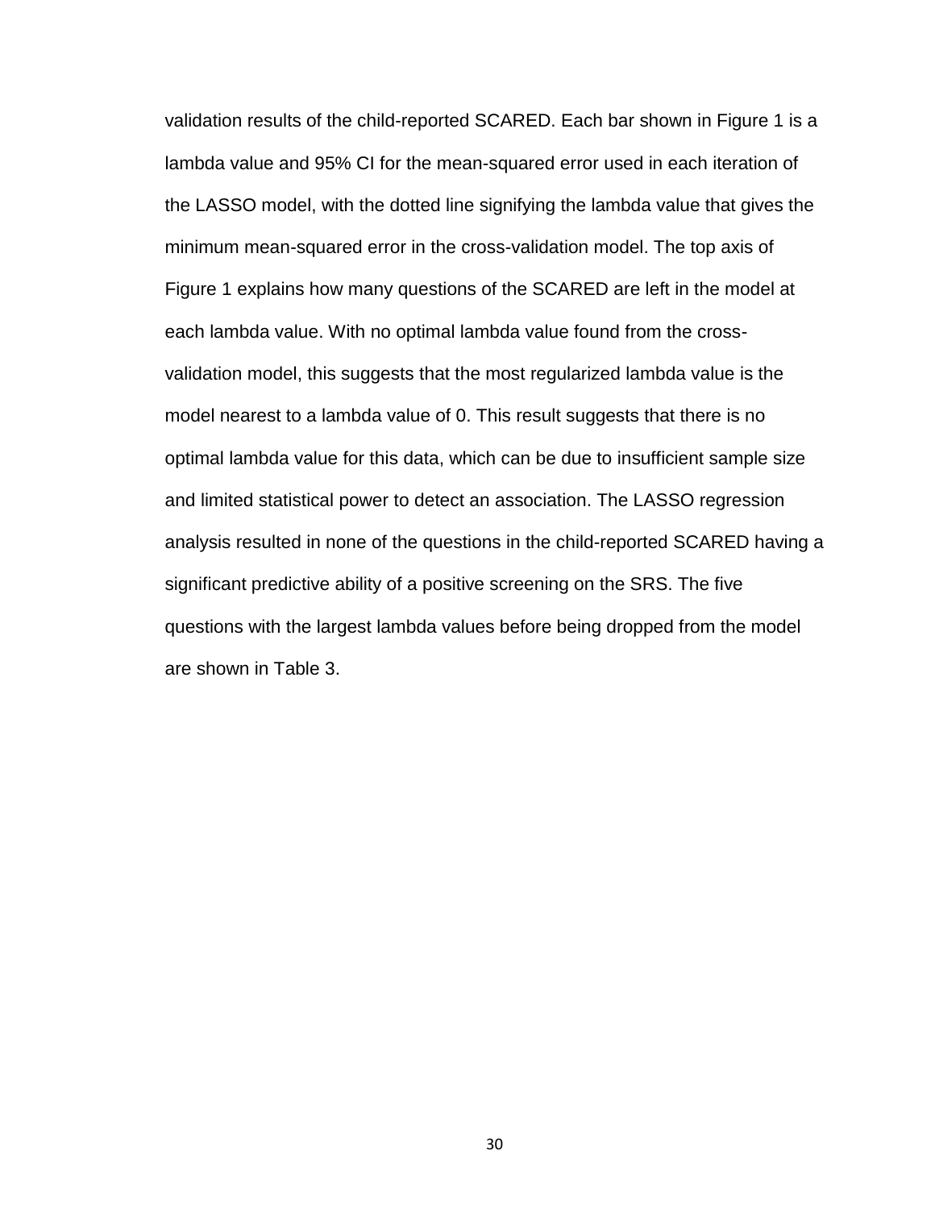validation results of the child-reported SCARED. Each bar shown in Figure 1 is a lambda value and 95% CI for the mean-squared error used in each iteration of the LASSO model, with the dotted line signifying the lambda value that gives the minimum mean-squared error in the cross-validation model. The top axis of Figure 1 explains how many questions of the SCARED are left in the model at each lambda value. With no optimal lambda value found from the cross-validation model, this suggests that the most regularized lambda value is the model nearest to a lambda value of 0. This result suggests that there is no optimal lambda value for this data, which can be due to insufficient sample size and limited statistical power to detect an association. The LASSO regression analysis resulted in none of the questions in the child-reported SCARED having a significant predictive ability of a positive screening on the SRS. The five questions with the largest lambda values before being dropped from the model are shown in Table 3.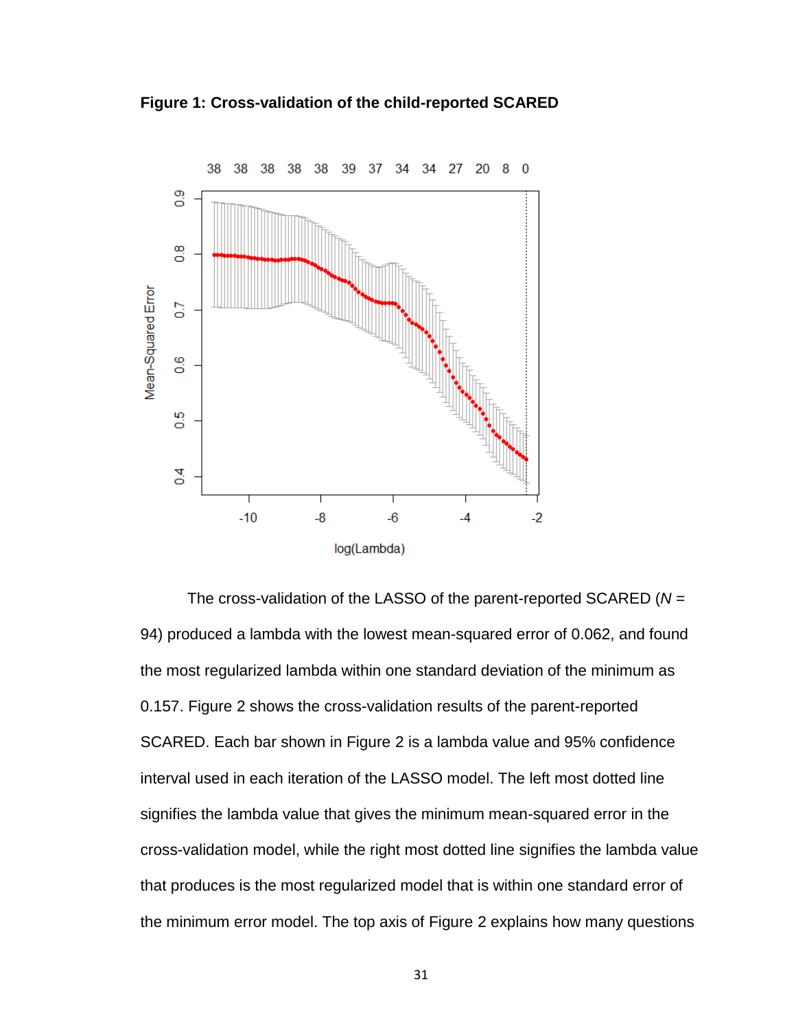**Figure 1: Cross-validation of the child-reported SCARED**

The cross-validation of the LASSO of the parent-reported SCARED (*N* = 94) produced a lambda with the lowest mean-squared error of 0.062, and found the most regularized lambda within one standard deviation of the minimum as 0.157. Figure 2 shows the cross-validation results of the parent-reported SCARED. Each bar shown in Figure 2 is a lambda value and 95% confidence interval used in each iteration of the LASSO model. The left most dotted line signifies the lambda value that gives the minimum mean-squared error in the cross-validation model, while the right most dotted line signifies the lambda value that produces is the most regularized model that is within one standard error of the minimum error model. The top axis of Figure 2 explains how many questions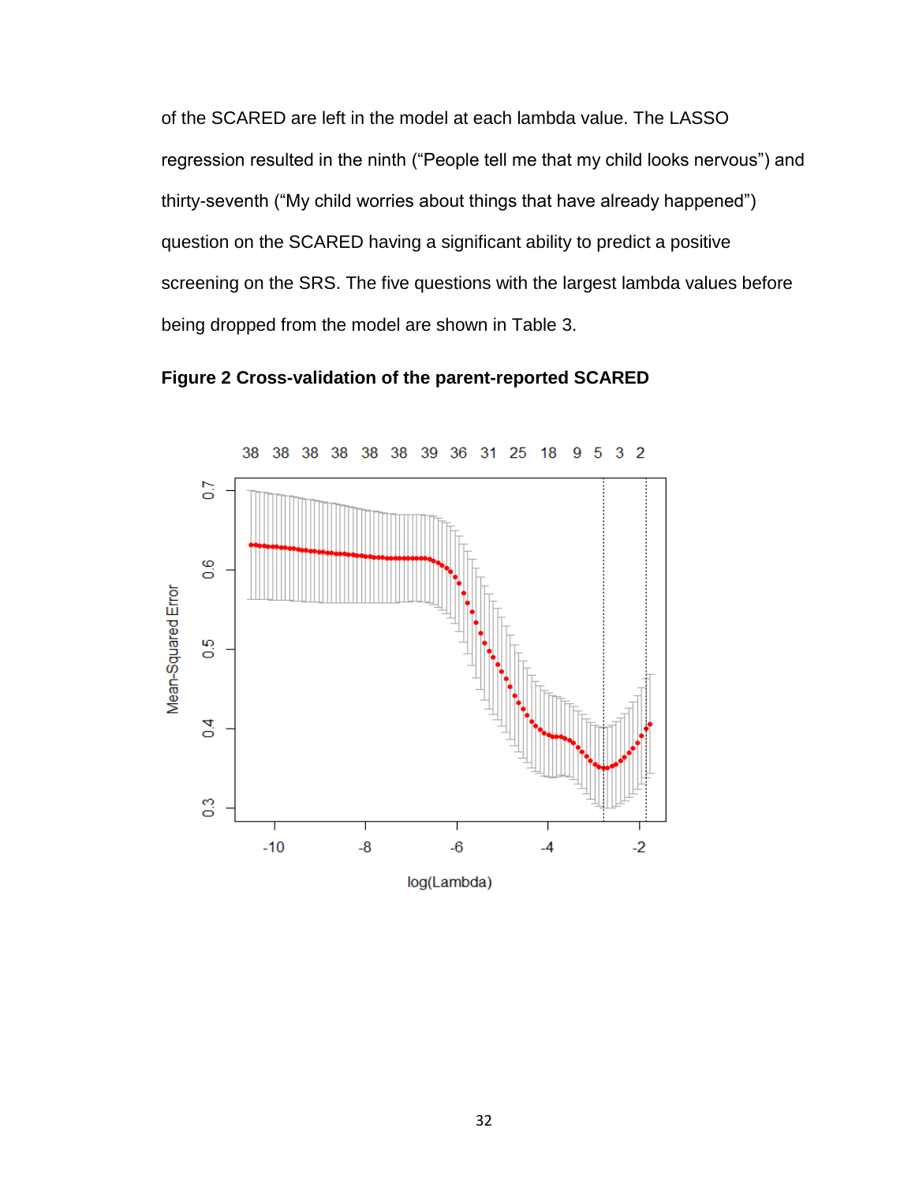of the SCARED are left in the model at each lambda value. The LASSO regression resulted in the ninth (“People tell me that my child looks nervous”) and thirty-seventh (“My child worries about things that have already happened”) question on the SCARED having a significant ability to predict a positive screening on the SRS. The five questions with the largest lambda values before being dropped from the model are shown in Table 3.

**Figure 2 Cross-validation of the parent-reported SCARED**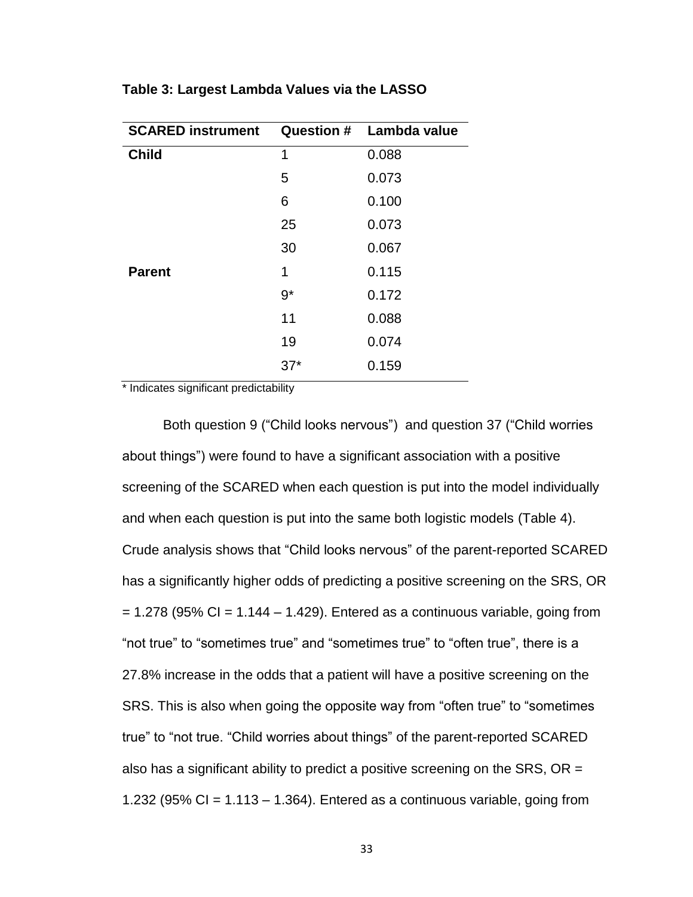**Table 3: Largest Lambda Values via the LASSO**

| SCARED instrument | Question # | Lambda value |
|---|---|---|
| **Child** | 1 | 0.088 |
| | 5 | 0.073 |
| | 6 | 0.100 |
| | 25 | 0.073 |
| | 30 | 0.067 |
| **Parent** | 1 | 0.115 |
| | 9* | 0.172 |
| | 11 | 0.088 |
| | 19 | 0.074 |
| | 37* | 0.159 |

\* Indicates significant predictability

Both question 9 (“Child looks nervous”) and question 37 (“Child worries about things”) were found to have a significant association with a positive screening of the SCARED when each question is put into the model individually and when each question is put into the same both logistic models (Table 4). Crude analysis shows that “Child looks nervous” of the parent-reported SCARED has a significantly higher odds of predicting a positive screening on the SRS, OR = 1.278 (95% CI = 1.144 – 1.429). Entered as a continuous variable, going from “not true” to “sometimes true” and “sometimes true” to “often true”, there is a 27.8% increase in the odds that a patient will have a positive screening on the SRS. This is also when going the opposite way from “often true” to “sometimes true” to “not true. “Child worries about things” of the parent-reported SCARED also has a significant ability to predict a positive screening on the SRS, OR = 1.232 (95% CI = 1.113 – 1.364). Entered as a continuous variable, going from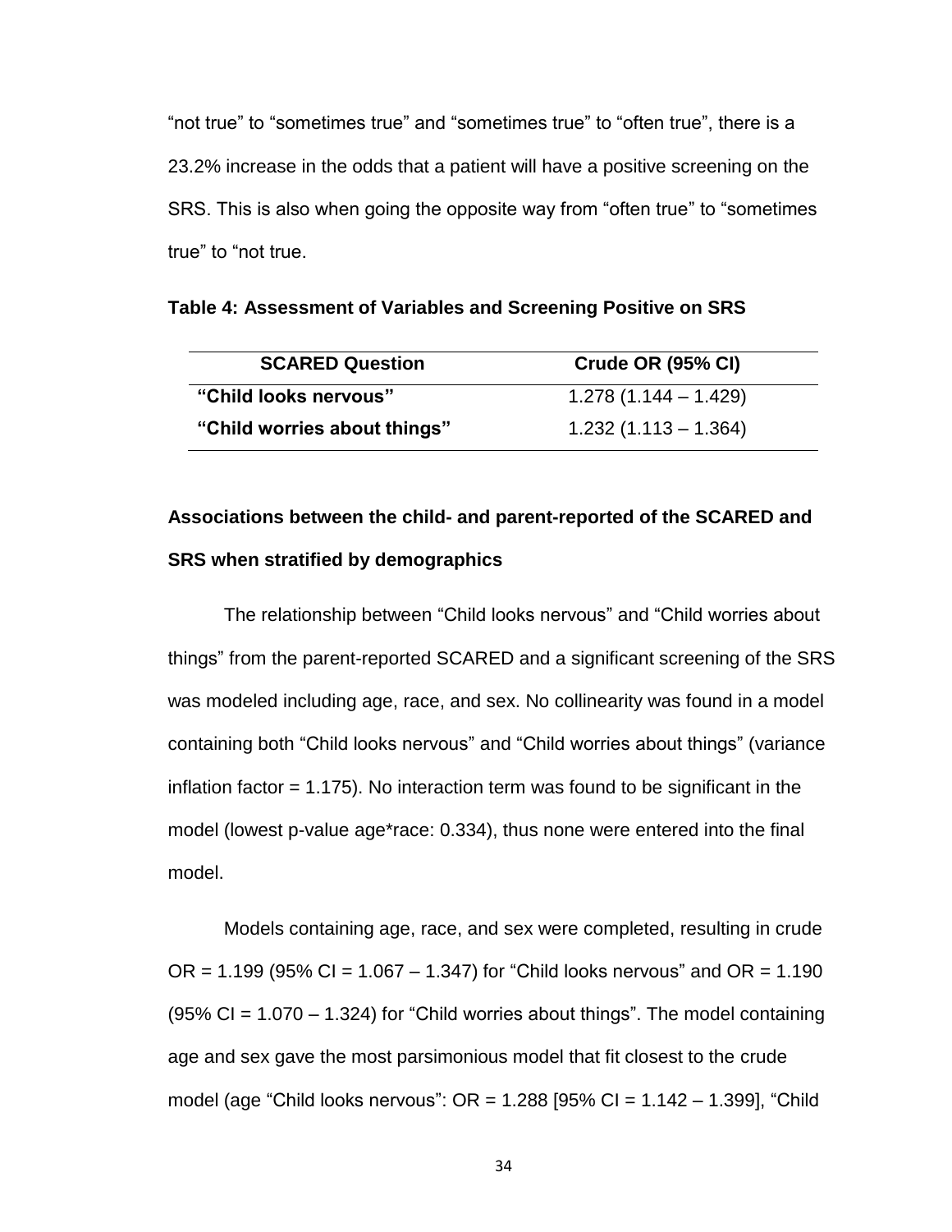"not true" to "sometimes true" and "sometimes true" to "often true", there is a 23.2% increase in the odds that a patient will have a positive screening on the SRS. This is also when going the opposite way from "often true" to "sometimes true" to "not true.

**Table 4: Assessment of Variables and Screening Positive on SRS**

| SCARED Question | Crude OR (95% CI) |
|---|---|
| **"Child looks nervous"** | 1.278 (1.144 – 1.429) |
| **"Child worries about things"** | 1.232 (1.113 – 1.364) |

**Associations between the child- and parent-reported of the SCARED and SRS when stratified by demographics**

The relationship between "Child looks nervous" and "Child worries about things" from the parent-reported SCARED and a significant screening of the SRS was modeled including age, race, and sex. No collinearity was found in a model containing both "Child looks nervous" and "Child worries about things" (variance inflation factor = 1.175). No interaction term was found to be significant in the model (lowest p-value age*race: 0.334), thus none were entered into the final model.

Models containing age, race, and sex were completed, resulting in crude OR = 1.199 (95% CI = 1.067 – 1.347) for "Child looks nervous" and OR = 1.190 (95% CI = 1.070 – 1.324) for "Child worries about things". The model containing age and sex gave the most parsimonious model that fit closest to the crude model (age "Child looks nervous": OR = 1.288 [95% CI = 1.142 – 1.399], "Child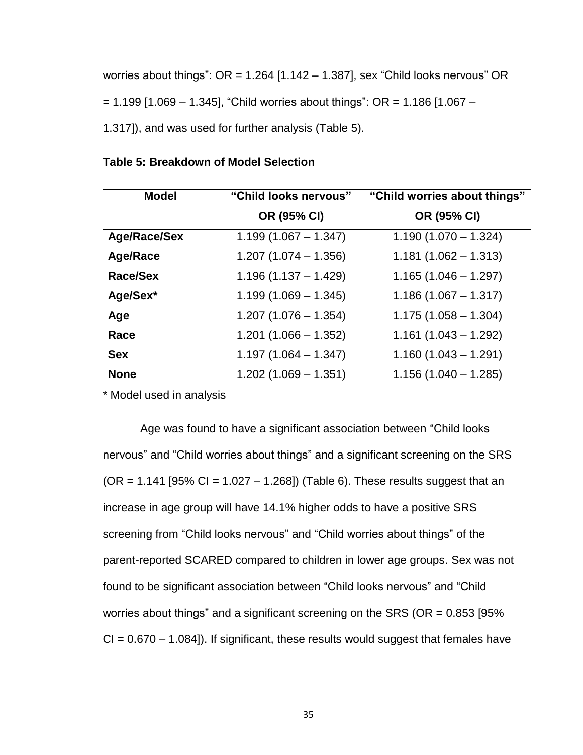worries about things": OR = 1.264 [1.142 – 1.387], sex "Child looks nervous" OR = 1.199 [1.069 – 1.345], "Child worries about things": OR = 1.186 [1.067 – 1.317]), and was used for further analysis (Table 5).

**Table 5: Breakdown of Model Selection**

| Model | "Child looks nervous" OR (95% CI) | "Child worries about things" OR (95% CI) |
|---|---|---|
| **Age/Race/Sex** | 1.199 (1.067 – 1.347) | 1.190 (1.070 – 1.324) |
| **Age/Race** | 1.207 (1.074 – 1.356) | 1.181 (1.062 – 1.313) |
| **Race/Sex** | 1.196 (1.137 – 1.429) | 1.165 (1.046 – 1.297) |
| **Age/Sex*** | 1.199 (1.069 – 1.345) | 1.186 (1.067 – 1.317) |
| **Age** | 1.207 (1.076 – 1.354) | 1.175 (1.058 – 1.304) |
| **Race** | 1.201 (1.066 – 1.352) | 1.161 (1.043 – 1.292) |
| **Sex** | 1.197 (1.064 – 1.347) | 1.160 (1.043 – 1.291) |
| **None** | 1.202 (1.069 – 1.351) | 1.156 (1.040 – 1.285) |

* Model used in analysis

Age was found to have a significant association between "Child looks nervous" and "Child worries about things" and a significant screening on the SRS (OR = 1.141 [95% CI = 1.027 – 1.268]) (Table 6). These results suggest that an increase in age group will have 14.1% higher odds to have a positive SRS screening from "Child looks nervous" and "Child worries about things" of the parent-reported SCARED compared to children in lower age groups. Sex was not found to be significant association between "Child looks nervous" and "Child worries about things" and a significant screening on the SRS (OR = 0.853 [95% CI = 0.670 – 1.084]). If significant, these results would suggest that females have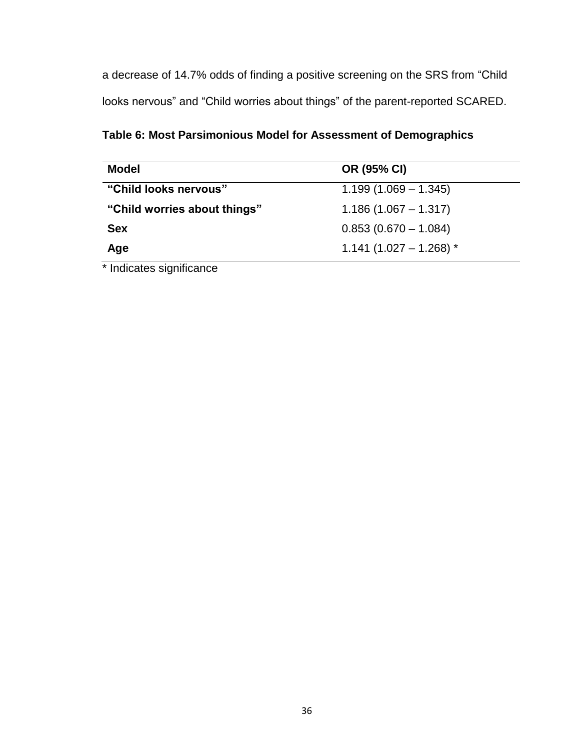a decrease of 14.7% odds of finding a positive screening on the SRS from “Child looks nervous” and “Child worries about things” of the parent-reported SCARED.

**Table 6: Most Parsimonious Model for Assessment of Demographics**

| **Model** | **OR (95% CI)** |
|---|---|
| **“Child looks nervous”** | 1.199 (1.069 – 1.345) |
| **“Child worries about things”** | 1.186 (1.067 – 1.317) |
| **Sex** | 0.853 (0.670 – 1.084) |
| **Age** | 1.141 (1.027 – 1.268) * |

* Indicates significance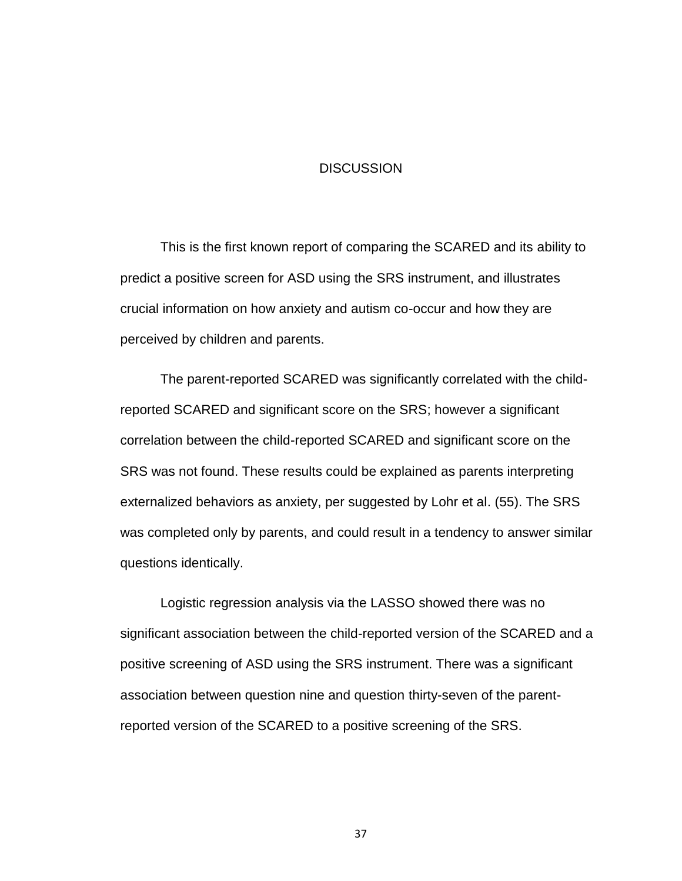# DISCUSSION

This is the first known report of comparing the SCARED and its ability to predict a positive screen for ASD using the SRS instrument, and illustrates crucial information on how anxiety and autism co-occur and how they are perceived by children and parents.

The parent-reported SCARED was significantly correlated with the child-reported SCARED and significant score on the SRS; however a significant correlation between the child-reported SCARED and significant score on the SRS was not found. These results could be explained as parents interpreting externalized behaviors as anxiety, per suggested by Lohr et al. (55). The SRS was completed only by parents, and could result in a tendency to answer similar questions identically.

Logistic regression analysis via the LASSO showed there was no significant association between the child-reported version of the SCARED and a positive screening of ASD using the SRS instrument. There was a significant association between question nine and question thirty-seven of the parent-reported version of the SCARED to a positive screening of the SRS.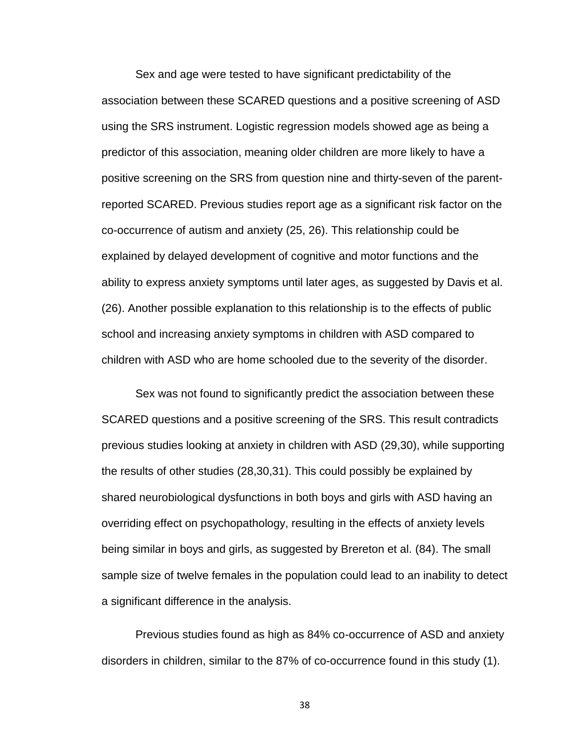Sex and age were tested to have significant predictability of the association between these SCARED questions and a positive screening of ASD using the SRS instrument. Logistic regression models showed age as being a predictor of this association, meaning older children are more likely to have a positive screening on the SRS from question nine and thirty-seven of the parent-reported SCARED. Previous studies report age as a significant risk factor on the co-occurrence of autism and anxiety (25, 26). This relationship could be explained by delayed development of cognitive and motor functions and the ability to express anxiety symptoms until later ages, as suggested by Davis et al. (26). Another possible explanation to this relationship is to the effects of public school and increasing anxiety symptoms in children with ASD compared to children with ASD who are home schooled due to the severity of the disorder.

Sex was not found to significantly predict the association between these SCARED questions and a positive screening of the SRS. This result contradicts previous studies looking at anxiety in children with ASD (29,30), while supporting the results of other studies (28,30,31). This could possibly be explained by shared neurobiological dysfunctions in both boys and girls with ASD having an overriding effect on psychopathology, resulting in the effects of anxiety levels being similar in boys and girls, as suggested by Brereton et al. (84). The small sample size of twelve females in the population could lead to an inability to detect a significant difference in the analysis.

Previous studies found as high as 84% co-occurrence of ASD and anxiety disorders in children, similar to the 87% of co-occurrence found in this study (1).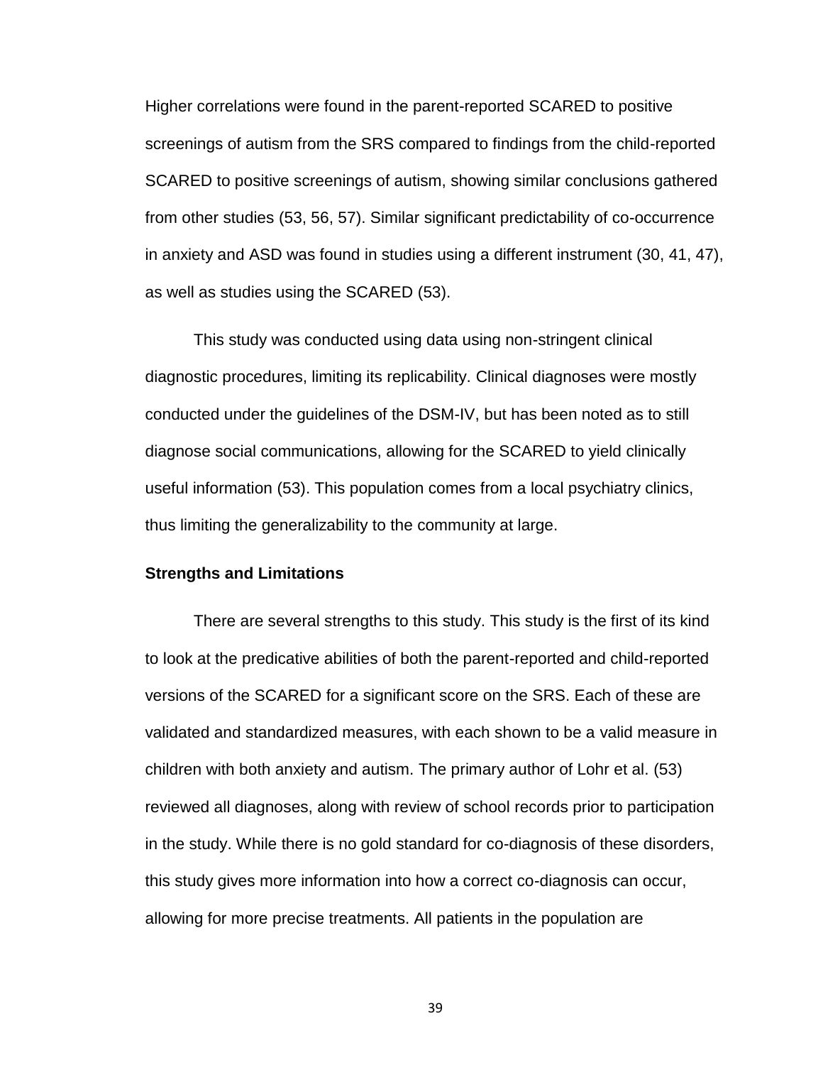Higher correlations were found in the parent-reported SCARED to positive screenings of autism from the SRS compared to findings from the child-reported SCARED to positive screenings of autism, showing similar conclusions gathered from other studies (53, 56, 57). Similar significant predictability of co-occurrence in anxiety and ASD was found in studies using a different instrument (30, 41, 47), as well as studies using the SCARED (53).

This study was conducted using data using non-stringent clinical diagnostic procedures, limiting its replicability. Clinical diagnoses were mostly conducted under the guidelines of the DSM-IV, but has been noted as to still diagnose social communications, allowing for the SCARED to yield clinically useful information (53). This population comes from a local psychiatry clinics, thus limiting the generalizability to the community at large.

**Strengths and Limitations**

There are several strengths to this study. This study is the first of its kind to look at the predicative abilities of both the parent-reported and child-reported versions of the SCARED for a significant score on the SRS. Each of these are validated and standardized measures, with each shown to be a valid measure in children with both anxiety and autism. The primary author of Lohr et al. (53) reviewed all diagnoses, along with review of school records prior to participation in the study. While there is no gold standard for co-diagnosis of these disorders, this study gives more information into how a correct co-diagnosis can occur, allowing for more precise treatments. All patients in the population are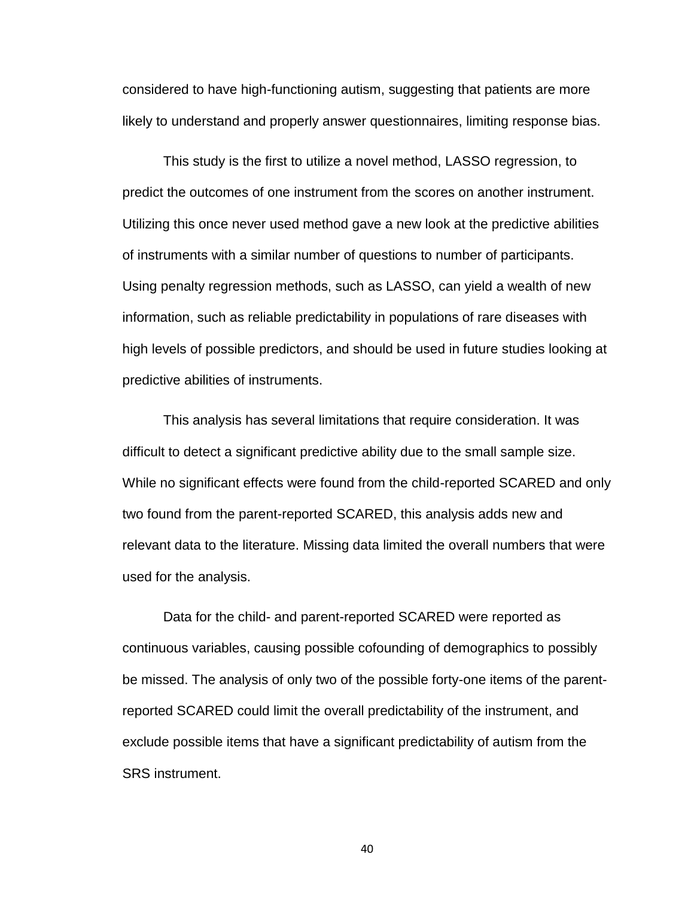considered to have high-functioning autism, suggesting that patients are more likely to understand and properly answer questionnaires, limiting response bias.

This study is the first to utilize a novel method, LASSO regression, to predict the outcomes of one instrument from the scores on another instrument. Utilizing this once never used method gave a new look at the predictive abilities of instruments with a similar number of questions to number of participants. Using penalty regression methods, such as LASSO, can yield a wealth of new information, such as reliable predictability in populations of rare diseases with high levels of possible predictors, and should be used in future studies looking at predictive abilities of instruments.

This analysis has several limitations that require consideration. It was difficult to detect a significant predictive ability due to the small sample size. While no significant effects were found from the child-reported SCARED and only two found from the parent-reported SCARED, this analysis adds new and relevant data to the literature. Missing data limited the overall numbers that were used for the analysis.

Data for the child- and parent-reported SCARED were reported as continuous variables, causing possible cofounding of demographics to possibly be missed. The analysis of only two of the possible forty-one items of the parent-reported SCARED could limit the overall predictability of the instrument, and exclude possible items that have a significant predictability of autism from the SRS instrument.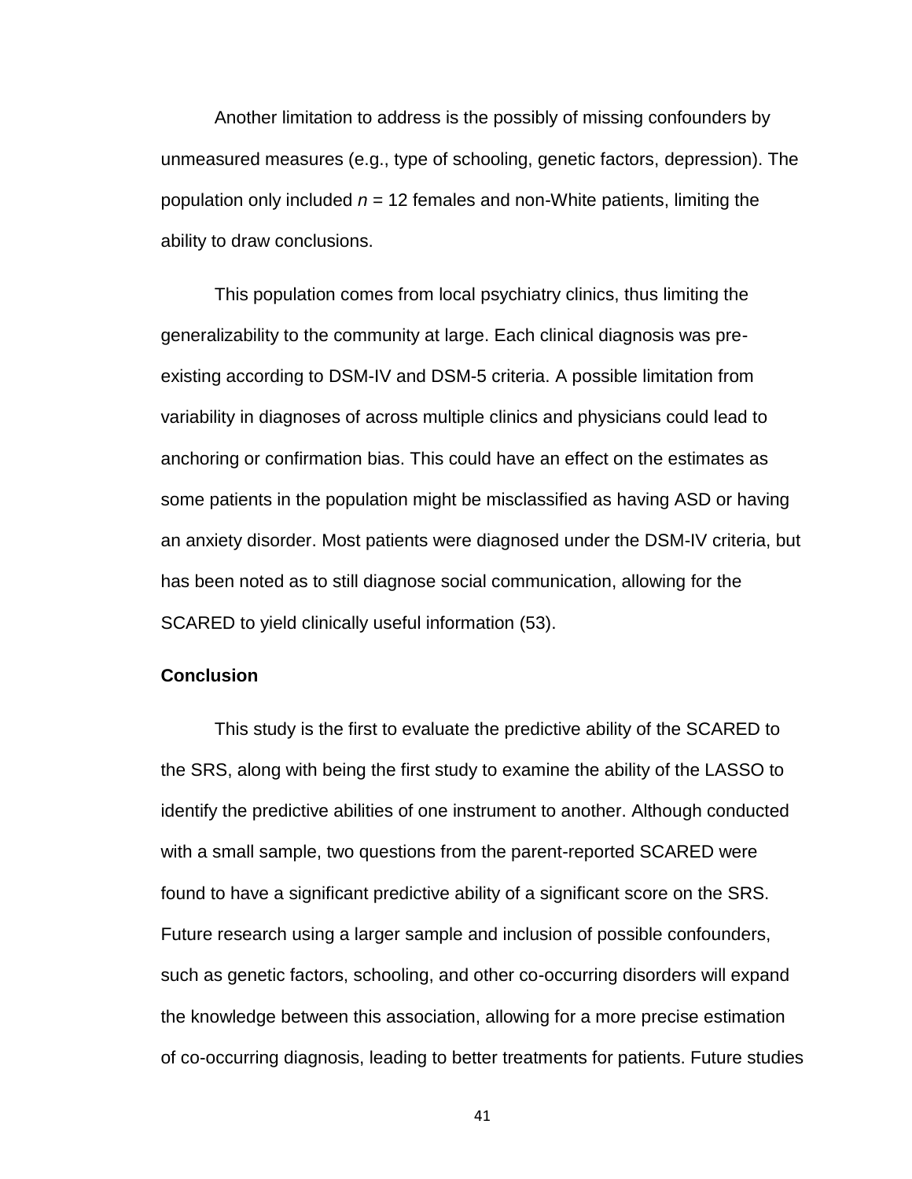Another limitation to address is the possibly of missing confounders by unmeasured measures (e.g., type of schooling, genetic factors, depression). The population only included $n$ = 12 females and non-White patients, limiting the ability to draw conclusions.

This population comes from local psychiatry clinics, thus limiting the generalizability to the community at large. Each clinical diagnosis was pre-existing according to DSM-IV and DSM-5 criteria. A possible limitation from variability in diagnoses of across multiple clinics and physicians could lead to anchoring or confirmation bias. This could have an effect on the estimates as some patients in the population might be misclassified as having ASD or having an anxiety disorder. Most patients were diagnosed under the DSM-IV criteria, but has been noted as to still diagnose social communication, allowing for the SCARED to yield clinically useful information (53).

**Conclusion**

This study is the first to evaluate the predictive ability of the SCARED to the SRS, along with being the first study to examine the ability of the LASSO to identify the predictive abilities of one instrument to another. Although conducted with a small sample, two questions from the parent-reported SCARED were found to have a significant predictive ability of a significant score on the SRS. Future research using a larger sample and inclusion of possible confounders, such as genetic factors, schooling, and other co-occurring disorders will expand the knowledge between this association, allowing for a more precise estimation of co-occurring diagnosis, leading to better treatments for patients. Future studies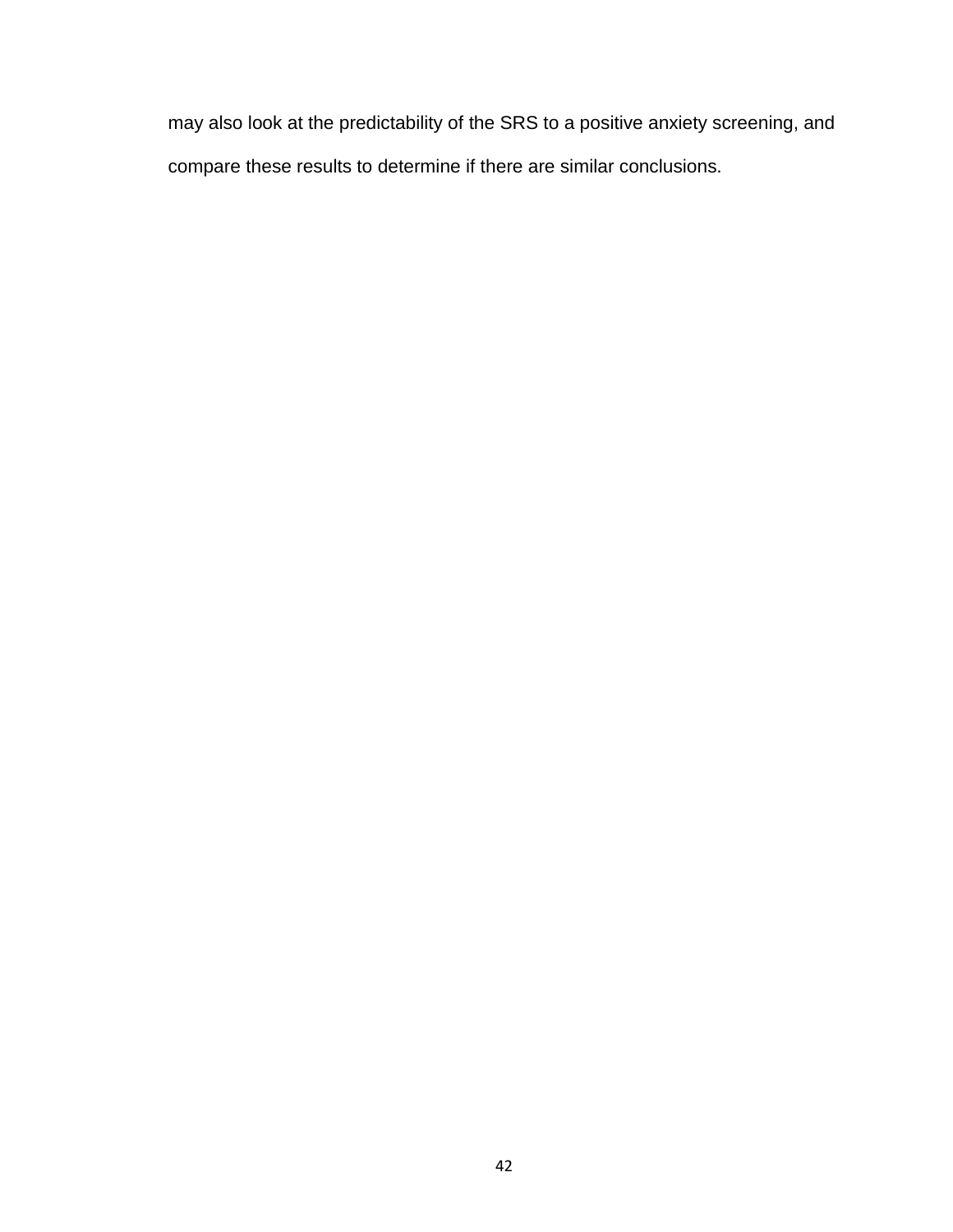may also look at the predictability of the SRS to a positive anxiety screening, and compare these results to determine if there are similar conclusions.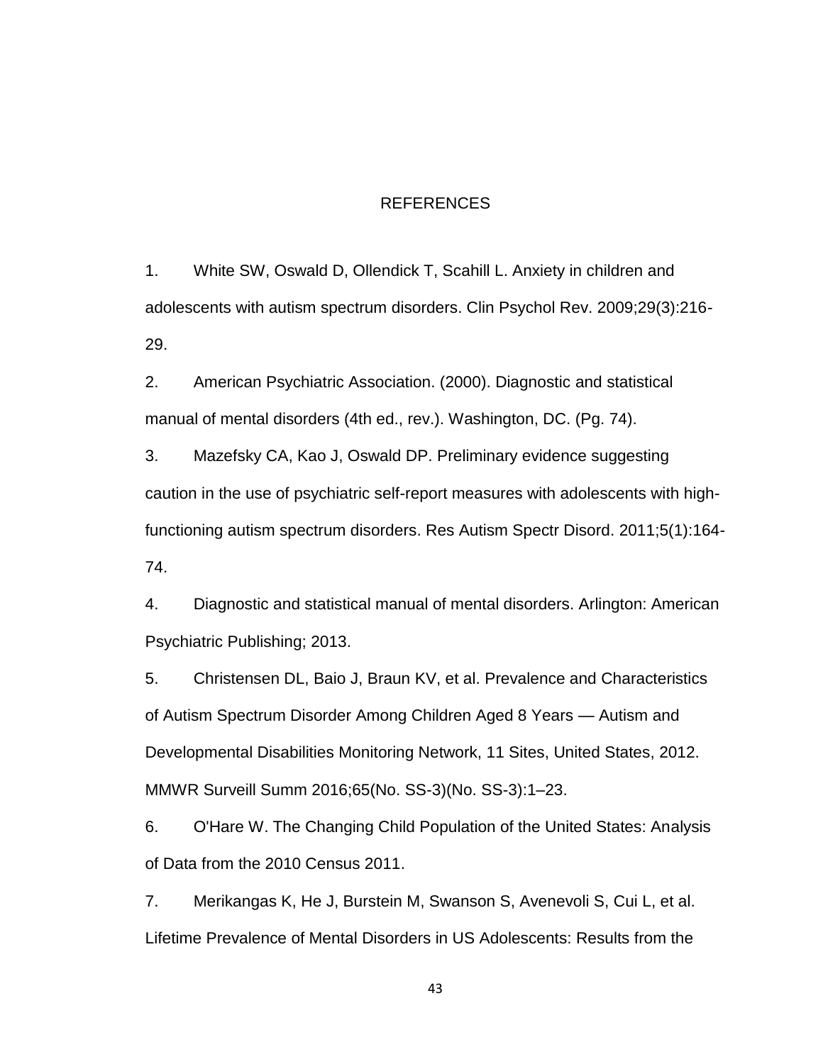# REFERENCES

1. White SW, Oswald D, Ollendick T, Scahill L. Anxiety in children and adolescents with autism spectrum disorders. Clin Psychol Rev. 2009;29(3):216-29.

2. American Psychiatric Association. (2000). Diagnostic and statistical manual of mental disorders (4th ed., rev.). Washington, DC. (Pg. 74).

3. Mazefsky CA, Kao J, Oswald DP. Preliminary evidence suggesting caution in the use of psychiatric self-report measures with adolescents with high-functioning autism spectrum disorders. Res Autism Spectr Disord. 2011;5(1):164-74.

4. Diagnostic and statistical manual of mental disorders. Arlington: American Psychiatric Publishing; 2013.

5. Christensen DL, Baio J, Braun KV, et al. Prevalence and Characteristics of Autism Spectrum Disorder Among Children Aged 8 Years — Autism and Developmental Disabilities Monitoring Network, 11 Sites, United States, 2012. MMWR Surveill Summ 2016;65(No. SS-3)(No. SS-3):1–23.

6. O'Hare W. The Changing Child Population of the United States: Analysis of Data from the 2010 Census 2011.

7. Merikangas K, He J, Burstein M, Swanson S, Avenevoli S, Cui L, et al. Lifetime Prevalence of Mental Disorders in US Adolescents: Results from the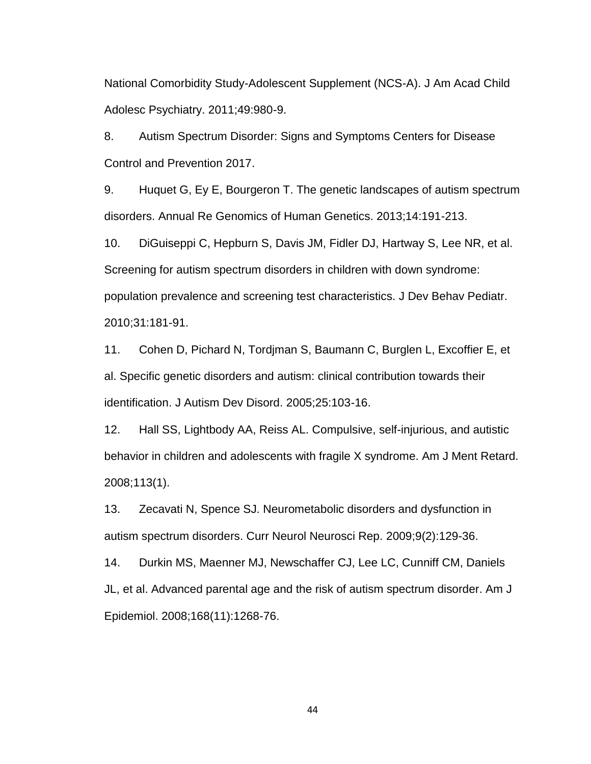National Comorbidity Study-Adolescent Supplement (NCS-A). J Am Acad Child Adolesc Psychiatry. 2011;49:980-9.

8. Autism Spectrum Disorder: Signs and Symptoms Centers for Disease Control and Prevention 2017.

9. Huquet G, Ey E, Bourgeron T. The genetic landscapes of autism spectrum disorders. Annual Re Genomics of Human Genetics. 2013;14:191-213.

10. DiGuiseppi C, Hepburn S, Davis JM, Fidler DJ, Hartway S, Lee NR, et al. Screening for autism spectrum disorders in children with down syndrome: population prevalence and screening test characteristics. J Dev Behav Pediatr. 2010;31:181-91.

11. Cohen D, Pichard N, Tordjman S, Baumann C, Burglen L, Excoffier E, et al. Specific genetic disorders and autism: clinical contribution towards their identification. J Autism Dev Disord. 2005;25:103-16.

12. Hall SS, Lightbody AA, Reiss AL. Compulsive, self-injurious, and autistic behavior in children and adolescents with fragile X syndrome. Am J Ment Retard. 2008;113(1).

13. Zecavati N, Spence SJ. Neurometabolic disorders and dysfunction in autism spectrum disorders. Curr Neurol Neurosci Rep. 2009;9(2):129-36.

14. Durkin MS, Maenner MJ, Newschaffer CJ, Lee LC, Cunniff CM, Daniels JL, et al. Advanced parental age and the risk of autism spectrum disorder. Am J Epidemiol. 2008;168(11):1268-76.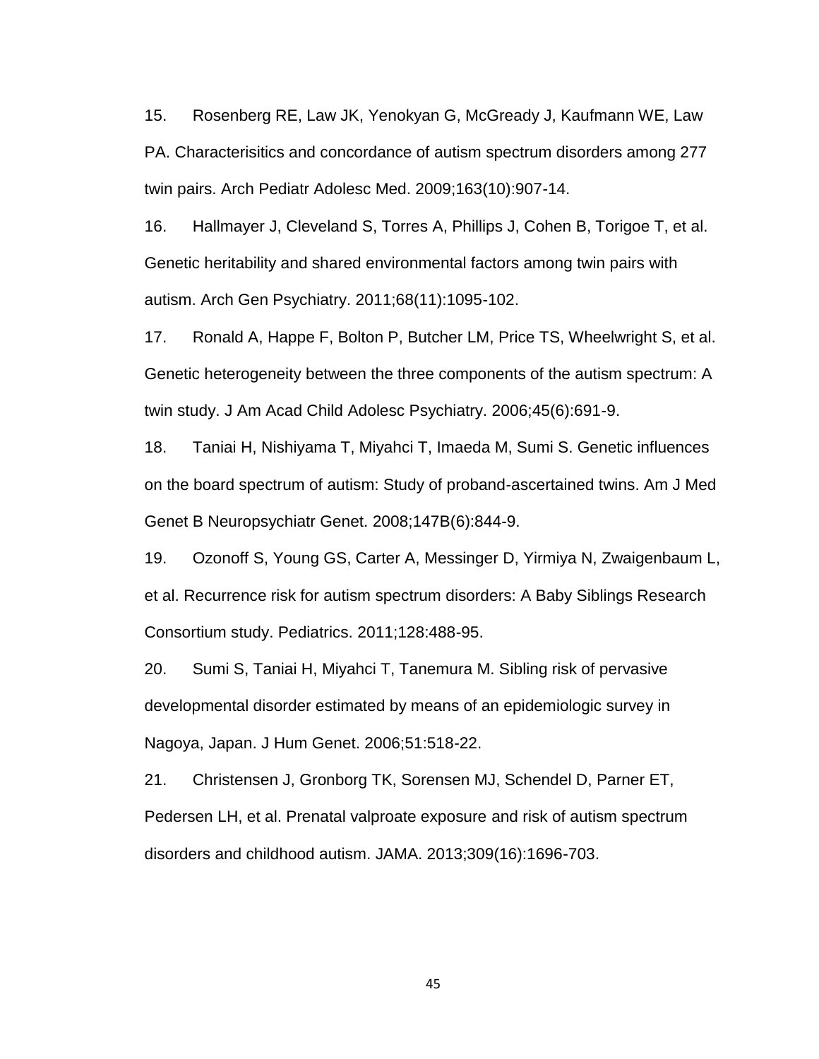15. Rosenberg RE, Law JK, Yenokyan G, McGready J, Kaufmann WE, Law PA. Characterisitics and concordance of autism spectrum disorders among 277 twin pairs. Arch Pediatr Adolesc Med. 2009;163(10):907-14.

16. Hallmayer J, Cleveland S, Torres A, Phillips J, Cohen B, Torigoe T, et al. Genetic heritability and shared environmental factors among twin pairs with autism. Arch Gen Psychiatry. 2011;68(11):1095-102.

17. Ronald A, Happe F, Bolton P, Butcher LM, Price TS, Wheelwright S, et al. Genetic heterogeneity between the three components of the autism spectrum: A twin study. J Am Acad Child Adolesc Psychiatry. 2006;45(6):691-9.

18. Taniai H, Nishiyama T, Miyahci T, Imaeda M, Sumi S. Genetic influences on the board spectrum of autism: Study of proband-ascertained twins. Am J Med Genet B Neuropsychiatr Genet. 2008;147B(6):844-9.

19. Ozonoff S, Young GS, Carter A, Messinger D, Yirmiya N, Zwaigenbaum L, et al. Recurrence risk for autism spectrum disorders: A Baby Siblings Research Consortium study. Pediatrics. 2011;128:488-95.

20. Sumi S, Taniai H, Miyahci T, Tanemura M. Sibling risk of pervasive developmental disorder estimated by means of an epidemiologic survey in Nagoya, Japan. J Hum Genet. 2006;51:518-22.

21. Christensen J, Gronborg TK, Sorensen MJ, Schendel D, Parner ET, Pedersen LH, et al. Prenatal valproate exposure and risk of autism spectrum disorders and childhood autism. JAMA. 2013;309(16):1696-703.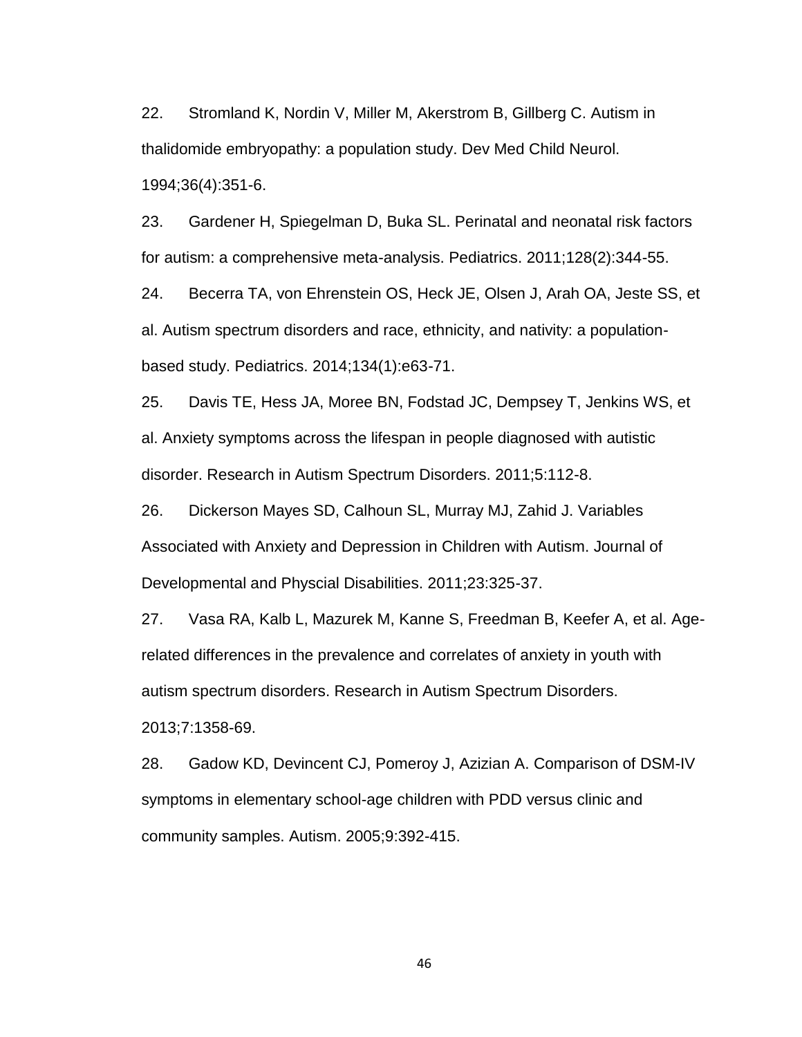22. Stromland K, Nordin V, Miller M, Akerstrom B, Gillberg C. Autism in thalidomide embryopathy: a population study. Dev Med Child Neurol. 1994;36(4):351-6.

23. Gardener H, Spiegelman D, Buka SL. Perinatal and neonatal risk factors for autism: a comprehensive meta-analysis. Pediatrics. 2011;128(2):344-55.

24. Becerra TA, von Ehrenstein OS, Heck JE, Olsen J, Arah OA, Jeste SS, et al. Autism spectrum disorders and race, ethnicity, and nativity: a population-based study. Pediatrics. 2014;134(1):e63-71.

25. Davis TE, Hess JA, Moree BN, Fodstad JC, Dempsey T, Jenkins WS, et al. Anxiety symptoms across the lifespan in people diagnosed with autistic disorder. Research in Autism Spectrum Disorders. 2011;5:112-8.

26. Dickerson Mayes SD, Calhoun SL, Murray MJ, Zahid J. Variables Associated with Anxiety and Depression in Children with Autism. Journal of Developmental and Physcial Disabilities. 2011;23:325-37.

27. Vasa RA, Kalb L, Mazurek M, Kanne S, Freedman B, Keefer A, et al. Age-related differences in the prevalence and correlates of anxiety in youth with autism spectrum disorders. Research in Autism Spectrum Disorders. 2013;7:1358-69.

28. Gadow KD, Devincent CJ, Pomeroy J, Azizian A. Comparison of DSM-IV symptoms in elementary school-age children with PDD versus clinic and community samples. Autism. 2005;9:392-415.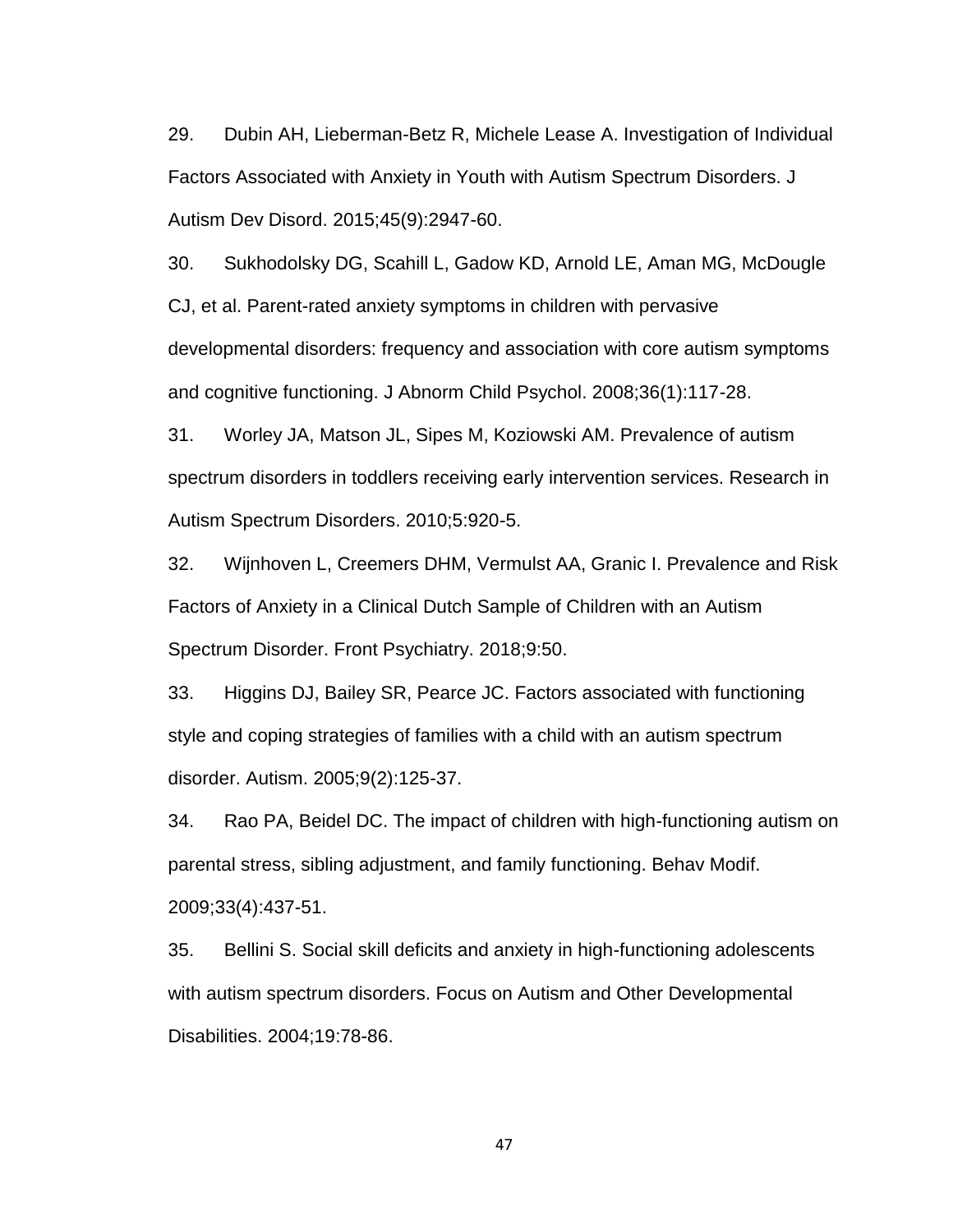29. Dubin AH, Lieberman-Betz R, Michele Lease A. Investigation of Individual Factors Associated with Anxiety in Youth with Autism Spectrum Disorders. J Autism Dev Disord. 2015;45(9):2947-60.

30. Sukhodolsky DG, Scahill L, Gadow KD, Arnold LE, Aman MG, McDougle CJ, et al. Parent-rated anxiety symptoms in children with pervasive developmental disorders: frequency and association with core autism symptoms and cognitive functioning. J Abnorm Child Psychol. 2008;36(1):117-28.

31. Worley JA, Matson JL, Sipes M, Koziowski AM. Prevalence of autism spectrum disorders in toddlers receiving early intervention services. Research in Autism Spectrum Disorders. 2010;5:920-5.

32. Wijnhoven L, Creemers DHM, Vermulst AA, Granic I. Prevalence and Risk Factors of Anxiety in a Clinical Dutch Sample of Children with an Autism Spectrum Disorder. Front Psychiatry. 2018;9:50.

33. Higgins DJ, Bailey SR, Pearce JC. Factors associated with functioning style and coping strategies of families with a child with an autism spectrum disorder. Autism. 2005;9(2):125-37.

34. Rao PA, Beidel DC. The impact of children with high-functioning autism on parental stress, sibling adjustment, and family functioning. Behav Modif. 2009;33(4):437-51.

35. Bellini S. Social skill deficits and anxiety in high-functioning adolescents with autism spectrum disorders. Focus on Autism and Other Developmental Disabilities. 2004;19:78-86.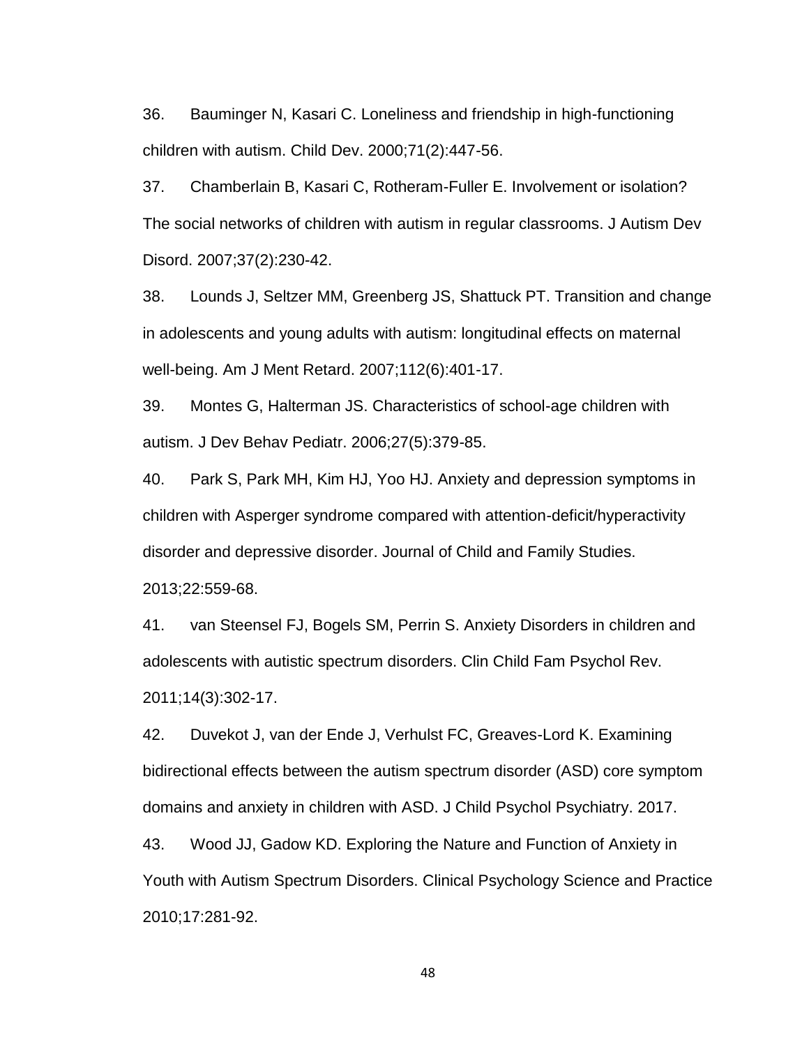36. Bauminger N, Kasari C. Loneliness and friendship in high-functioning children with autism. Child Dev. 2000;71(2):447-56.

37. Chamberlain B, Kasari C, Rotheram-Fuller E. Involvement or isolation? The social networks of children with autism in regular classrooms. J Autism Dev Disord. 2007;37(2):230-42.

38. Lounds J, Seltzer MM, Greenberg JS, Shattuck PT. Transition and change in adolescents and young adults with autism: longitudinal effects on maternal well-being. Am J Ment Retard. 2007;112(6):401-17.

39. Montes G, Halterman JS. Characteristics of school-age children with autism. J Dev Behav Pediatr. 2006;27(5):379-85.

40. Park S, Park MH, Kim HJ, Yoo HJ. Anxiety and depression symptoms in children with Asperger syndrome compared with attention-deficit/hyperactivity disorder and depressive disorder. Journal of Child and Family Studies. 2013;22:559-68.

41. van Steensel FJ, Bogels SM, Perrin S. Anxiety Disorders in children and adolescents with autistic spectrum disorders. Clin Child Fam Psychol Rev. 2011;14(3):302-17.

42. Duvekot J, van der Ende J, Verhulst FC, Greaves-Lord K. Examining bidirectional effects between the autism spectrum disorder (ASD) core symptom domains and anxiety in children with ASD. J Child Psychol Psychiatry. 2017.

43. Wood JJ, Gadow KD. Exploring the Nature and Function of Anxiety in Youth with Autism Spectrum Disorders. Clinical Psychology Science and Practice 2010;17:281-92.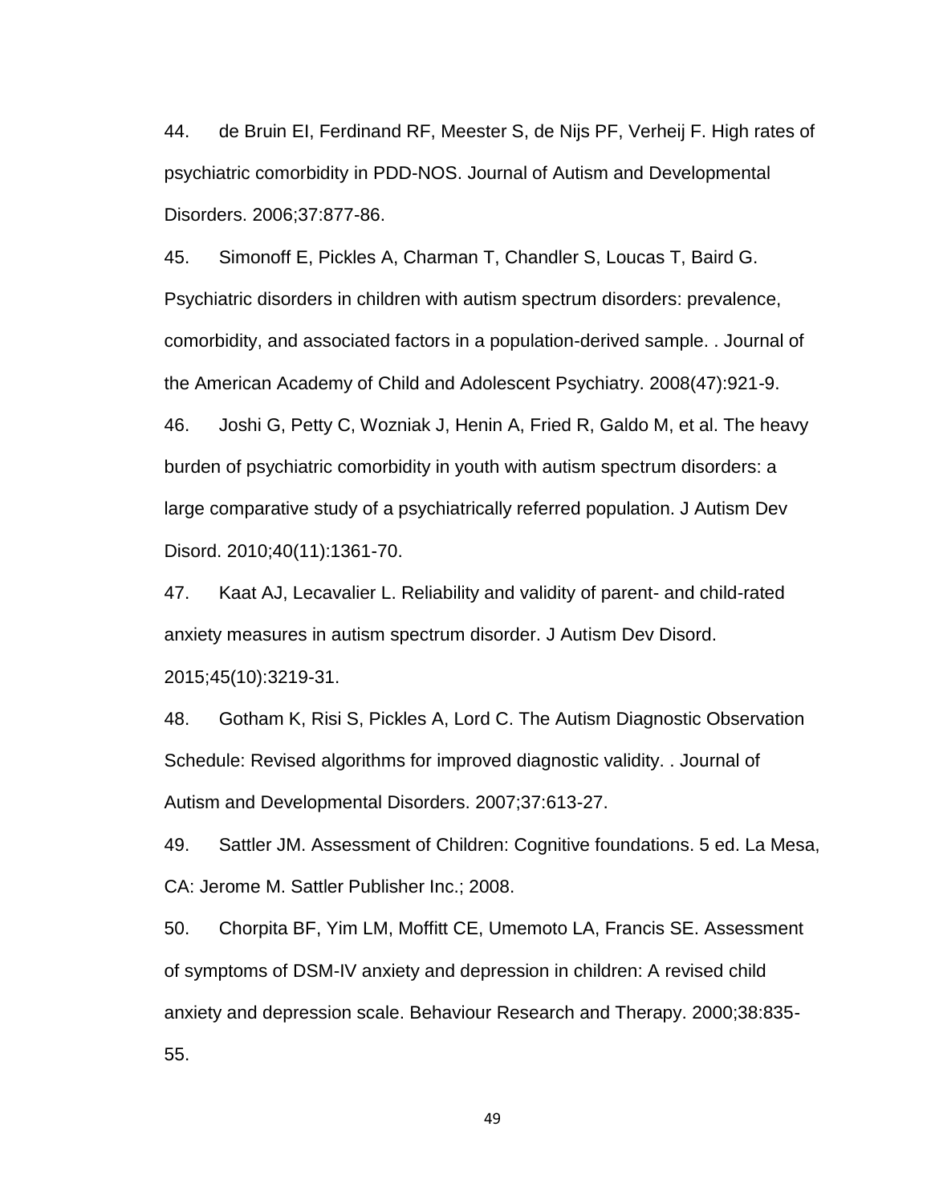44. de Bruin EI, Ferdinand RF, Meester S, de Nijs PF, Verheij F. High rates of psychiatric comorbidity in PDD-NOS. Journal of Autism and Developmental Disorders. 2006;37:877-86.

45. Simonoff E, Pickles A, Charman T, Chandler S, Loucas T, Baird G. Psychiatric disorders in children with autism spectrum disorders: prevalence, comorbidity, and associated factors in a population-derived sample. . Journal of the American Academy of Child and Adolescent Psychiatry. 2008(47):921-9.

46. Joshi G, Petty C, Wozniak J, Henin A, Fried R, Galdo M, et al. The heavy burden of psychiatric comorbidity in youth with autism spectrum disorders: a large comparative study of a psychiatrically referred population. J Autism Dev Disord. 2010;40(11):1361-70.

47. Kaat AJ, Lecavalier L. Reliability and validity of parent- and child-rated anxiety measures in autism spectrum disorder. J Autism Dev Disord. 2015;45(10):3219-31.

48. Gotham K, Risi S, Pickles A, Lord C. The Autism Diagnostic Observation Schedule: Revised algorithms for improved diagnostic validity. . Journal of Autism and Developmental Disorders. 2007;37:613-27.

49. Sattler JM. Assessment of Children: Cognitive foundations. 5 ed. La Mesa, CA: Jerome M. Sattler Publisher Inc.; 2008.

50. Chorpita BF, Yim LM, Moffitt CE, Umemoto LA, Francis SE. Assessment of symptoms of DSM-IV anxiety and depression in children: A revised child anxiety and depression scale. Behaviour Research and Therapy. 2000;38:835-55.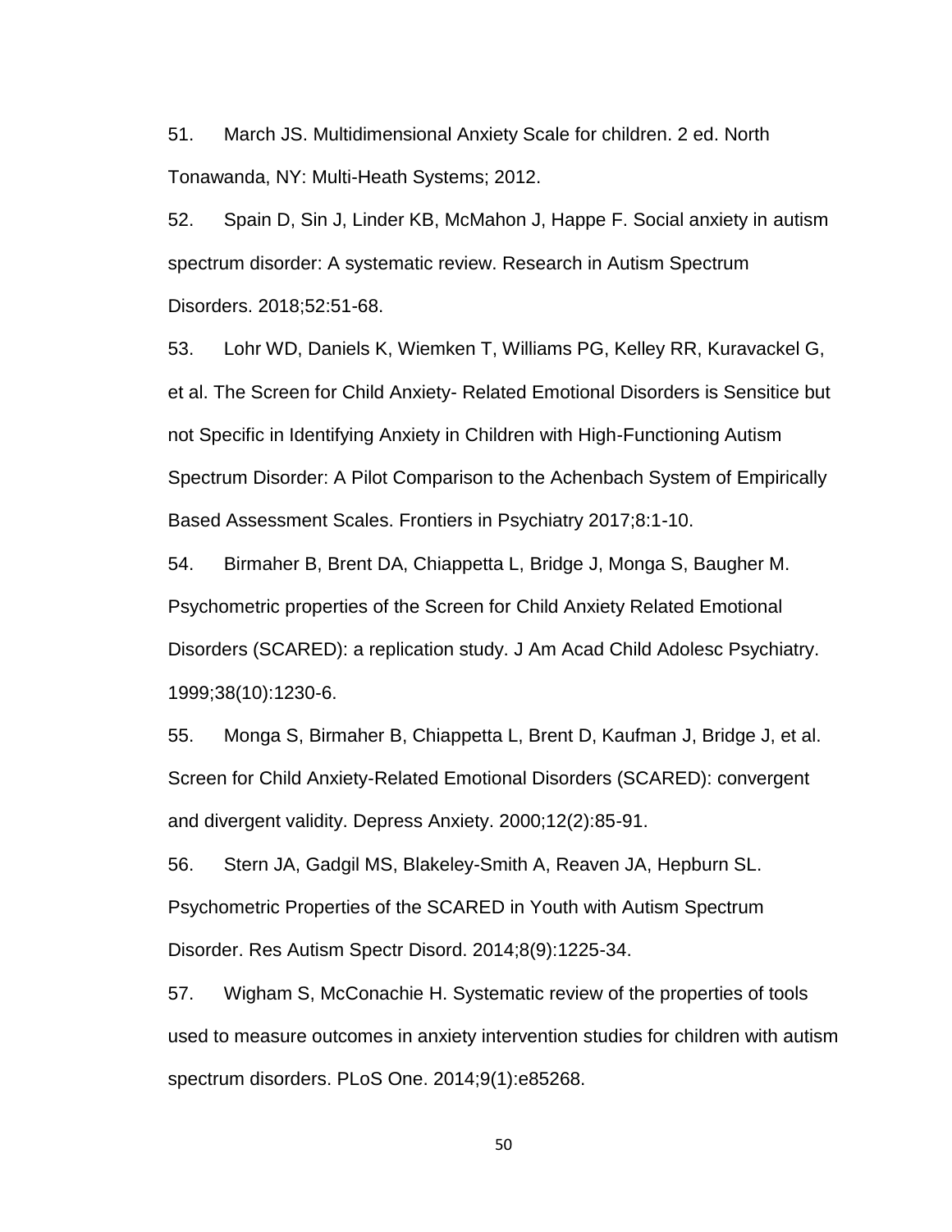51. March JS. Multidimensional Anxiety Scale for children. 2 ed. North Tonawanda, NY: Multi-Heath Systems; 2012.

52. Spain D, Sin J, Linder KB, McMahon J, Happe F. Social anxiety in autism spectrum disorder: A systematic review. Research in Autism Spectrum Disorders. 2018;52:51-68.

53. Lohr WD, Daniels K, Wiemken T, Williams PG, Kelley RR, Kuravackel G, et al. The Screen for Child Anxiety- Related Emotional Disorders is Sensitice but not Specific in Identifying Anxiety in Children with High-Functioning Autism Spectrum Disorder: A Pilot Comparison to the Achenbach System of Empirically Based Assessment Scales. Frontiers in Psychiatry 2017;8:1-10.

54. Birmaher B, Brent DA, Chiappetta L, Bridge J, Monga S, Baugher M. Psychometric properties of the Screen for Child Anxiety Related Emotional Disorders (SCARED): a replication study. J Am Acad Child Adolesc Psychiatry. 1999;38(10):1230-6.

55. Monga S, Birmaher B, Chiappetta L, Brent D, Kaufman J, Bridge J, et al. Screen for Child Anxiety-Related Emotional Disorders (SCARED): convergent and divergent validity. Depress Anxiety. 2000;12(2):85-91.

56. Stern JA, Gadgil MS, Blakeley-Smith A, Reaven JA, Hepburn SL. Psychometric Properties of the SCARED in Youth with Autism Spectrum Disorder. Res Autism Spectr Disord. 2014;8(9):1225-34.

57. Wigham S, McConachie H. Systematic review of the properties of tools used to measure outcomes in anxiety intervention studies for children with autism spectrum disorders. PLoS One. 2014;9(1):e85268.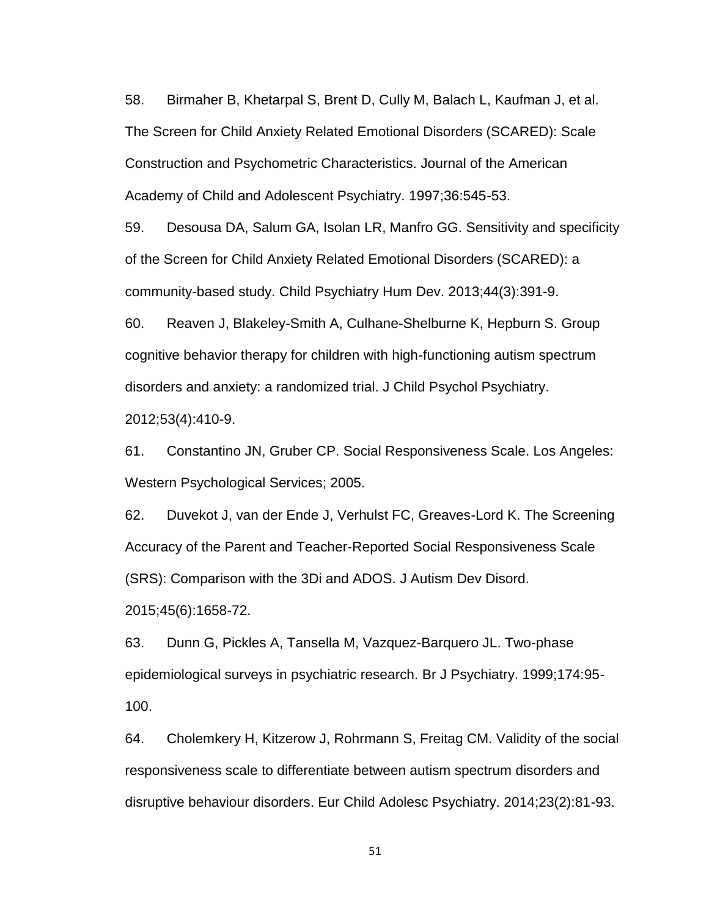58. Birmaher B, Khetarpal S, Brent D, Cully M, Balach L, Kaufman J, et al. The Screen for Child Anxiety Related Emotional Disorders (SCARED): Scale Construction and Psychometric Characteristics. Journal of the American Academy of Child and Adolescent Psychiatry. 1997;36:545-53.

59. Desousa DA, Salum GA, Isolan LR, Manfro GG. Sensitivity and specificity of the Screen for Child Anxiety Related Emotional Disorders (SCARED): a community-based study. Child Psychiatry Hum Dev. 2013;44(3):391-9.

60. Reaven J, Blakeley-Smith A, Culhane-Shelburne K, Hepburn S. Group cognitive behavior therapy for children with high-functioning autism spectrum disorders and anxiety: a randomized trial. J Child Psychol Psychiatry. 2012;53(4):410-9.

61. Constantino JN, Gruber CP. Social Responsiveness Scale. Los Angeles: Western Psychological Services; 2005.

62. Duvekot J, van der Ende J, Verhulst FC, Greaves-Lord K. The Screening Accuracy of the Parent and Teacher-Reported Social Responsiveness Scale (SRS): Comparison with the 3Di and ADOS. J Autism Dev Disord. 2015;45(6):1658-72.

63. Dunn G, Pickles A, Tansella M, Vazquez-Barquero JL. Two-phase epidemiological surveys in psychiatric research. Br J Psychiatry. 1999;174:95-100.

64. Cholemkery H, Kitzerow J, Rohrmann S, Freitag CM. Validity of the social responsiveness scale to differentiate between autism spectrum disorders and disruptive behaviour disorders. Eur Child Adolesc Psychiatry. 2014;23(2):81-93.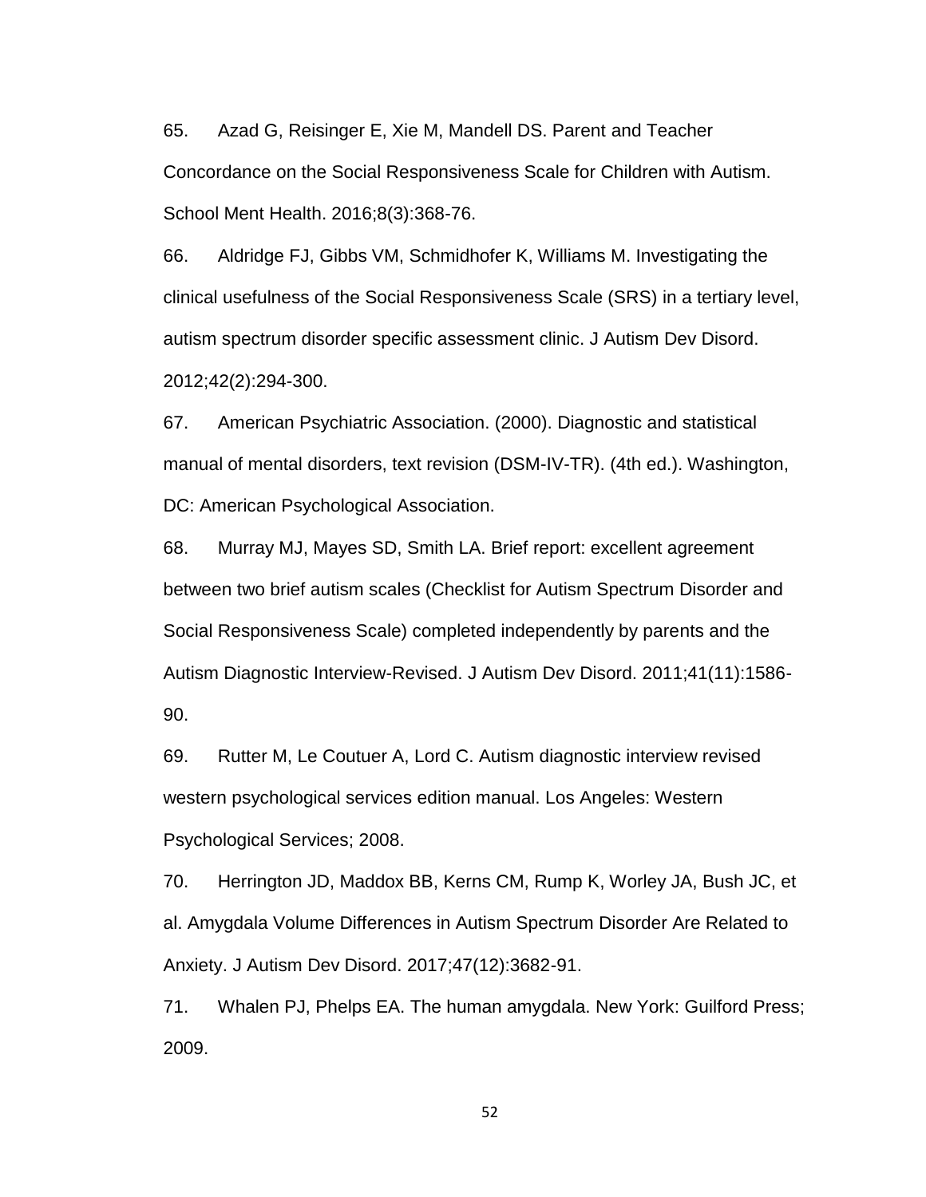65. Azad G, Reisinger E, Xie M, Mandell DS. Parent and Teacher Concordance on the Social Responsiveness Scale for Children with Autism. School Ment Health. 2016;8(3):368-76.

66. Aldridge FJ, Gibbs VM, Schmidhofer K, Williams M. Investigating the clinical usefulness of the Social Responsiveness Scale (SRS) in a tertiary level, autism spectrum disorder specific assessment clinic. J Autism Dev Disord. 2012;42(2):294-300.

67. American Psychiatric Association. (2000). Diagnostic and statistical manual of mental disorders, text revision (DSM-IV-TR). (4th ed.). Washington, DC: American Psychological Association.

68. Murray MJ, Mayes SD, Smith LA. Brief report: excellent agreement between two brief autism scales (Checklist for Autism Spectrum Disorder and Social Responsiveness Scale) completed independently by parents and the Autism Diagnostic Interview-Revised. J Autism Dev Disord. 2011;41(11):1586-90.

69. Rutter M, Le Coutuer A, Lord C. Autism diagnostic interview revised western psychological services edition manual. Los Angeles: Western Psychological Services; 2008.

70. Herrington JD, Maddox BB, Kerns CM, Rump K, Worley JA, Bush JC, et al. Amygdala Volume Differences in Autism Spectrum Disorder Are Related to Anxiety. J Autism Dev Disord. 2017;47(12):3682-91.

71. Whalen PJ, Phelps EA. The human amygdala. New York: Guilford Press; 2009.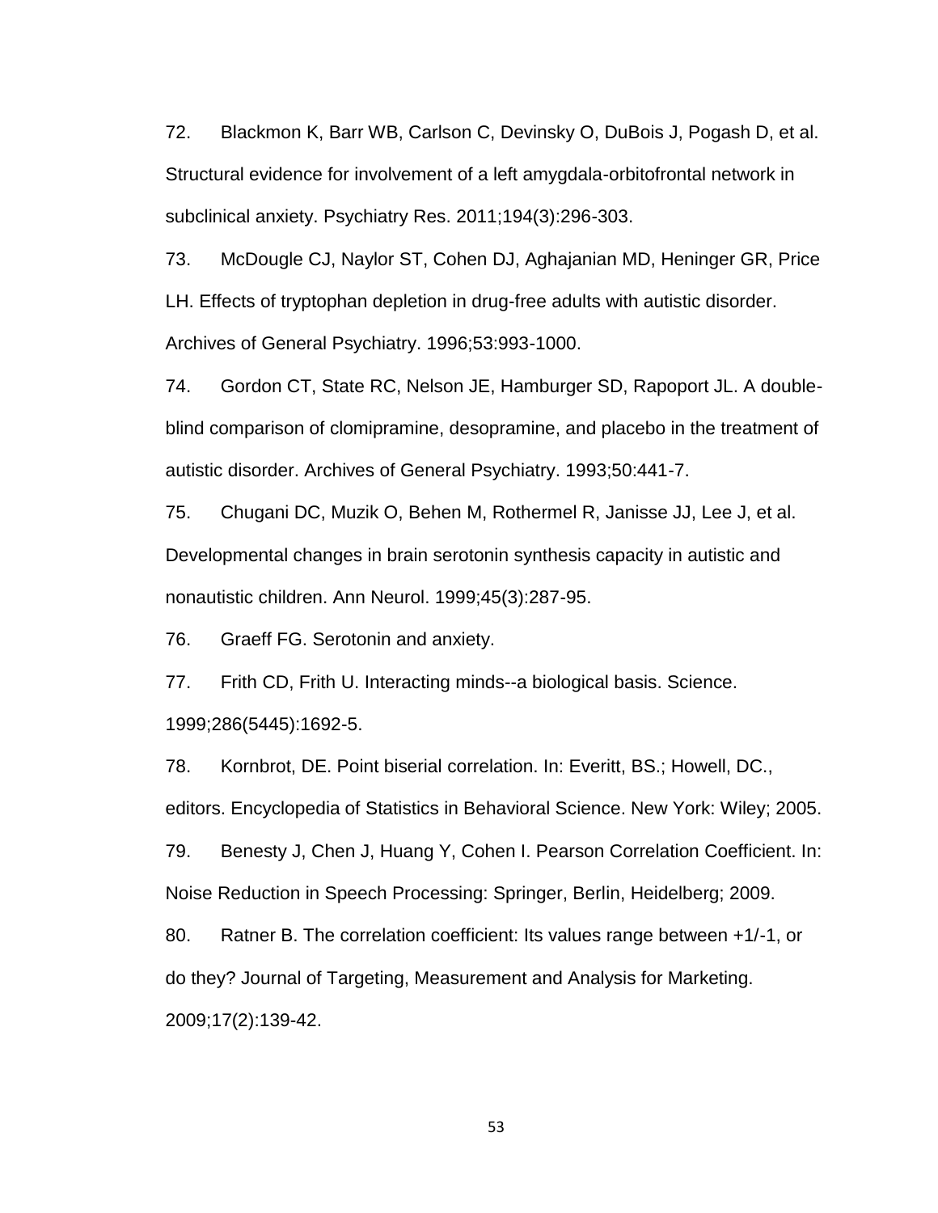72. Blackmon K, Barr WB, Carlson C, Devinsky O, DuBois J, Pogash D, et al. Structural evidence for involvement of a left amygdala-orbitofrontal network in subclinical anxiety. Psychiatry Res. 2011;194(3):296-303.

73. McDougle CJ, Naylor ST, Cohen DJ, Aghajanian MD, Heninger GR, Price LH. Effects of tryptophan depletion in drug-free adults with autistic disorder. Archives of General Psychiatry. 1996;53:993-1000.

74. Gordon CT, State RC, Nelson JE, Hamburger SD, Rapoport JL. A double-blind comparison of clomipramine, desopramine, and placebo in the treatment of autistic disorder. Archives of General Psychiatry. 1993;50:441-7.

75. Chugani DC, Muzik O, Behen M, Rothermel R, Janisse JJ, Lee J, et al. Developmental changes in brain serotonin synthesis capacity in autistic and nonautistic children. Ann Neurol. 1999;45(3):287-95.

76. Graeff FG. Serotonin and anxiety.

77. Frith CD, Frith U. Interacting minds--a biological basis. Science. 1999;286(5445):1692-5.

78. Kornbrot, DE. Point biserial correlation. In: Everitt, BS.; Howell, DC., editors. Encyclopedia of Statistics in Behavioral Science. New York: Wiley; 2005.

79. Benesty J, Chen J, Huang Y, Cohen I. Pearson Correlation Coefficient. In: Noise Reduction in Speech Processing: Springer, Berlin, Heidelberg; 2009.

80. Ratner B. The correlation coefficient: Its values range between +1/-1, or do they? Journal of Targeting, Measurement and Analysis for Marketing. 2009;17(2):139-42.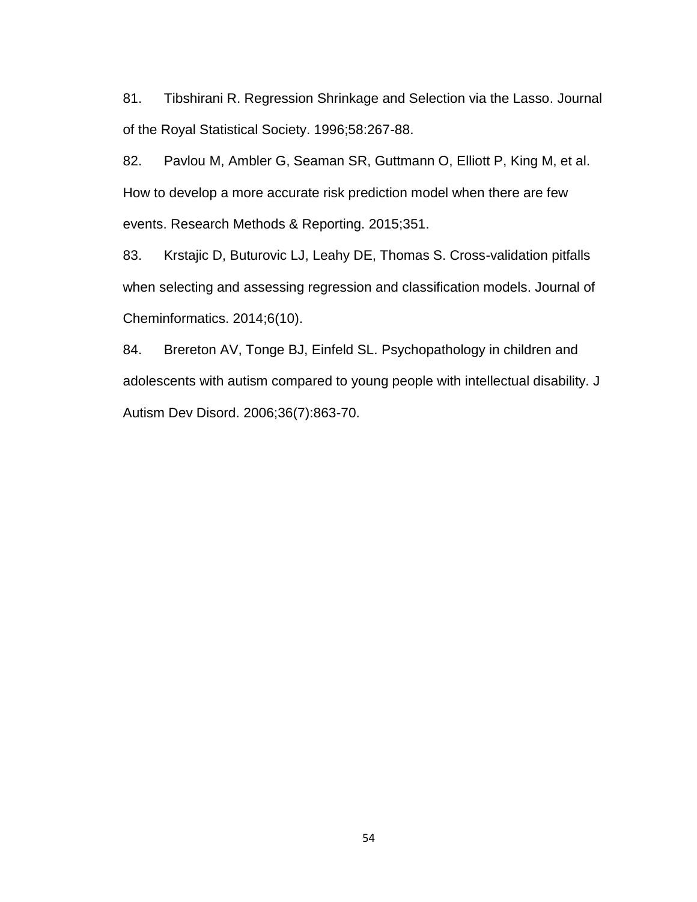81. Tibshirani R. Regression Shrinkage and Selection via the Lasso. Journal of the Royal Statistical Society. 1996;58:267-88.

82. Pavlou M, Ambler G, Seaman SR, Guttmann O, Elliott P, King M, et al. How to develop a more accurate risk prediction model when there are few events. Research Methods & Reporting. 2015;351.

83. Krstajic D, Buturovic LJ, Leahy DE, Thomas S. Cross-validation pitfalls when selecting and assessing regression and classification models. Journal of Cheminformatics. 2014;6(10).

84. Brereton AV, Tonge BJ, Einfeld SL. Psychopathology in children and adolescents with autism compared to young people with intellectual disability. J Autism Dev Disord. 2006;36(7):863-70.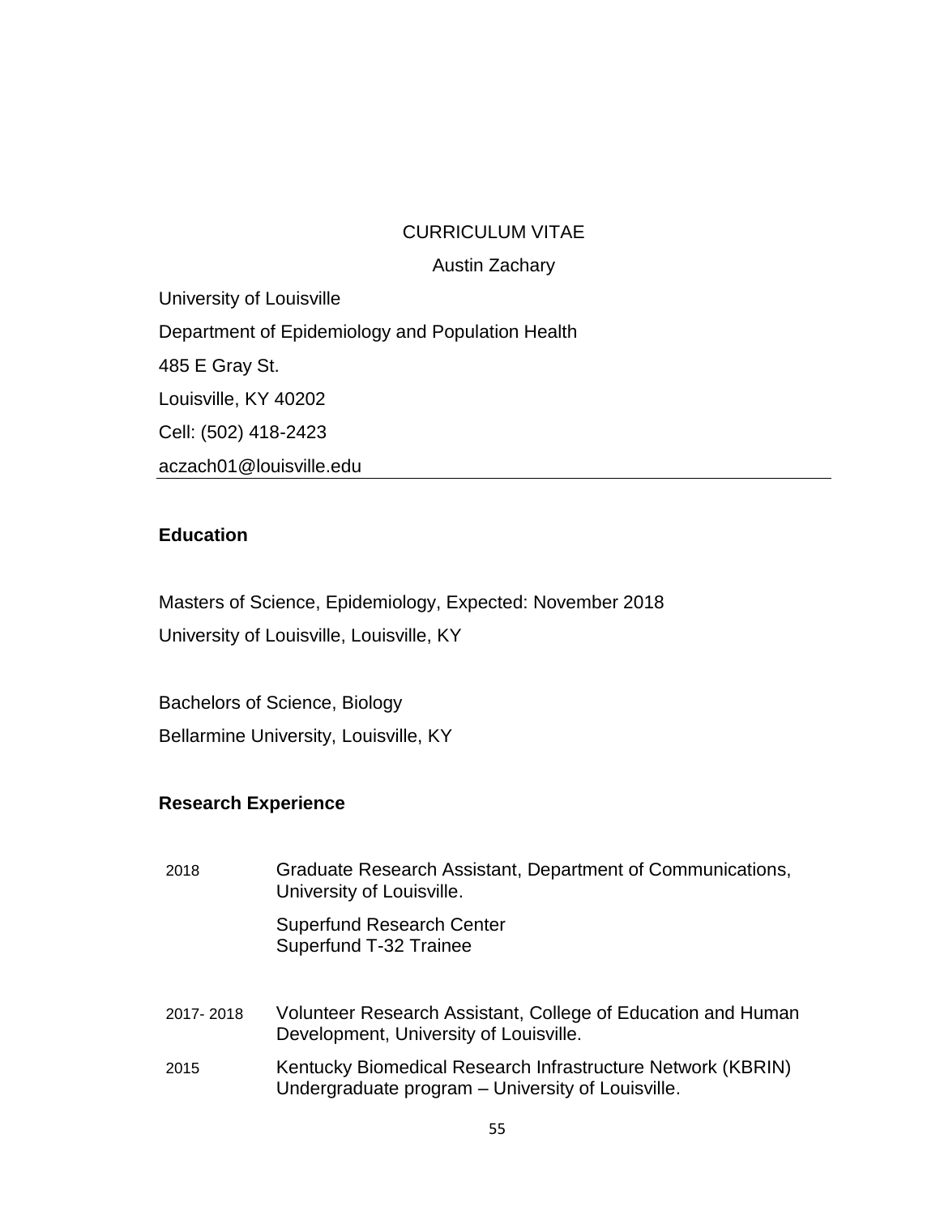CURRICULUM VITAE

Austin Zachary

University of Louisville

Department of Epidemiology and Population Health

485 E Gray St.

Louisville, KY 40202

Cell: (502) 418-2423

aczach01@louisville.edu

---

**Education**

Masters of Science, Epidemiology, Expected: November 2018

University of Louisville, Louisville, KY

Bachelors of Science, Biology

Bellarmine University, Louisville, KY

**Research Experience**

| | |
|---|---|
| 2018 | Graduate Research Assistant, Department of Communications, University of Louisville. |
| | Superfund Research Center<br>Superfund T-32 Trainee |
| 2017- 2018 | Volunteer Research Assistant, College of Education and Human Development, University of Louisville. |
| 2015 | Kentucky Biomedical Research Infrastructure Network (KBRIN) Undergraduate program – University of Louisville. |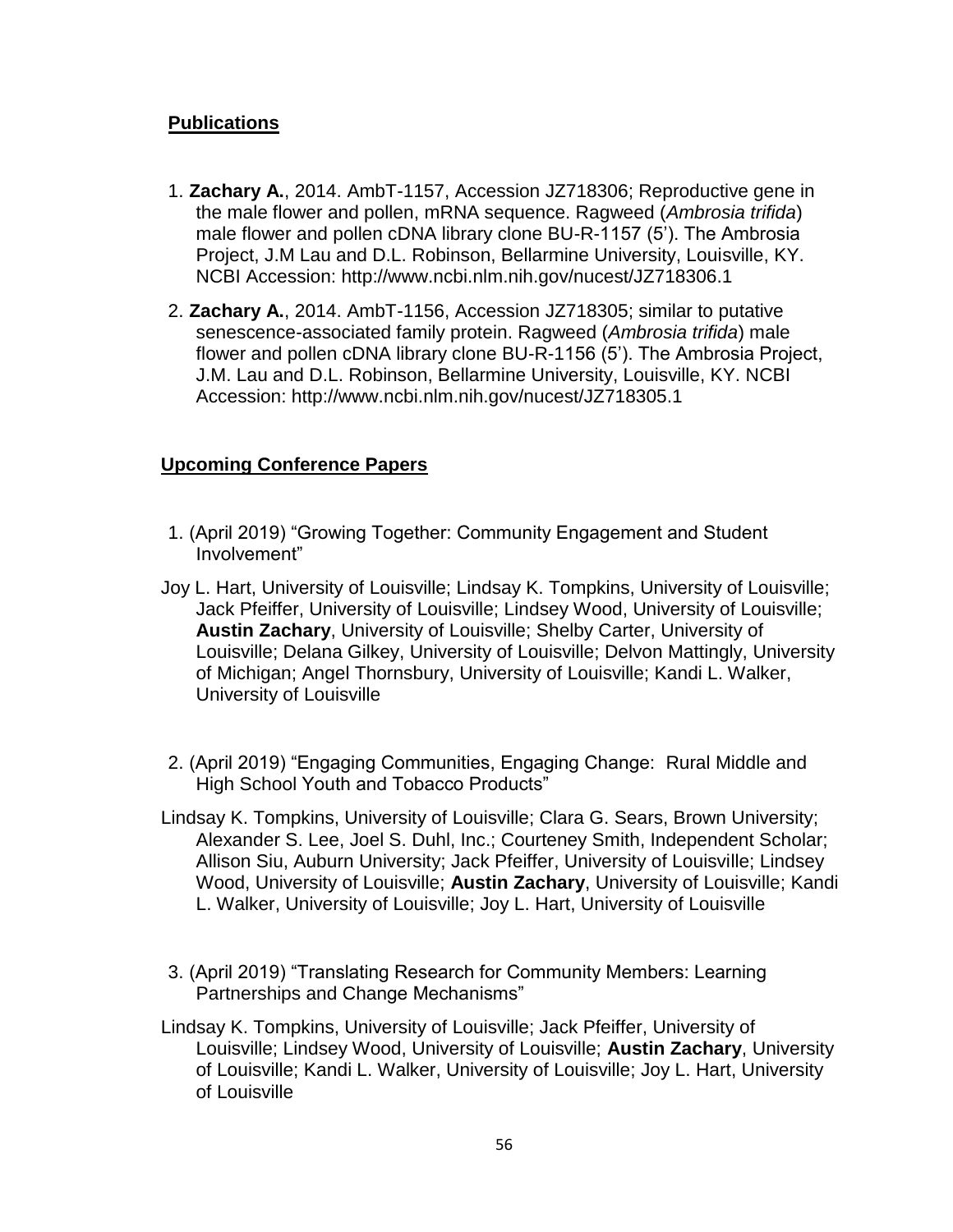## **Publications**

1. **Zachary A.**, 2014. AmbT-1157, Accession JZ718306; Reproductive gene in the male flower and pollen, mRNA sequence. Ragweed (*Ambrosia trifida*) male flower and pollen cDNA library clone BU-R-1157 (5'). The Ambrosia Project, J.M Lau and D.L. Robinson, Bellarmine University, Louisville, KY. NCBI Accession: http://www.ncbi.nlm.nih.gov/nucest/JZ718306.1

2. **Zachary A.**, 2014. AmbT-1156, Accession JZ718305; similar to putative senescence-associated family protein. Ragweed (*Ambrosia trifida*) male flower and pollen cDNA library clone BU-R-1156 (5'). The Ambrosia Project, J.M. Lau and D.L. Robinson, Bellarmine University, Louisville, KY. NCBI Accession: http://www.ncbi.nlm.nih.gov/nucest/JZ718305.1

## **Upcoming Conference Papers**

1. (April 2019) "Growing Together: Community Engagement and Student Involvement"

Joy L. Hart, University of Louisville; Lindsay K. Tompkins, University of Louisville; Jack Pfeiffer, University of Louisville; Lindsey Wood, University of Louisville; **Austin Zachary**, University of Louisville; Shelby Carter, University of Louisville; Delana Gilkey, University of Louisville; Delvon Mattingly, University of Michigan; Angel Thornsbury, University of Louisville; Kandi L. Walker, University of Louisville

2. (April 2019) "Engaging Communities, Engaging Change: Rural Middle and High School Youth and Tobacco Products"

Lindsay K. Tompkins, University of Louisville; Clara G. Sears, Brown University; Alexander S. Lee, Joel S. Duhl, Inc.; Courteney Smith, Independent Scholar; Allison Siu, Auburn University; Jack Pfeiffer, University of Louisville; Lindsey Wood, University of Louisville; **Austin Zachary**, University of Louisville; Kandi L. Walker, University of Louisville; Joy L. Hart, University of Louisville

3. (April 2019) "Translating Research for Community Members: Learning Partnerships and Change Mechanisms"

Lindsay K. Tompkins, University of Louisville; Jack Pfeiffer, University of Louisville; Lindsey Wood, University of Louisville; **Austin Zachary**, University of Louisville; Kandi L. Walker, University of Louisville; Joy L. Hart, University of Louisville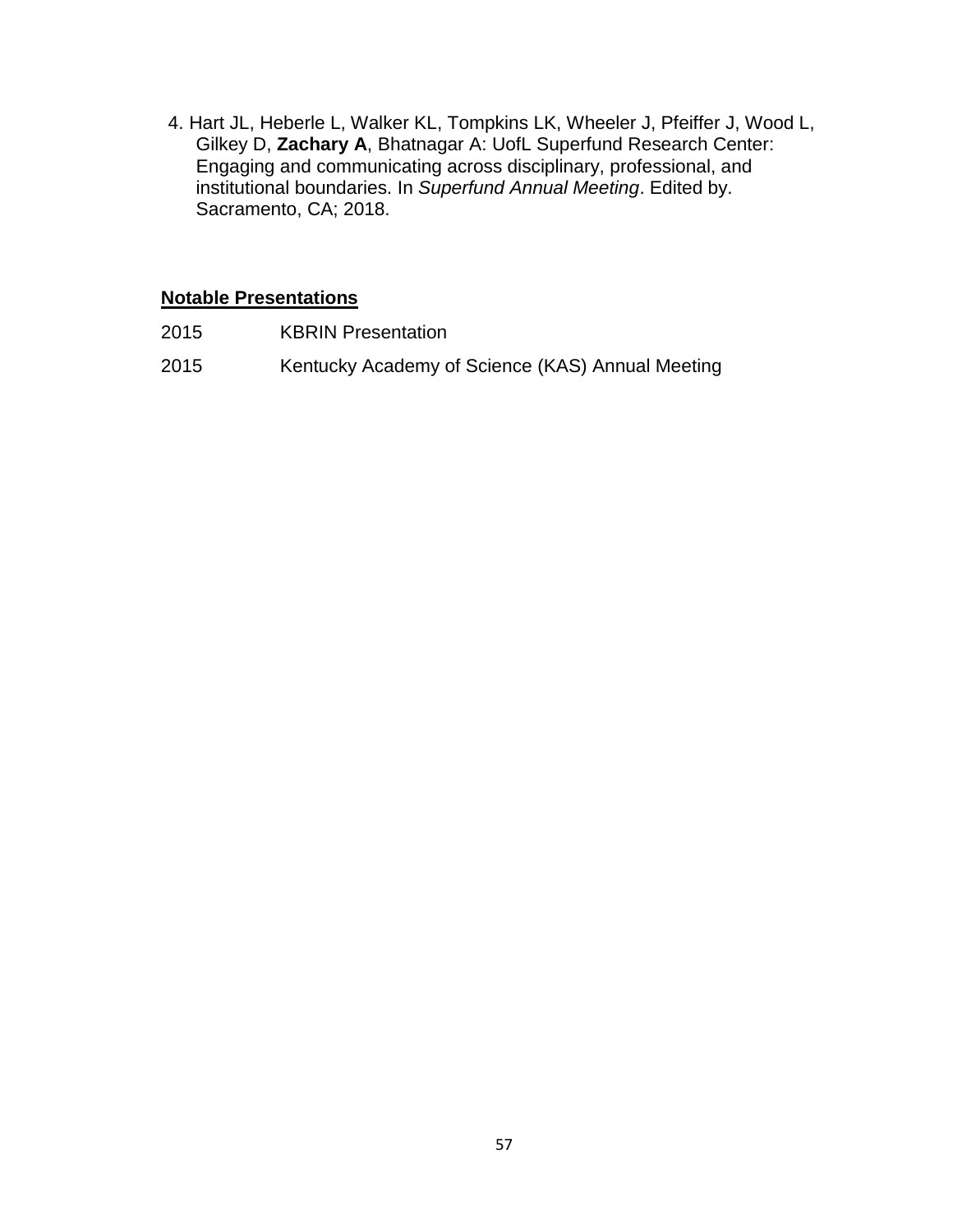4. Hart JL, Heberle L, Walker KL, Tompkins LK, Wheeler J, Pfeiffer J, Wood L, Gilkey D, **Zachary A**, Bhatnagar A: UofL Superfund Research Center: Engaging and communicating across disciplinary, professional, and institutional boundaries. In *Superfund Annual Meeting*. Edited by. Sacramento, CA; 2018.

## **Notable Presentations**

| | |
|---|---|
| 2015 | KBRIN Presentation |
| 2015 | Kentucky Academy of Science (KAS) Annual Meeting |